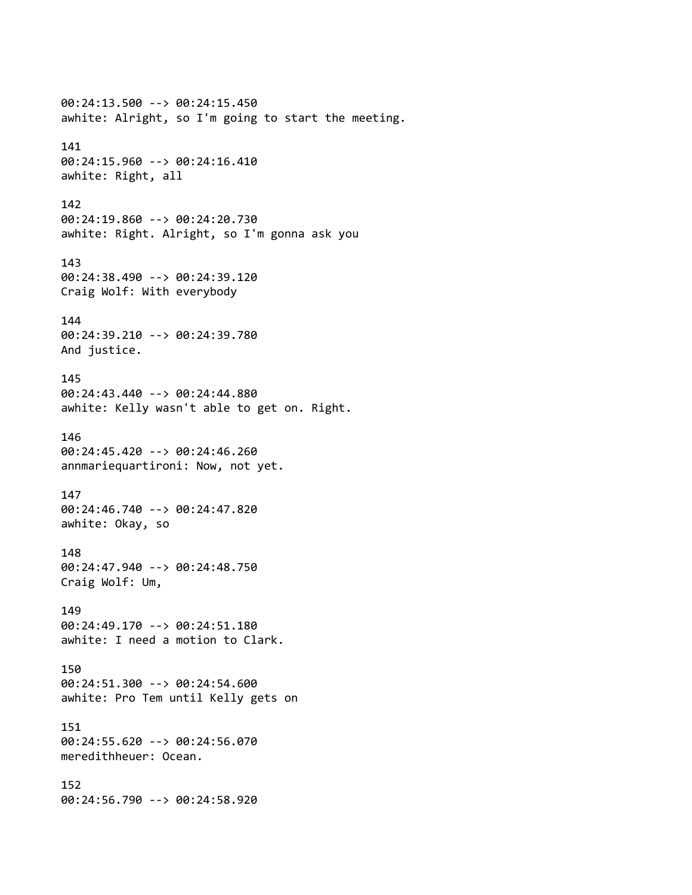00:24:13.500 --> 00:24:15.450
awhite: Alright, so I'm going to start the meeting.

141
00:24:15.960 --> 00:24:16.410
awhite: Right, all

142
00:24:19.860 --> 00:24:20.730
awhite: Right. Alright, so I'm gonna ask you

143
00:24:38.490 --> 00:24:39.120
Craig Wolf: With everybody

144
00:24:39.210 --> 00:24:39.780
And justice.

145
00:24:43.440 --> 00:24:44.880
awhite: Kelly wasn't able to get on. Right.

146
00:24:45.420 --> 00:24:46.260
annmariequartironi: Now, not yet.

147
00:24:46.740 --> 00:24:47.820
awhite: Okay, so

148
00:24:47.940 --> 00:24:48.750
Craig Wolf: Um,

149
00:24:49.170 --> 00:24:51.180
awhite: I need a motion to Clark.

150
00:24:51.300 --> 00:24:54.600
awhite: Pro Tem until Kelly gets on

151
00:24:55.620 --> 00:24:56.070
meredithheuer: Ocean.

152
00:24:56.790 --> 00:24:58.920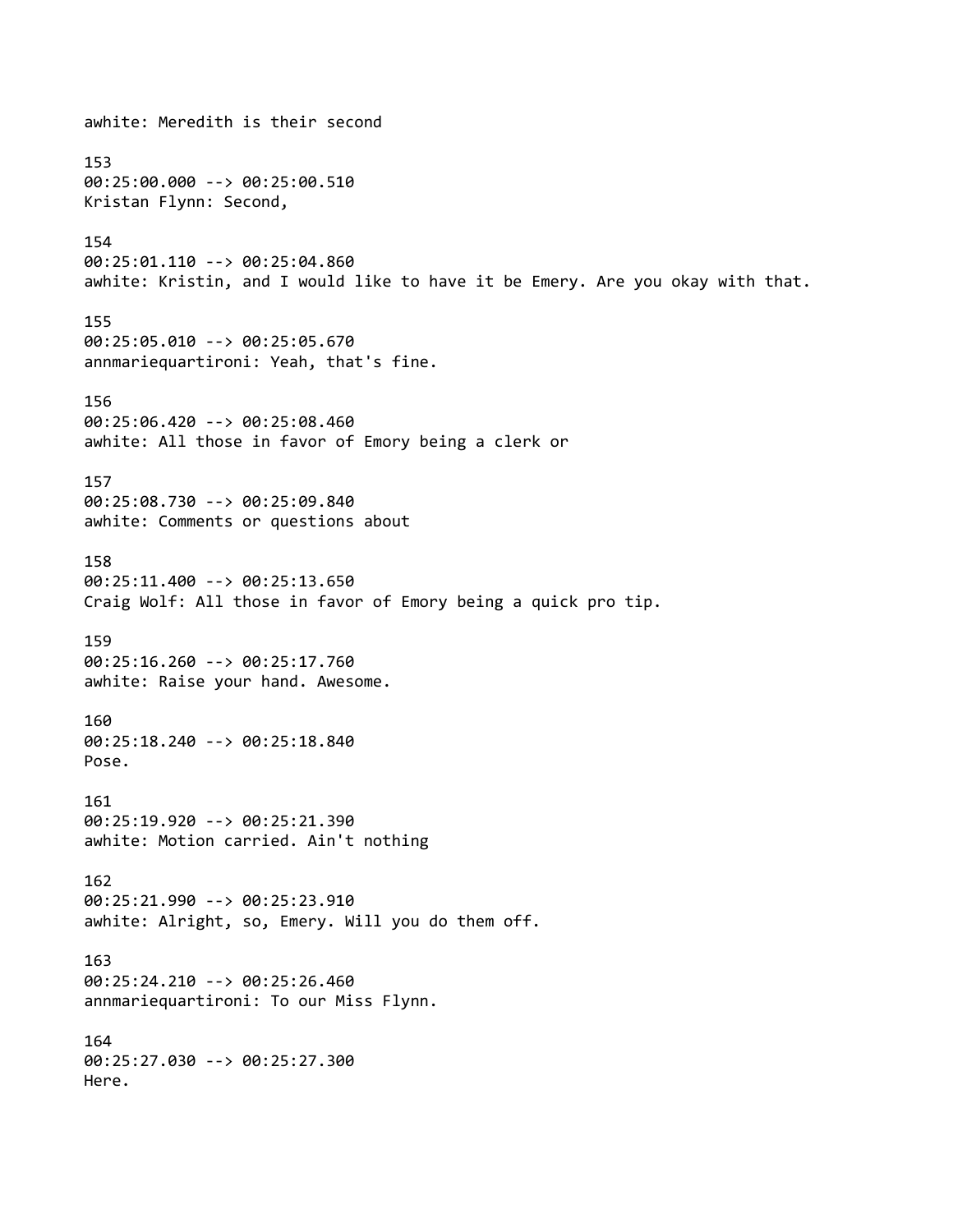awhite: Meredith is their second

153
00:25:00.000 --> 00:25:00.510
Kristan Flynn: Second,

154
00:25:01.110 --> 00:25:04.860
awhite: Kristin, and I would like to have it be Emery. Are you okay with that.

155
00:25:05.010 --> 00:25:05.670
annmariequartironi: Yeah, that's fine.

156
00:25:06.420 --> 00:25:08.460
awhite: All those in favor of Emory being a clerk or

157
00:25:08.730 --> 00:25:09.840
awhite: Comments or questions about

158
00:25:11.400 --> 00:25:13.650
Craig Wolf: All those in favor of Emory being a quick pro tip.

159
00:25:16.260 --> 00:25:17.760
awhite: Raise your hand. Awesome.

160
00:25:18.240 --> 00:25:18.840
Pose.

161
00:25:19.920 --> 00:25:21.390
awhite: Motion carried. Ain't nothing

162
00:25:21.990 --> 00:25:23.910
awhite: Alright, so, Emery. Will you do them off.

163
00:25:24.210 --> 00:25:26.460
annmariequartironi: To our Miss Flynn.

164
00:25:27.030 --> 00:25:27.300
Here.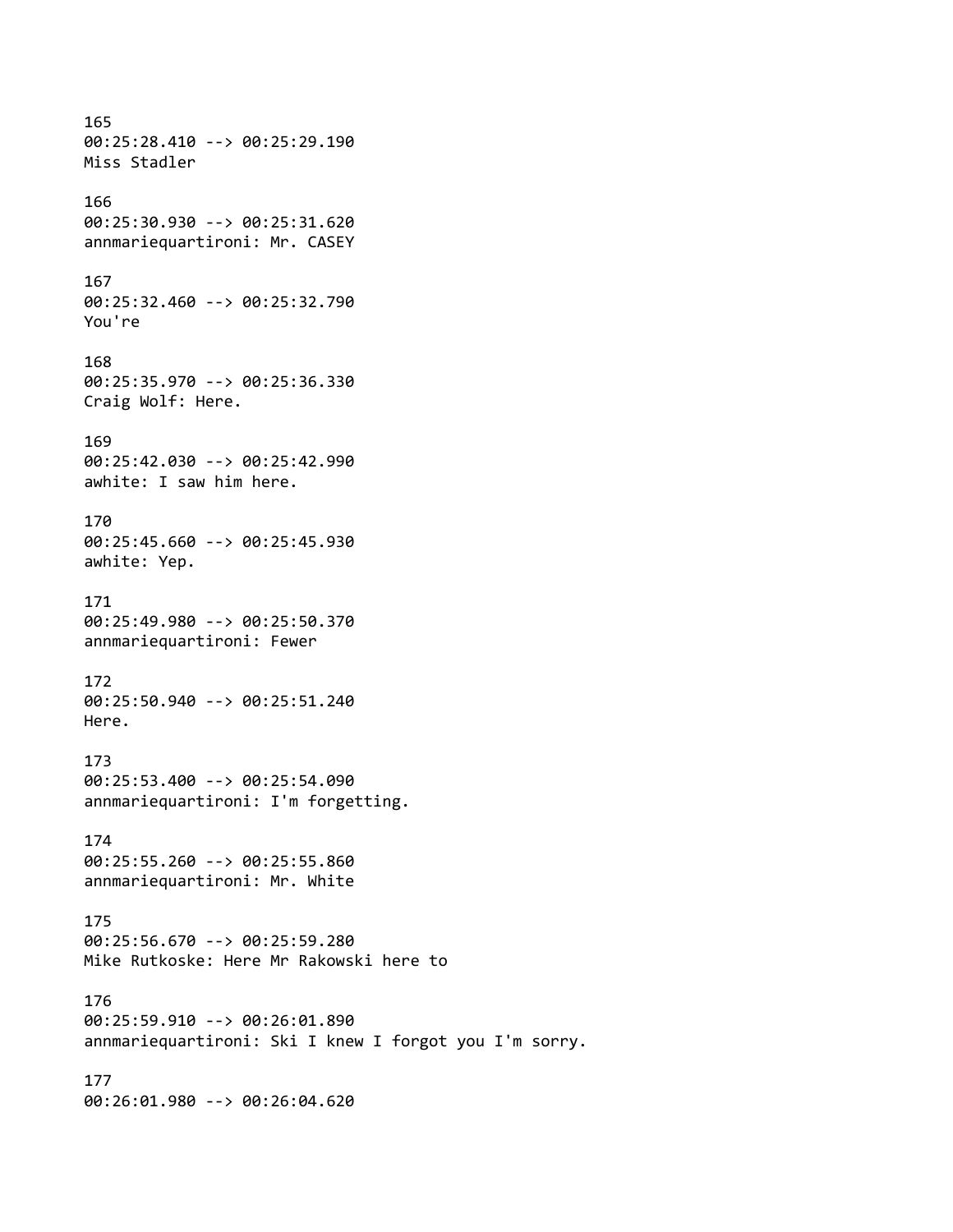165
00:25:28.410 --> 00:25:29.190
Miss Stadler

166
00:25:30.930 --> 00:25:31.620
annmariequartironi: Mr. CASEY

167
00:25:32.460 --> 00:25:32.790
You're

168
00:25:35.970 --> 00:25:36.330
Craig Wolf: Here.

169
00:25:42.030 --> 00:25:42.990
awhite: I saw him here.

170
00:25:45.660 --> 00:25:45.930
awhite: Yep.

171
00:25:49.980 --> 00:25:50.370
annmariequartironi: Fewer

172
00:25:50.940 --> 00:25:51.240
Here.

173
00:25:53.400 --> 00:25:54.090
annmariequartironi: I'm forgetting.

174
00:25:55.260 --> 00:25:55.860
annmariequartironi: Mr. White

175
00:25:56.670 --> 00:25:59.280
Mike Rutkoske: Here Mr Rakowski here to

176
00:25:59.910 --> 00:26:01.890
annmariequartironi: Ski I knew I forgot you I'm sorry.

177
00:26:01.980 --> 00:26:04.620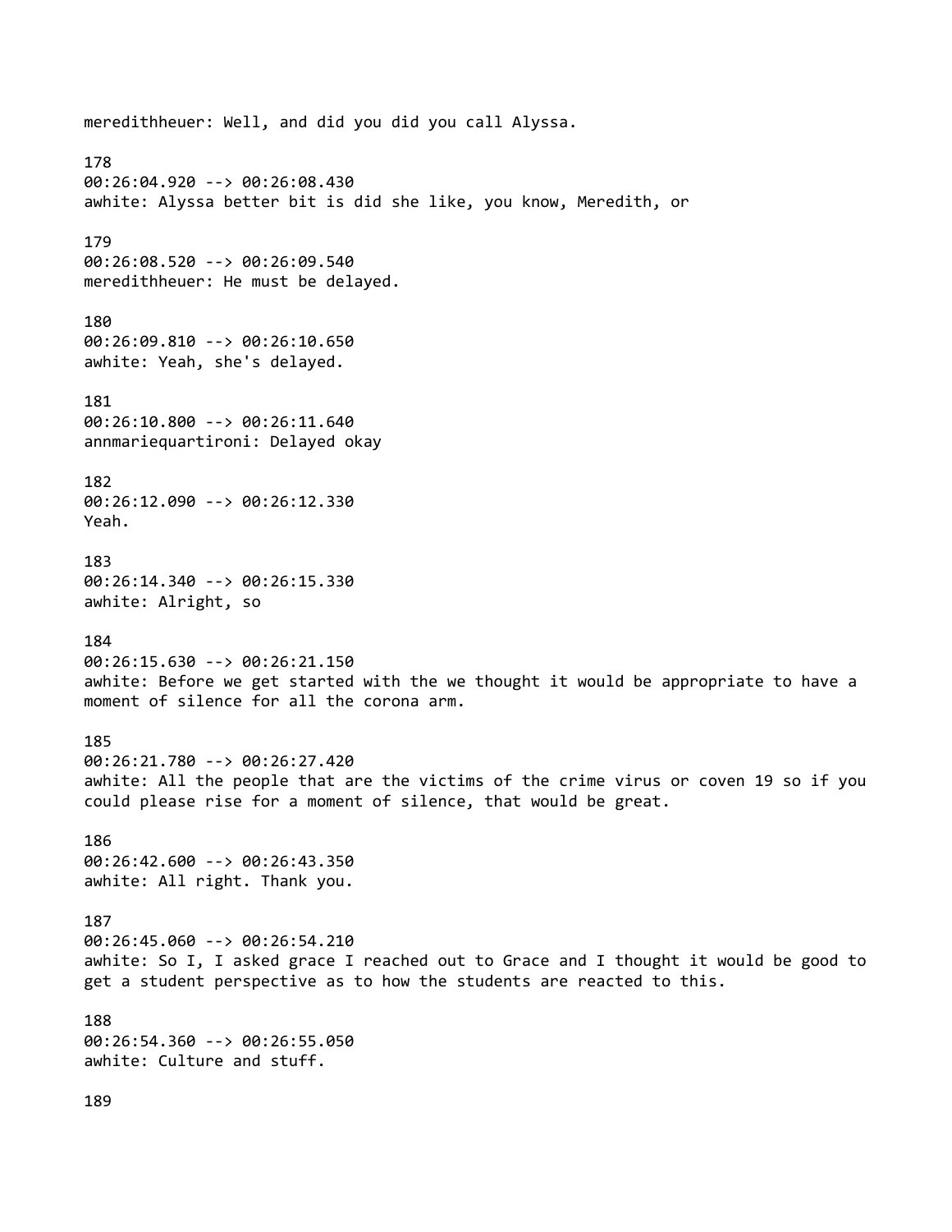meredithheuer: Well, and did you did you call Alyssa.

178
00:26:04.920 --> 00:26:08.430
awhite: Alyssa better bit is did she like, you know, Meredith, or

179
00:26:08.520 --> 00:26:09.540
meredithheuer: He must be delayed.

180
00:26:09.810 --> 00:26:10.650
awhite: Yeah, she's delayed.

181
00:26:10.800 --> 00:26:11.640
annmariequartironi: Delayed okay

182
00:26:12.090 --> 00:26:12.330
Yeah.

183
00:26:14.340 --> 00:26:15.330
awhite: Alright, so

184
00:26:15.630 --> 00:26:21.150
awhite: Before we get started with the we thought it would be appropriate to have a moment of silence for all the corona arm.

185
00:26:21.780 --> 00:26:27.420
awhite: All the people that are the victims of the crime virus or coven 19 so if you could please rise for a moment of silence, that would be great.

186
00:26:42.600 --> 00:26:43.350
awhite: All right. Thank you.

187
00:26:45.060 --> 00:26:54.210
awhite: So I, I asked grace I reached out to Grace and I thought it would be good to get a student perspective as to how the students are reacted to this.

188
00:26:54.360 --> 00:26:55.050
awhite: Culture and stuff.

189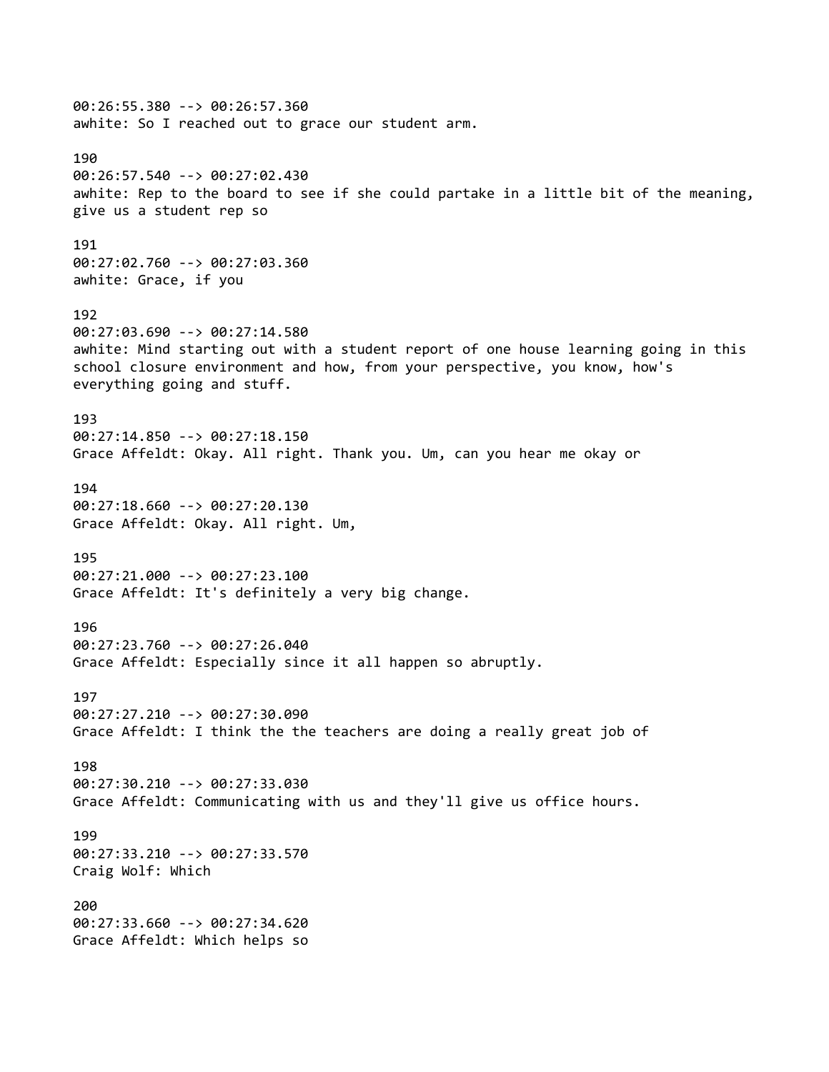00:26:55.380 --> 00:26:57.360
awhite: So I reached out to grace our student arm.

190
00:26:57.540 --> 00:27:02.430
awhite: Rep to the board to see if she could partake in a little bit of the meaning, give us a student rep so

191
00:27:02.760 --> 00:27:03.360
awhite: Grace, if you

192
00:27:03.690 --> 00:27:14.580
awhite: Mind starting out with a student report of one house learning going in this school closure environment and how, from your perspective, you know, how's everything going and stuff.

193
00:27:14.850 --> 00:27:18.150
Grace Affeldt: Okay. All right. Thank you. Um, can you hear me okay or

194
00:27:18.660 --> 00:27:20.130
Grace Affeldt: Okay. All right. Um,

195
00:27:21.000 --> 00:27:23.100
Grace Affeldt: It's definitely a very big change.

196
00:27:23.760 --> 00:27:26.040
Grace Affeldt: Especially since it all happen so abruptly.

197
00:27:27.210 --> 00:27:30.090
Grace Affeldt: I think the the teachers are doing a really great job of

198
00:27:30.210 --> 00:27:33.030
Grace Affeldt: Communicating with us and they'll give us office hours.

199
00:27:33.210 --> 00:27:33.570
Craig Wolf: Which

200
00:27:33.660 --> 00:27:34.620
Grace Affeldt: Which helps so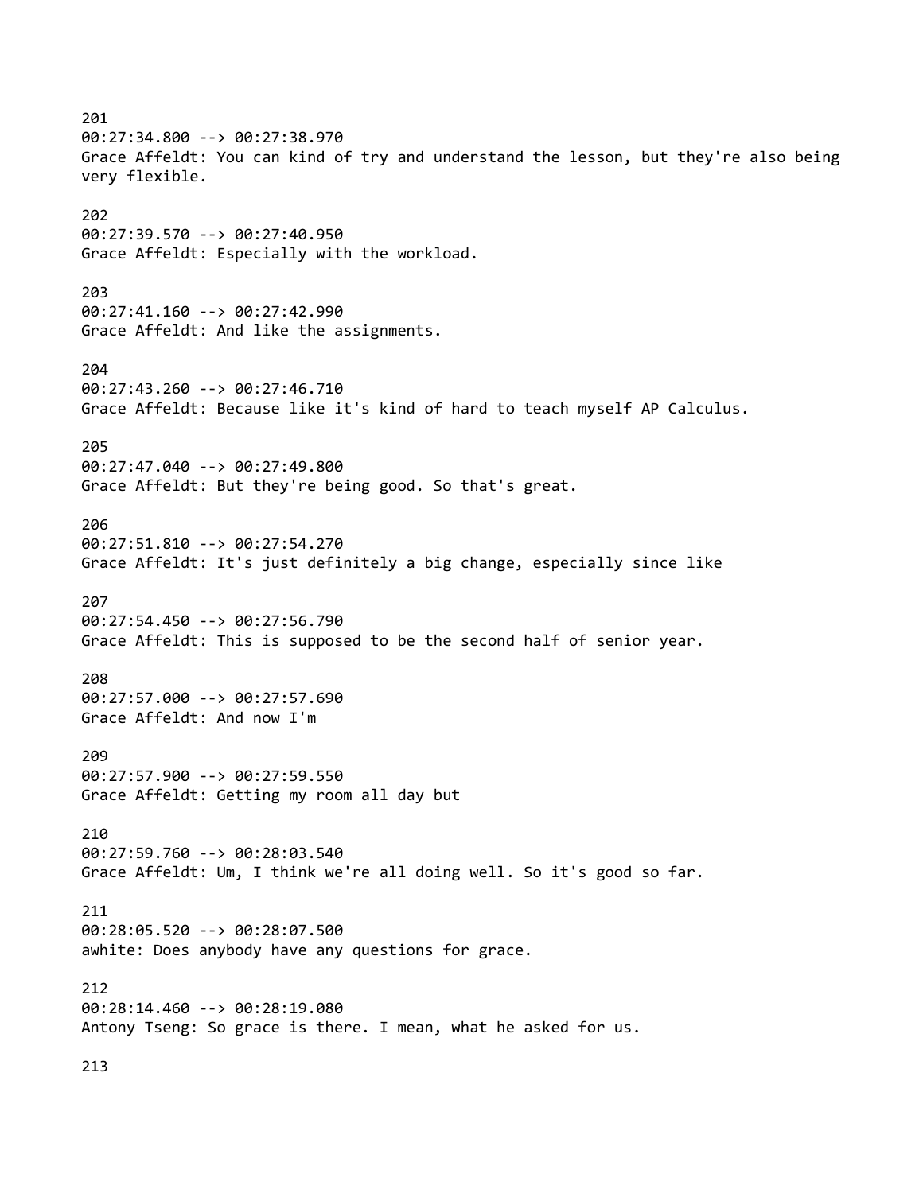201
00:27:34.800 --> 00:27:38.970
Grace Affeldt: You can kind of try and understand the lesson, but they're also being very flexible.

202
00:27:39.570 --> 00:27:40.950
Grace Affeldt: Especially with the workload.

203
00:27:41.160 --> 00:27:42.990
Grace Affeldt: And like the assignments.

204
00:27:43.260 --> 00:27:46.710
Grace Affeldt: Because like it's kind of hard to teach myself AP Calculus.

205
00:27:47.040 --> 00:27:49.800
Grace Affeldt: But they're being good. So that's great.

206
00:27:51.810 --> 00:27:54.270
Grace Affeldt: It's just definitely a big change, especially since like

207
00:27:54.450 --> 00:27:56.790
Grace Affeldt: This is supposed to be the second half of senior year.

208
00:27:57.000 --> 00:27:57.690
Grace Affeldt: And now I'm

209
00:27:57.900 --> 00:27:59.550
Grace Affeldt: Getting my room all day but

210
00:27:59.760 --> 00:28:03.540
Grace Affeldt: Um, I think we're all doing well. So it's good so far.

211
00:28:05.520 --> 00:28:07.500
awhite: Does anybody have any questions for grace.

212
00:28:14.460 --> 00:28:19.080
Antony Tseng: So grace is there. I mean, what he asked for us.

213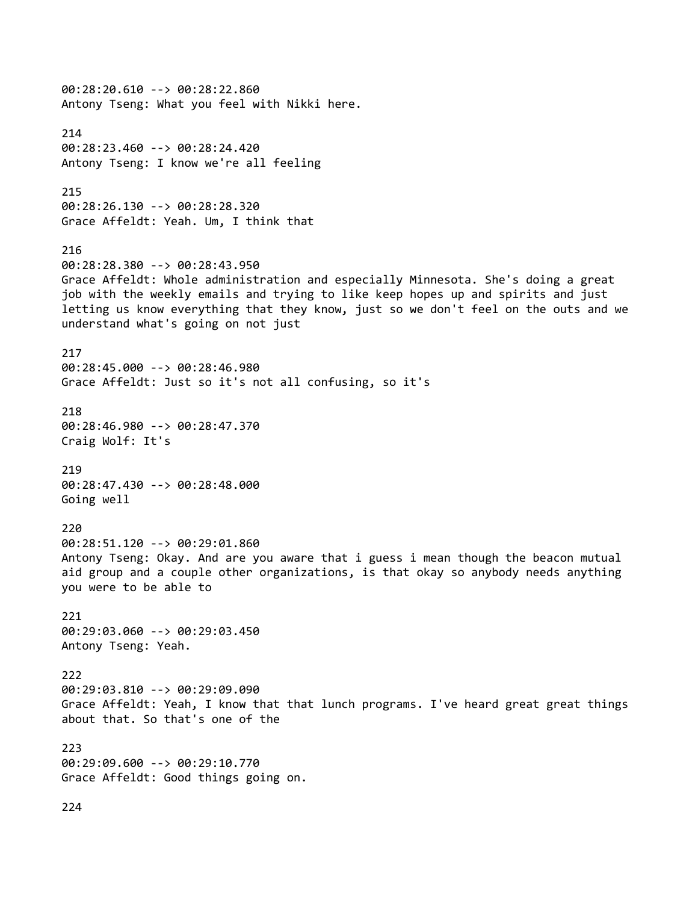00:28:20.610 --> 00:28:22.860
Antony Tseng: What you feel with Nikki here.

214
00:28:23.460 --> 00:28:24.420
Antony Tseng: I know we're all feeling

215
00:28:26.130 --> 00:28:28.320
Grace Affeldt: Yeah. Um, I think that

216
00:28:28.380 --> 00:28:43.950
Grace Affeldt: Whole administration and especially Minnesota. She's doing a great job with the weekly emails and trying to like keep hopes up and spirits and just letting us know everything that they know, just so we don't feel on the outs and we understand what's going on not just

217
00:28:45.000 --> 00:28:46.980
Grace Affeldt: Just so it's not all confusing, so it's

218
00:28:46.980 --> 00:28:47.370
Craig Wolf: It's

219
00:28:47.430 --> 00:28:48.000
Going well

220
00:28:51.120 --> 00:29:01.860
Antony Tseng: Okay. And are you aware that i guess i mean though the beacon mutual aid group and a couple other organizations, is that okay so anybody needs anything you were to be able to

221
00:29:03.060 --> 00:29:03.450
Antony Tseng: Yeah.

222
00:29:03.810 --> 00:29:09.090
Grace Affeldt: Yeah, I know that that lunch programs. I've heard great great things about that. So that's one of the

223
00:29:09.600 --> 00:29:10.770
Grace Affeldt: Good things going on.

224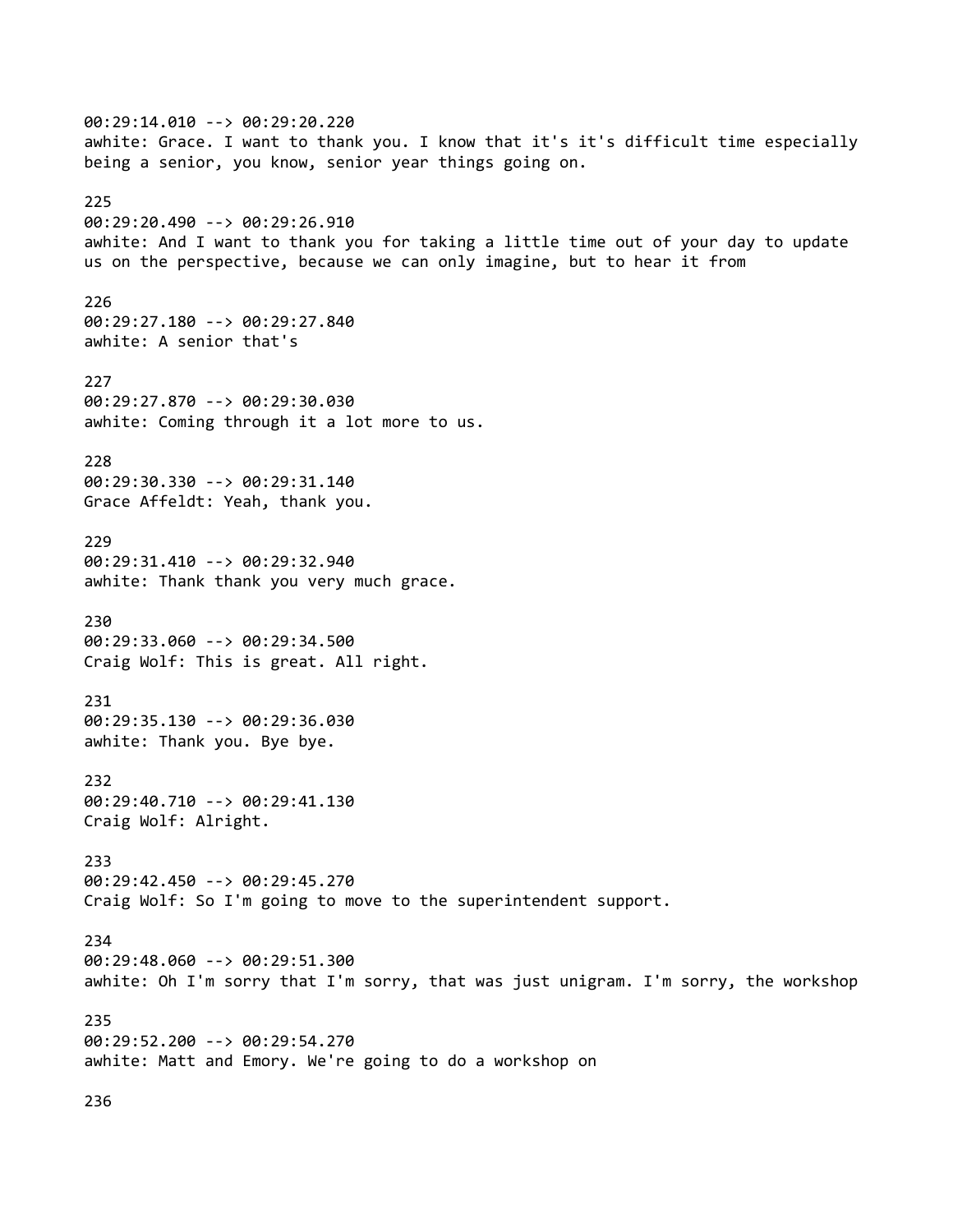00:29:14.010 --> 00:29:20.220
awhite: Grace. I want to thank you. I know that it's it's difficult time especially being a senior, you know, senior year things going on.

225
00:29:20.490 --> 00:29:26.910
awhite: And I want to thank you for taking a little time out of your day to update us on the perspective, because we can only imagine, but to hear it from

226
00:29:27.180 --> 00:29:27.840
awhite: A senior that's

227
00:29:27.870 --> 00:29:30.030
awhite: Coming through it a lot more to us.

228
00:29:30.330 --> 00:29:31.140
Grace Affeldt: Yeah, thank you.

229
00:29:31.410 --> 00:29:32.940
awhite: Thank thank you very much grace.

230
00:29:33.060 --> 00:29:34.500
Craig Wolf: This is great. All right.

231
00:29:35.130 --> 00:29:36.030
awhite: Thank you. Bye bye.

232
00:29:40.710 --> 00:29:41.130
Craig Wolf: Alright.

233
00:29:42.450 --> 00:29:45.270
Craig Wolf: So I'm going to move to the superintendent support.

234
00:29:48.060 --> 00:29:51.300
awhite: Oh I'm sorry that I'm sorry, that was just unigram. I'm sorry, the workshop

235
00:29:52.200 --> 00:29:54.270
awhite: Matt and Emory. We're going to do a workshop on

236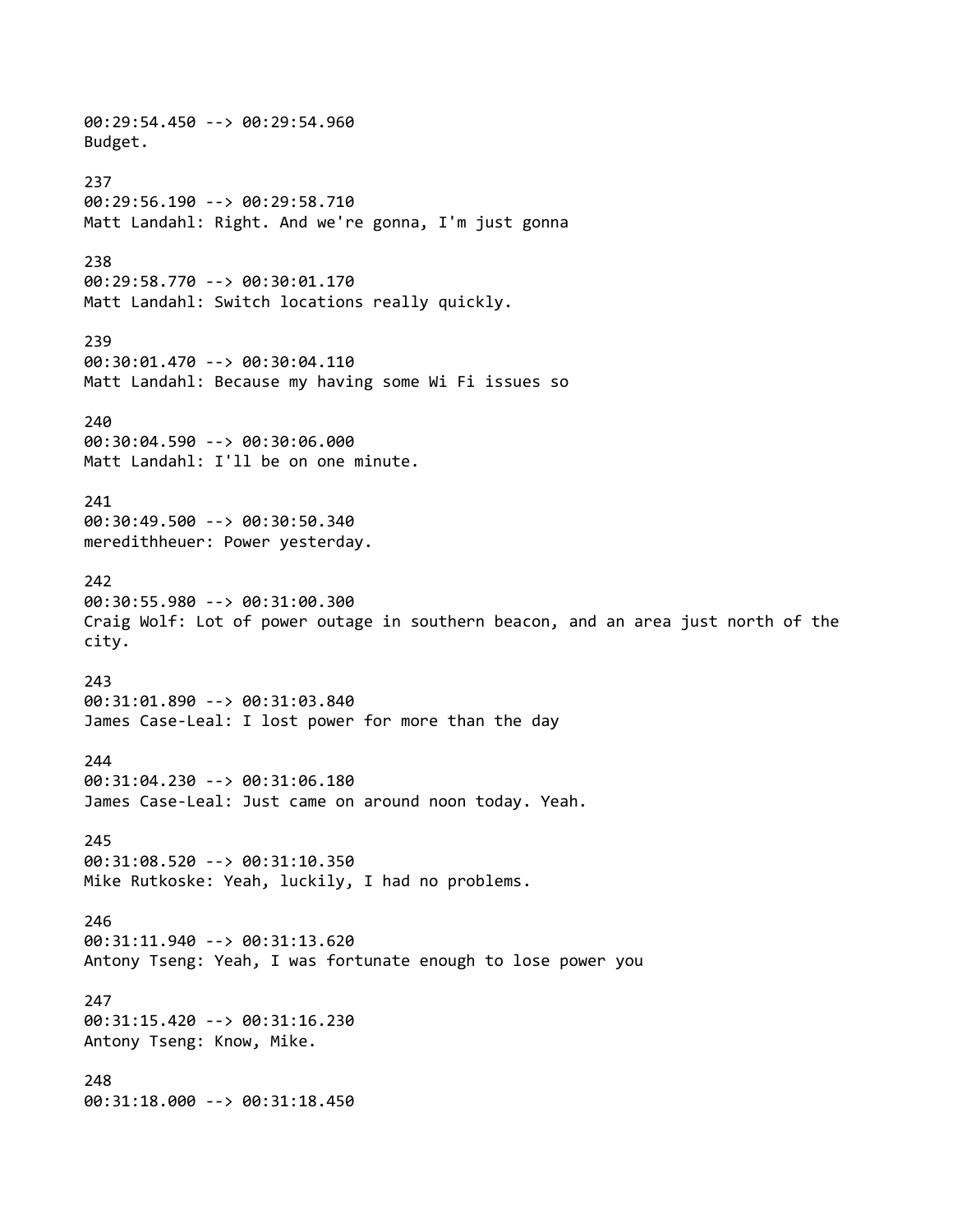00:29:54.450 --> 00:29:54.960
Budget.

237
00:29:56.190 --> 00:29:58.710
Matt Landahl: Right. And we're gonna, I'm just gonna

238
00:29:58.770 --> 00:30:01.170
Matt Landahl: Switch locations really quickly.

239
00:30:01.470 --> 00:30:04.110
Matt Landahl: Because my having some Wi Fi issues so

240
00:30:04.590 --> 00:30:06.000
Matt Landahl: I'll be on one minute.

241
00:30:49.500 --> 00:30:50.340
meredithheuer: Power yesterday.

242
00:30:55.980 --> 00:31:00.300
Craig Wolf: Lot of power outage in southern beacon, and an area just north of the city.

243
00:31:01.890 --> 00:31:03.840
James Case-Leal: I lost power for more than the day

244
00:31:04.230 --> 00:31:06.180
James Case-Leal: Just came on around noon today. Yeah.

245
00:31:08.520 --> 00:31:10.350
Mike Rutkoske: Yeah, luckily, I had no problems.

246
00:31:11.940 --> 00:31:13.620
Antony Tseng: Yeah, I was fortunate enough to lose power you

247
00:31:15.420 --> 00:31:16.230
Antony Tseng: Know, Mike.

248
00:31:18.000 --> 00:31:18.450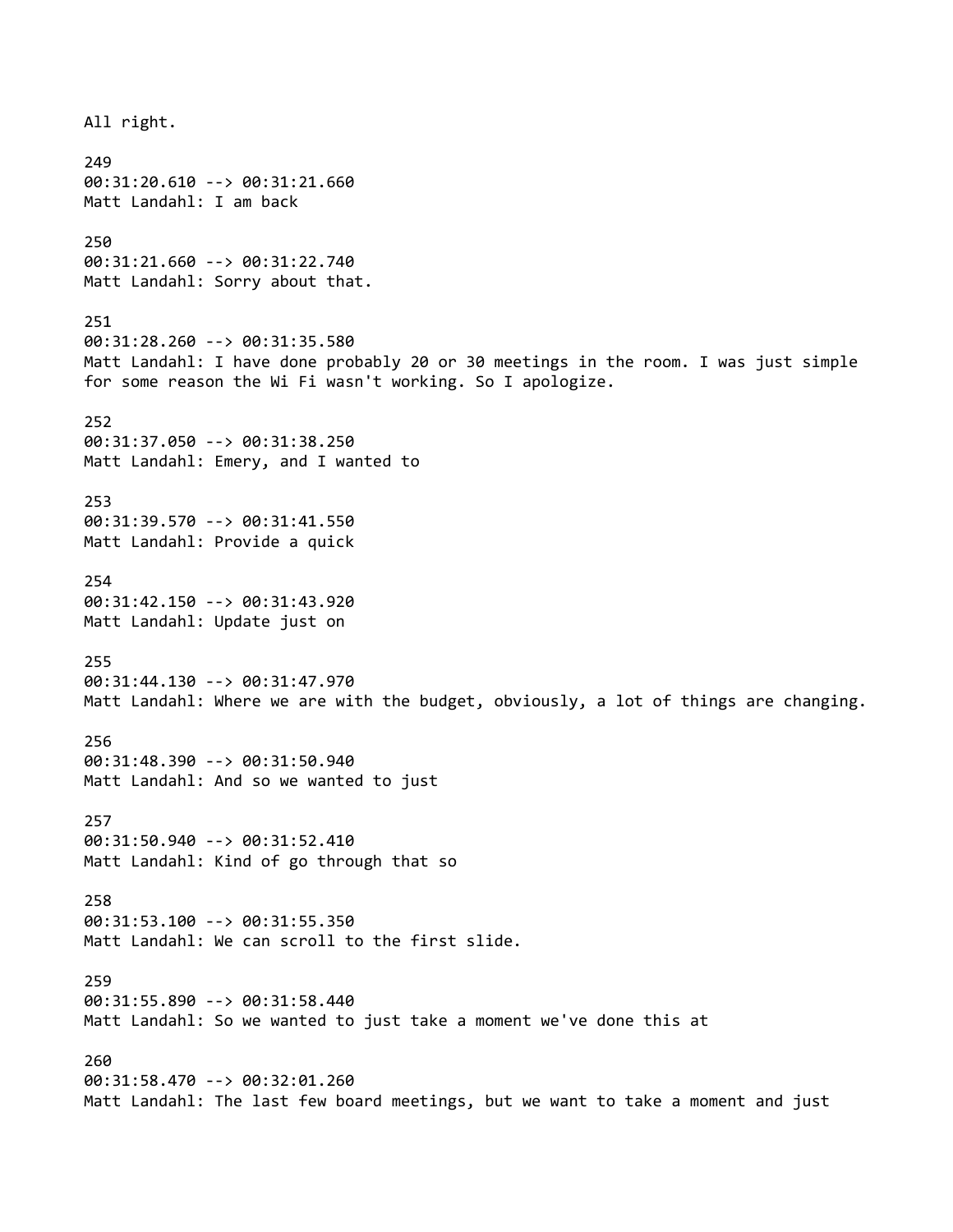All right.

249
00:31:20.610 --> 00:31:21.660
Matt Landahl: I am back

250
00:31:21.660 --> 00:31:22.740
Matt Landahl: Sorry about that.

251
00:31:28.260 --> 00:31:35.580
Matt Landahl: I have done probably 20 or 30 meetings in the room. I was just simple for some reason the Wi Fi wasn't working. So I apologize.

252
00:31:37.050 --> 00:31:38.250
Matt Landahl: Emery, and I wanted to

253
00:31:39.570 --> 00:31:41.550
Matt Landahl: Provide a quick

254
00:31:42.150 --> 00:31:43.920
Matt Landahl: Update just on

255
00:31:44.130 --> 00:31:47.970
Matt Landahl: Where we are with the budget, obviously, a lot of things are changing.

256
00:31:48.390 --> 00:31:50.940
Matt Landahl: And so we wanted to just

257
00:31:50.940 --> 00:31:52.410
Matt Landahl: Kind of go through that so

258
00:31:53.100 --> 00:31:55.350
Matt Landahl: We can scroll to the first slide.

259
00:31:55.890 --> 00:31:58.440
Matt Landahl: So we wanted to just take a moment we've done this at

260
00:31:58.470 --> 00:32:01.260
Matt Landahl: The last few board meetings, but we want to take a moment and just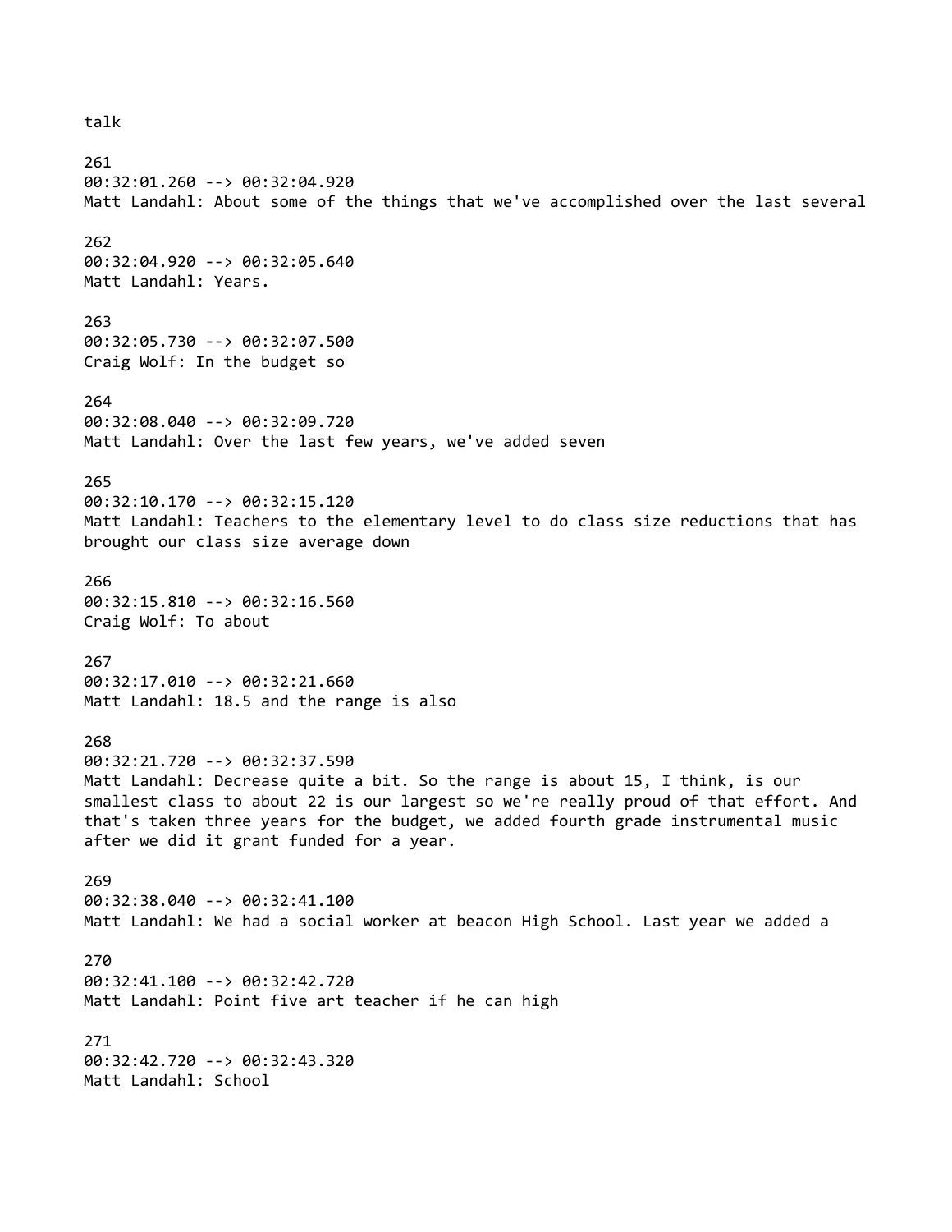talk

261
00:32:01.260 --> 00:32:04.920
Matt Landahl: About some of the things that we've accomplished over the last several

262
00:32:04.920 --> 00:32:05.640
Matt Landahl: Years.

263
00:32:05.730 --> 00:32:07.500
Craig Wolf: In the budget so

264
00:32:08.040 --> 00:32:09.720
Matt Landahl: Over the last few years, we've added seven

265
00:32:10.170 --> 00:32:15.120
Matt Landahl: Teachers to the elementary level to do class size reductions that has brought our class size average down

266
00:32:15.810 --> 00:32:16.560
Craig Wolf: To about

267
00:32:17.010 --> 00:32:21.660
Matt Landahl: 18.5 and the range is also

268
00:32:21.720 --> 00:32:37.590
Matt Landahl: Decrease quite a bit. So the range is about 15, I think, is our smallest class to about 22 is our largest so we're really proud of that effort. And that's taken three years for the budget, we added fourth grade instrumental music after we did it grant funded for a year.

269
00:32:38.040 --> 00:32:41.100
Matt Landahl: We had a social worker at beacon High School. Last year we added a

270
00:32:41.100 --> 00:32:42.720
Matt Landahl: Point five art teacher if he can high

271
00:32:42.720 --> 00:32:43.320
Matt Landahl: School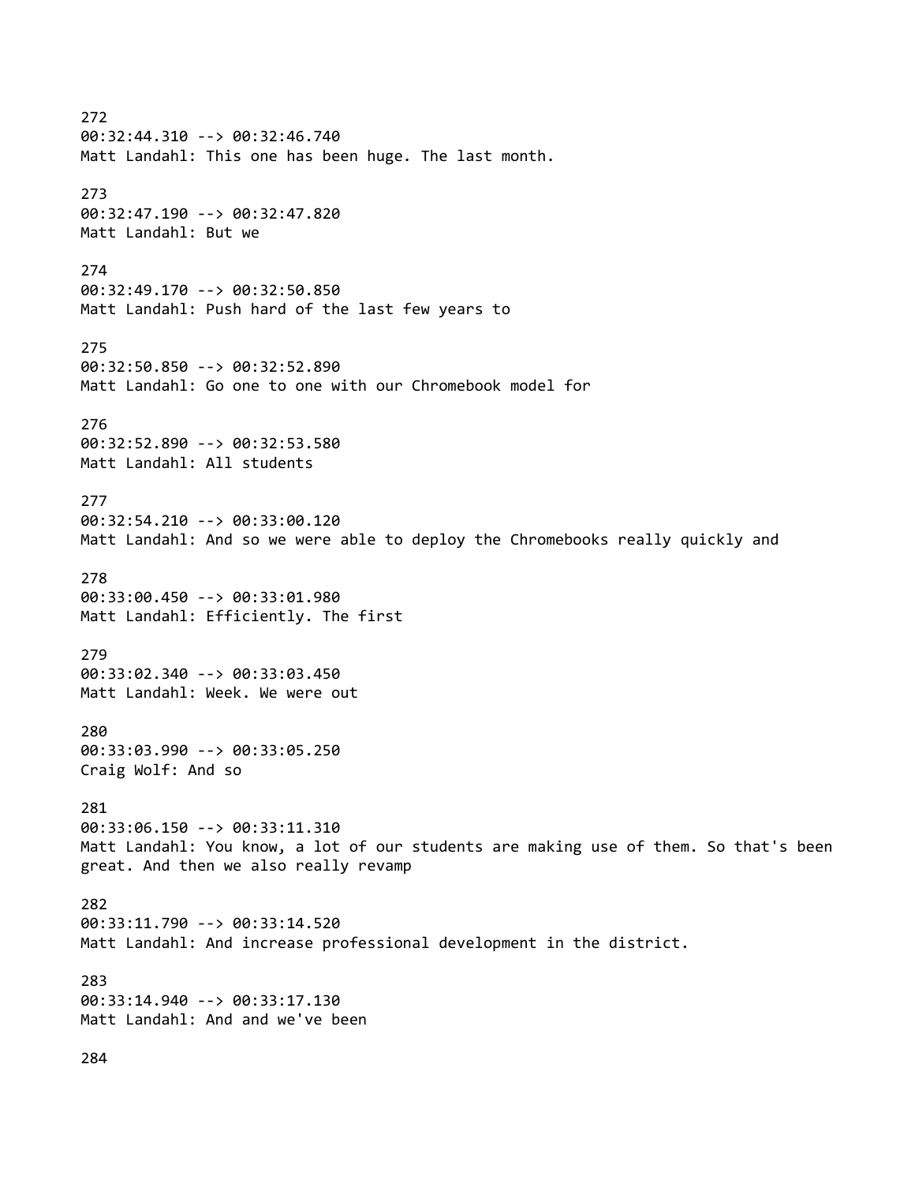272
00:32:44.310 --> 00:32:46.740
Matt Landahl: This one has been huge. The last month.

273
00:32:47.190 --> 00:32:47.820
Matt Landahl: But we

274
00:32:49.170 --> 00:32:50.850
Matt Landahl: Push hard of the last few years to

275
00:32:50.850 --> 00:32:52.890
Matt Landahl: Go one to one with our Chromebook model for

276
00:32:52.890 --> 00:32:53.580
Matt Landahl: All students

277
00:32:54.210 --> 00:33:00.120
Matt Landahl: And so we were able to deploy the Chromebooks really quickly and

278
00:33:00.450 --> 00:33:01.980
Matt Landahl: Efficiently. The first

279
00:33:02.340 --> 00:33:03.450
Matt Landahl: Week. We were out

280
00:33:03.990 --> 00:33:05.250
Craig Wolf: And so

281
00:33:06.150 --> 00:33:11.310
Matt Landahl: You know, a lot of our students are making use of them. So that's been great. And then we also really revamp

282
00:33:11.790 --> 00:33:14.520
Matt Landahl: And increase professional development in the district.

283
00:33:14.940 --> 00:33:17.130
Matt Landahl: And and we've been

284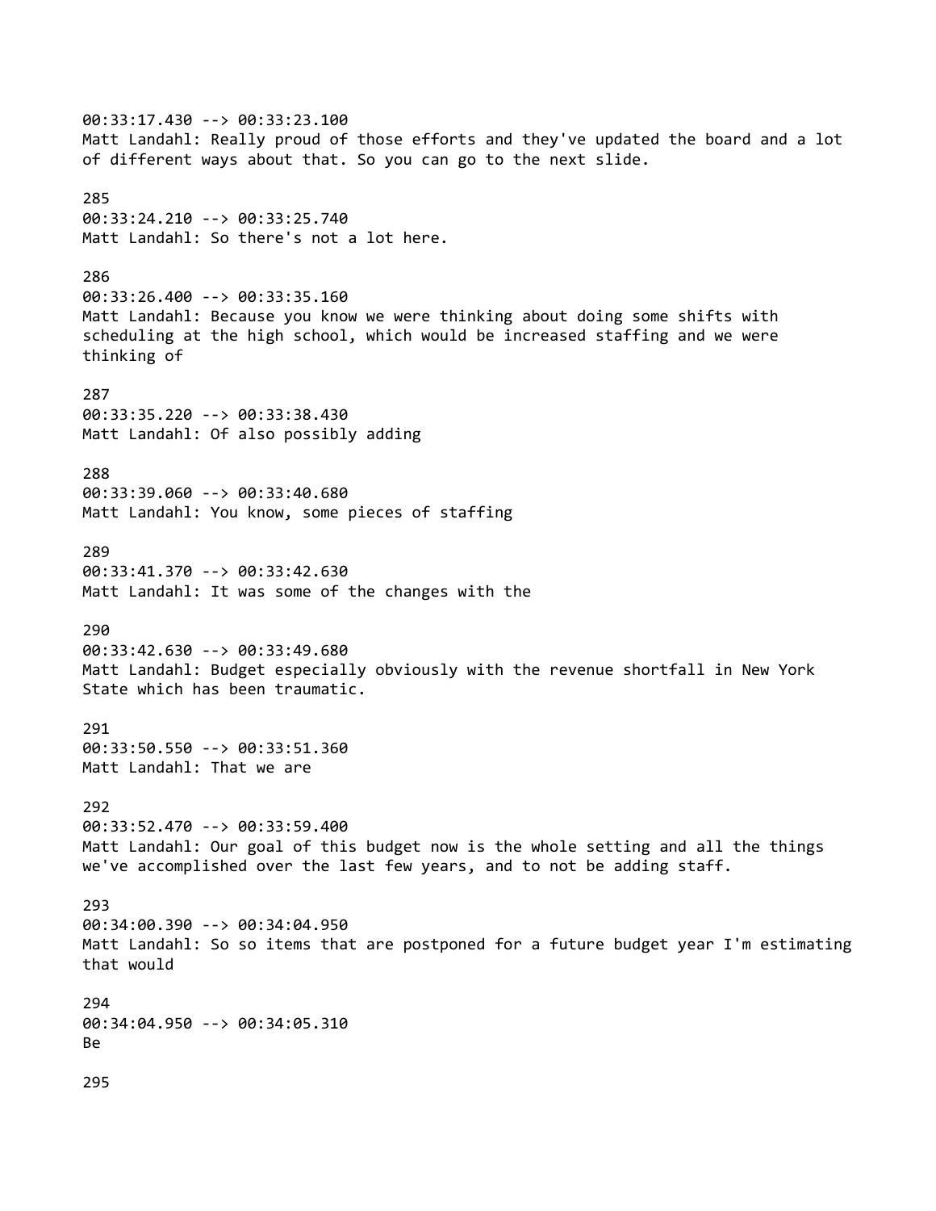00:33:17.430 --> 00:33:23.100
Matt Landahl: Really proud of those efforts and they've updated the board and a lot of different ways about that. So you can go to the next slide.

285
00:33:24.210 --> 00:33:25.740
Matt Landahl: So there's not a lot here.

286
00:33:26.400 --> 00:33:35.160
Matt Landahl: Because you know we were thinking about doing some shifts with scheduling at the high school, which would be increased staffing and we were thinking of

287
00:33:35.220 --> 00:33:38.430
Matt Landahl: Of also possibly adding

288
00:33:39.060 --> 00:33:40.680
Matt Landahl: You know, some pieces of staffing

289
00:33:41.370 --> 00:33:42.630
Matt Landahl: It was some of the changes with the

290
00:33:42.630 --> 00:33:49.680
Matt Landahl: Budget especially obviously with the revenue shortfall in New York State which has been traumatic.

291
00:33:50.550 --> 00:33:51.360
Matt Landahl: That we are

292
00:33:52.470 --> 00:33:59.400
Matt Landahl: Our goal of this budget now is the whole setting and all the things we've accomplished over the last few years, and to not be adding staff.

293
00:34:00.390 --> 00:34:04.950
Matt Landahl: So so items that are postponed for a future budget year I'm estimating that would

294
00:34:04.950 --> 00:34:05.310
Be

295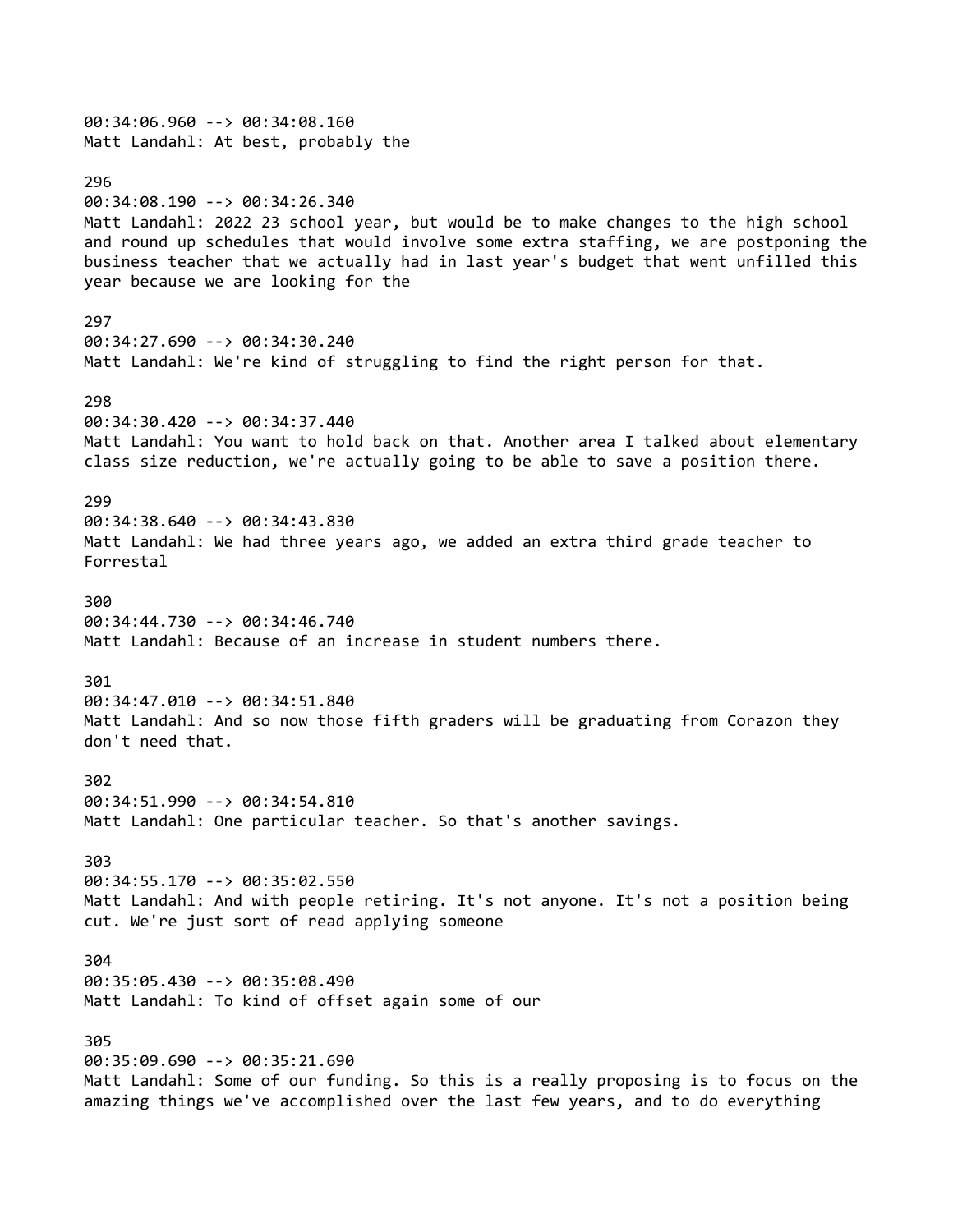00:34:06.960 --> 00:34:08.160
Matt Landahl: At best, probably the

296
00:34:08.190 --> 00:34:26.340
Matt Landahl: 2022 23 school year, but would be to make changes to the high school and round up schedules that would involve some extra staffing, we are postponing the business teacher that we actually had in last year's budget that went unfilled this year because we are looking for the

297
00:34:27.690 --> 00:34:30.240
Matt Landahl: We're kind of struggling to find the right person for that.

298
00:34:30.420 --> 00:34:37.440
Matt Landahl: You want to hold back on that. Another area I talked about elementary class size reduction, we're actually going to be able to save a position there.

299
00:34:38.640 --> 00:34:43.830
Matt Landahl: We had three years ago, we added an extra third grade teacher to Forrestal

300
00:34:44.730 --> 00:34:46.740
Matt Landahl: Because of an increase in student numbers there.

301
00:34:47.010 --> 00:34:51.840
Matt Landahl: And so now those fifth graders will be graduating from Corazon they don't need that.

302
00:34:51.990 --> 00:34:54.810
Matt Landahl: One particular teacher. So that's another savings.

303
00:34:55.170 --> 00:35:02.550
Matt Landahl: And with people retiring. It's not anyone. It's not a position being cut. We're just sort of read applying someone

304
00:35:05.430 --> 00:35:08.490
Matt Landahl: To kind of offset again some of our

305
00:35:09.690 --> 00:35:21.690
Matt Landahl: Some of our funding. So this is a really proposing is to focus on the amazing things we've accomplished over the last few years, and to do everything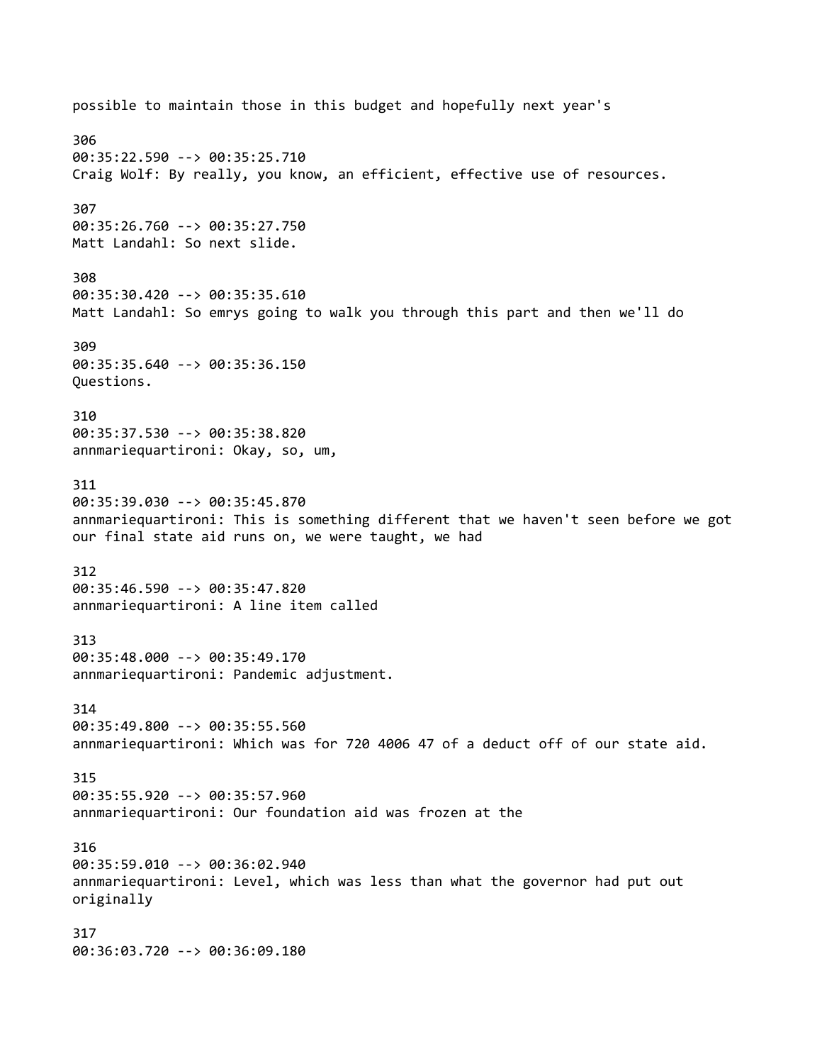possible to maintain those in this budget and hopefully next year's

306
00:35:22.590 --> 00:35:25.710
Craig Wolf: By really, you know, an efficient, effective use of resources.

307
00:35:26.760 --> 00:35:27.750
Matt Landahl: So next slide.

308
00:35:30.420 --> 00:35:35.610
Matt Landahl: So emrys going to walk you through this part and then we'll do

309
00:35:35.640 --> 00:35:36.150
Questions.

310
00:35:37.530 --> 00:35:38.820
annmariequartironi: Okay, so, um,

311
00:35:39.030 --> 00:35:45.870
annmariequartironi: This is something different that we haven't seen before we got our final state aid runs on, we were taught, we had

312
00:35:46.590 --> 00:35:47.820
annmariequartironi: A line item called

313
00:35:48.000 --> 00:35:49.170
annmariequartironi: Pandemic adjustment.

314
00:35:49.800 --> 00:35:55.560
annmariequartironi: Which was for 720 4006 47 of a deduct off of our state aid.

315
00:35:55.920 --> 00:35:57.960
annmariequartironi: Our foundation aid was frozen at the

316
00:35:59.010 --> 00:36:02.940
annmariequartironi: Level, which was less than what the governor had put out originally

317
00:36:03.720 --> 00:36:09.180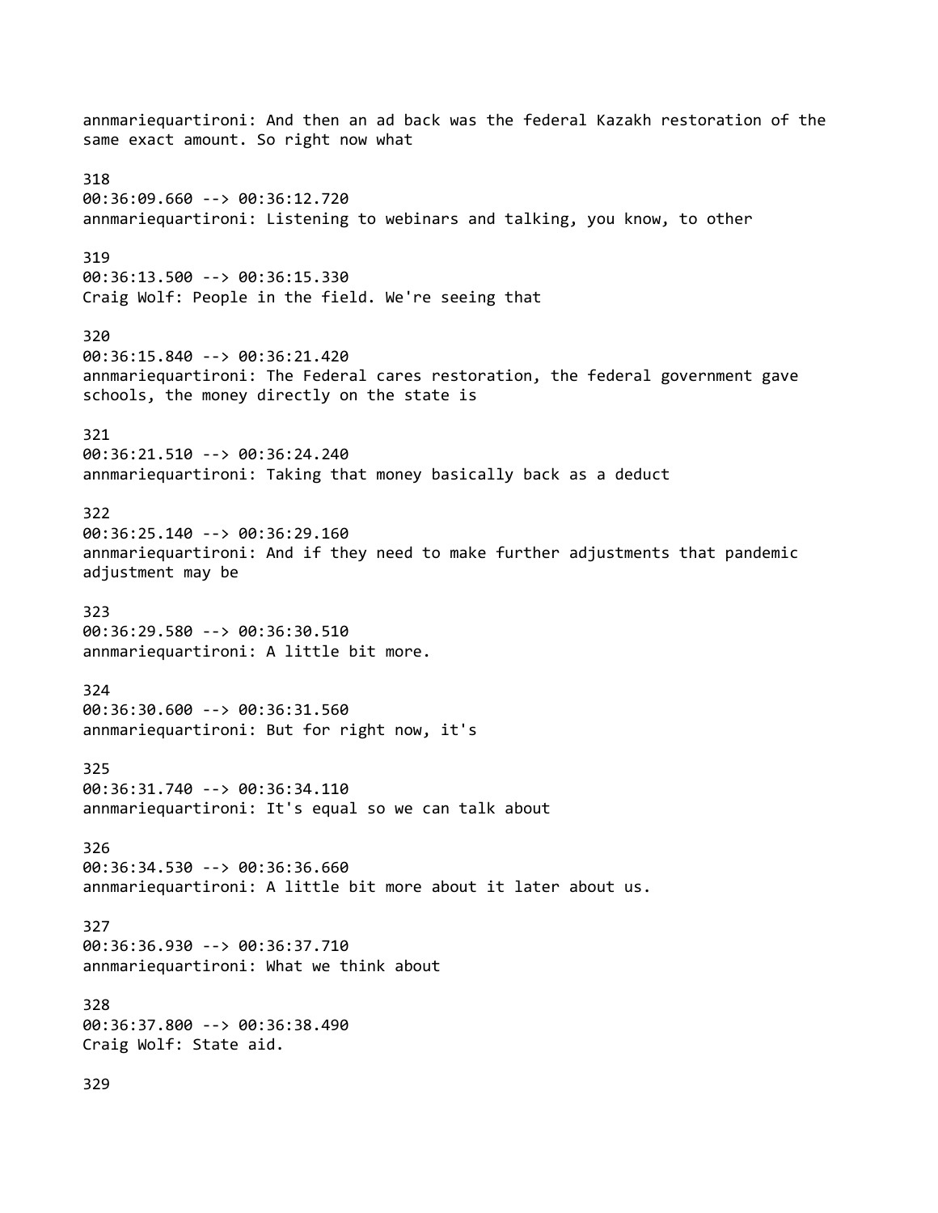annmariequartironi: And then an ad back was the federal Kazakh restoration of the same exact amount. So right now what

318
00:36:09.660 --> 00:36:12.720
annmariequartironi: Listening to webinars and talking, you know, to other

319
00:36:13.500 --> 00:36:15.330
Craig Wolf: People in the field. We're seeing that

320
00:36:15.840 --> 00:36:21.420
annmariequartironi: The Federal cares restoration, the federal government gave schools, the money directly on the state is

321
00:36:21.510 --> 00:36:24.240
annmariequartironi: Taking that money basically back as a deduct

322
00:36:25.140 --> 00:36:29.160
annmariequartironi: And if they need to make further adjustments that pandemic adjustment may be

323
00:36:29.580 --> 00:36:30.510
annmariequartironi: A little bit more.

324
00:36:30.600 --> 00:36:31.560
annmariequartironi: But for right now, it's

325
00:36:31.740 --> 00:36:34.110
annmariequartironi: It's equal so we can talk about

326
00:36:34.530 --> 00:36:36.660
annmariequartironi: A little bit more about it later about us.

327
00:36:36.930 --> 00:36:37.710
annmariequartironi: What we think about

328
00:36:37.800 --> 00:36:38.490
Craig Wolf: State aid.

329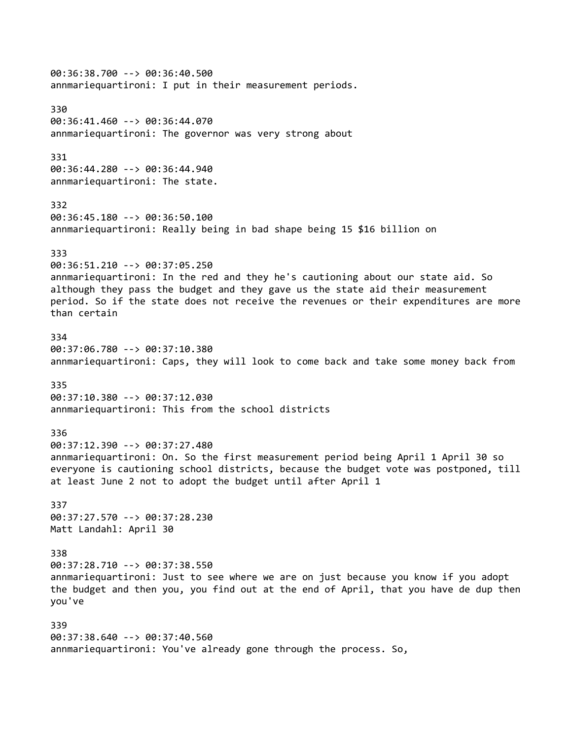00:36:38.700 --> 00:36:40.500
annmariequartironi: I put in their measurement periods.

330
00:36:41.460 --> 00:36:44.070
annmariequartironi: The governor was very strong about

331
00:36:44.280 --> 00:36:44.940
annmariequartironi: The state.

332
00:36:45.180 --> 00:36:50.100
annmariequartironi: Really being in bad shape being 15 $16 billion on

333
00:36:51.210 --> 00:37:05.250
annmariequartironi: In the red and they he's cautioning about our state aid. So although they pass the budget and they gave us the state aid their measurement period. So if the state does not receive the revenues or their expenditures are more than certain

334
00:37:06.780 --> 00:37:10.380
annmariequartironi: Caps, they will look to come back and take some money back from

335
00:37:10.380 --> 00:37:12.030
annmariequartironi: This from the school districts

336
00:37:12.390 --> 00:37:27.480
annmariequartironi: On. So the first measurement period being April 1 April 30 so everyone is cautioning school districts, because the budget vote was postponed, till at least June 2 not to adopt the budget until after April 1

337
00:37:27.570 --> 00:37:28.230
Matt Landahl: April 30

338
00:37:28.710 --> 00:37:38.550
annmariequartironi: Just to see where we are on just because you know if you adopt the budget and then you, you find out at the end of April, that you have de dup then you've

339
00:37:38.640 --> 00:37:40.560
annmariequartironi: You've already gone through the process. So,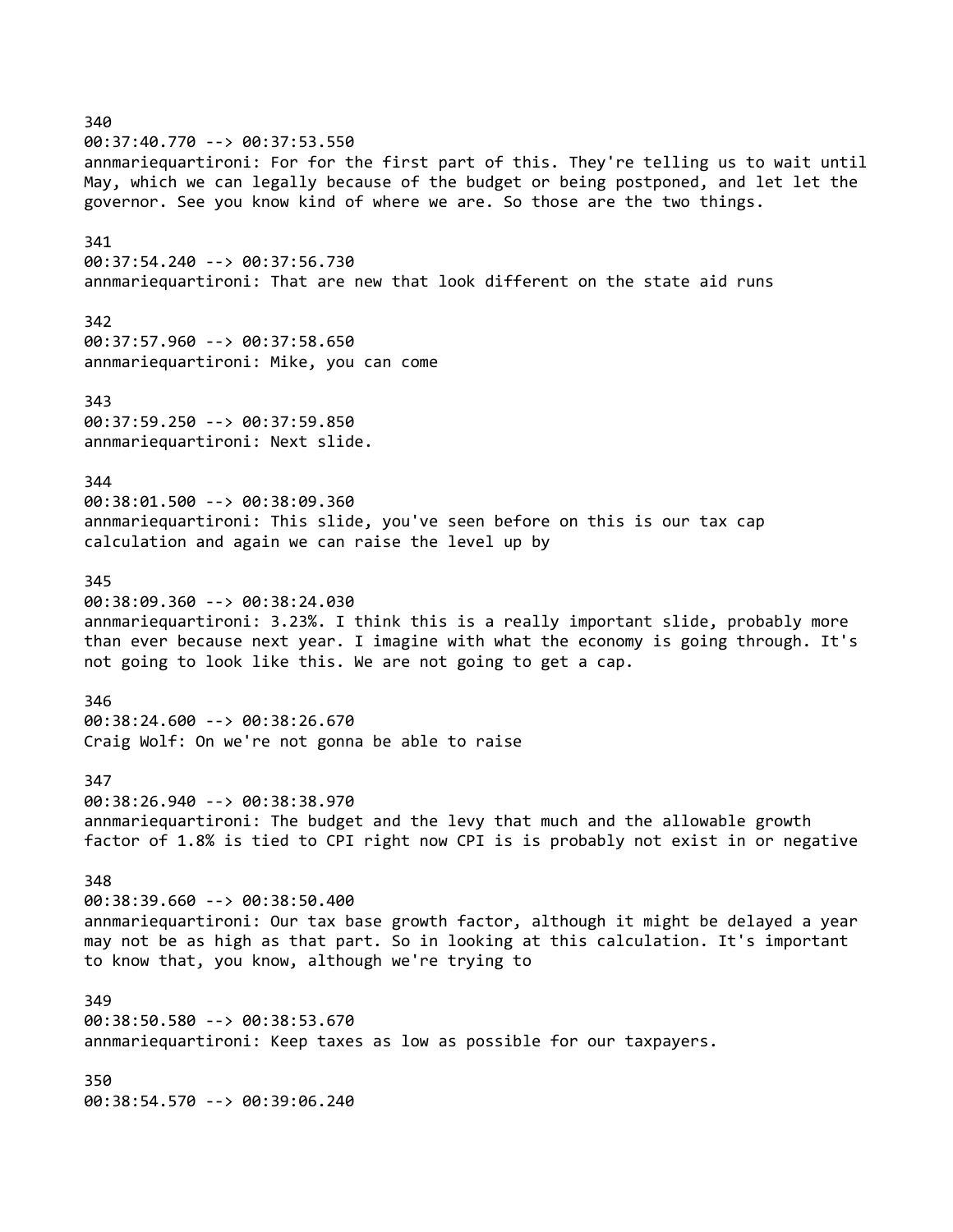340
00:37:40.770 --> 00:37:53.550
annmariequartironi: For for the first part of this. They're telling us to wait until May, which we can legally because of the budget or being postponed, and let let the governor. See you know kind of where we are. So those are the two things.

341
00:37:54.240 --> 00:37:56.730
annmariequartironi: That are new that look different on the state aid runs

342
00:37:57.960 --> 00:37:58.650
annmariequartironi: Mike, you can come

343
00:37:59.250 --> 00:37:59.850
annmariequartironi: Next slide.

344
00:38:01.500 --> 00:38:09.360
annmariequartironi: This slide, you've seen before on this is our tax cap calculation and again we can raise the level up by

345
00:38:09.360 --> 00:38:24.030
annmariequartironi: 3.23%. I think this is a really important slide, probably more than ever because next year. I imagine with what the economy is going through. It's not going to look like this. We are not going to get a cap.

346
00:38:24.600 --> 00:38:26.670
Craig Wolf: On we're not gonna be able to raise

347
00:38:26.940 --> 00:38:38.970
annmariequartironi: The budget and the levy that much and the allowable growth factor of 1.8% is tied to CPI right now CPI is is probably not exist in or negative

348
00:38:39.660 --> 00:38:50.400
annmariequartironi: Our tax base growth factor, although it might be delayed a year may not be as high as that part. So in looking at this calculation. It's important to know that, you know, although we're trying to

349
00:38:50.580 --> 00:38:53.670
annmariequartironi: Keep taxes as low as possible for our taxpayers.

350
00:38:54.570 --> 00:39:06.240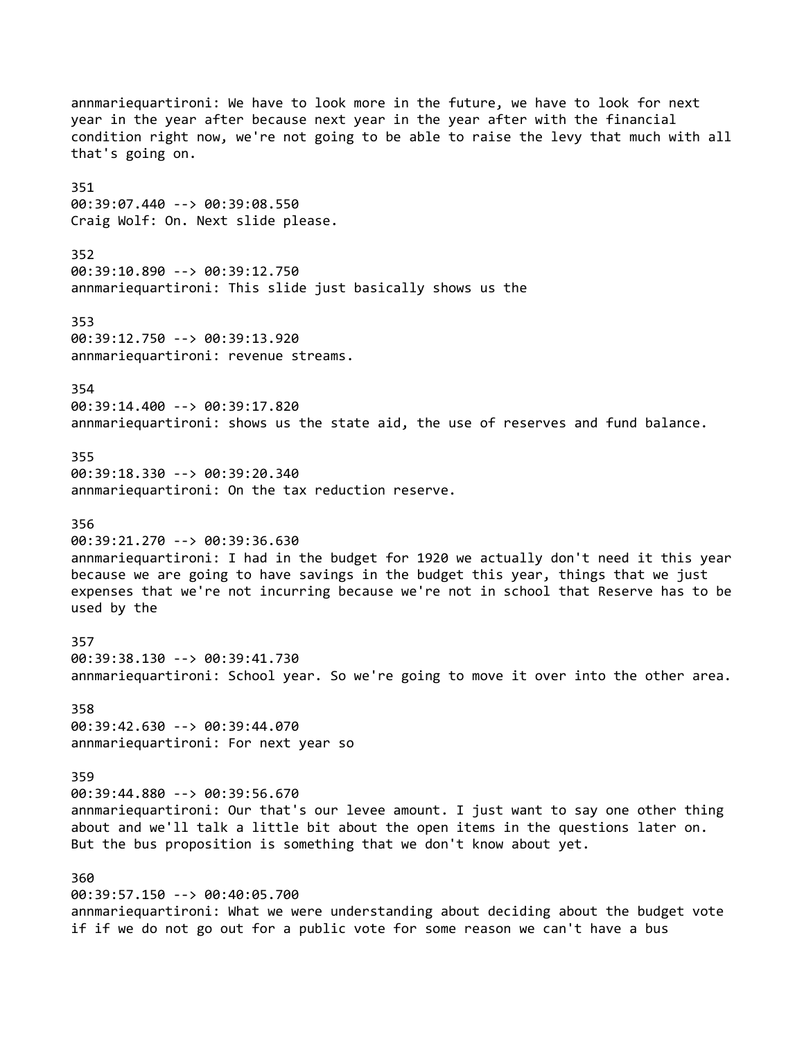annmariequartironi: We have to look more in the future, we have to look for next year in the year after because next year in the year after with the financial condition right now, we're not going to be able to raise the levy that much with all that's going on.

351
00:39:07.440 --> 00:39:08.550
Craig Wolf: On. Next slide please.

352
00:39:10.890 --> 00:39:12.750
annmariequartironi: This slide just basically shows us the

353
00:39:12.750 --> 00:39:13.920
annmariequartironi: revenue streams.

354
00:39:14.400 --> 00:39:17.820
annmariequartironi: shows us the state aid, the use of reserves and fund balance.

355
00:39:18.330 --> 00:39:20.340
annmariequartironi: On the tax reduction reserve.

356
00:39:21.270 --> 00:39:36.630
annmariequartironi: I had in the budget for 1920 we actually don't need it this year because we are going to have savings in the budget this year, things that we just expenses that we're not incurring because we're not in school that Reserve has to be used by the

357
00:39:38.130 --> 00:39:41.730
annmariequartironi: School year. So we're going to move it over into the other area.

358
00:39:42.630 --> 00:39:44.070
annmariequartironi: For next year so

359
00:39:44.880 --> 00:39:56.670
annmariequartironi: Our that's our levee amount. I just want to say one other thing about and we'll talk a little bit about the open items in the questions later on. But the bus proposition is something that we don't know about yet.

360
00:39:57.150 --> 00:40:05.700
annmariequartironi: What we were understanding about deciding about the budget vote if if we do not go out for a public vote for some reason we can't have a bus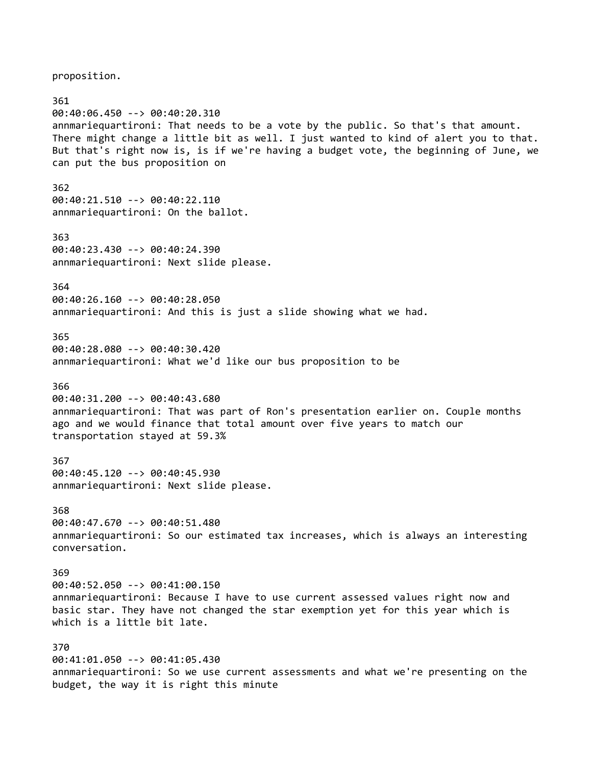proposition.

361
00:40:06.450 --> 00:40:20.310
annmariequartironi: That needs to be a vote by the public. So that's that amount. There might change a little bit as well. I just wanted to kind of alert you to that. But that's right now is, is if we're having a budget vote, the beginning of June, we can put the bus proposition on

362
00:40:21.510 --> 00:40:22.110
annmariequartironi: On the ballot.

363
00:40:23.430 --> 00:40:24.390
annmariequartironi: Next slide please.

364
00:40:26.160 --> 00:40:28.050
annmariequartironi: And this is just a slide showing what we had.

365
00:40:28.080 --> 00:40:30.420
annmariequartironi: What we'd like our bus proposition to be

366
00:40:31.200 --> 00:40:43.680
annmariequartironi: That was part of Ron's presentation earlier on. Couple months ago and we would finance that total amount over five years to match our transportation stayed at 59.3%

367
00:40:45.120 --> 00:40:45.930
annmariequartironi: Next slide please.

368
00:40:47.670 --> 00:40:51.480
annmariequartironi: So our estimated tax increases, which is always an interesting conversation.

369
00:40:52.050 --> 00:41:00.150
annmariequartironi: Because I have to use current assessed values right now and basic star. They have not changed the star exemption yet for this year which is which is a little bit late.

370
00:41:01.050 --> 00:41:05.430
annmariequartironi: So we use current assessments and what we're presenting on the budget, the way it is right this minute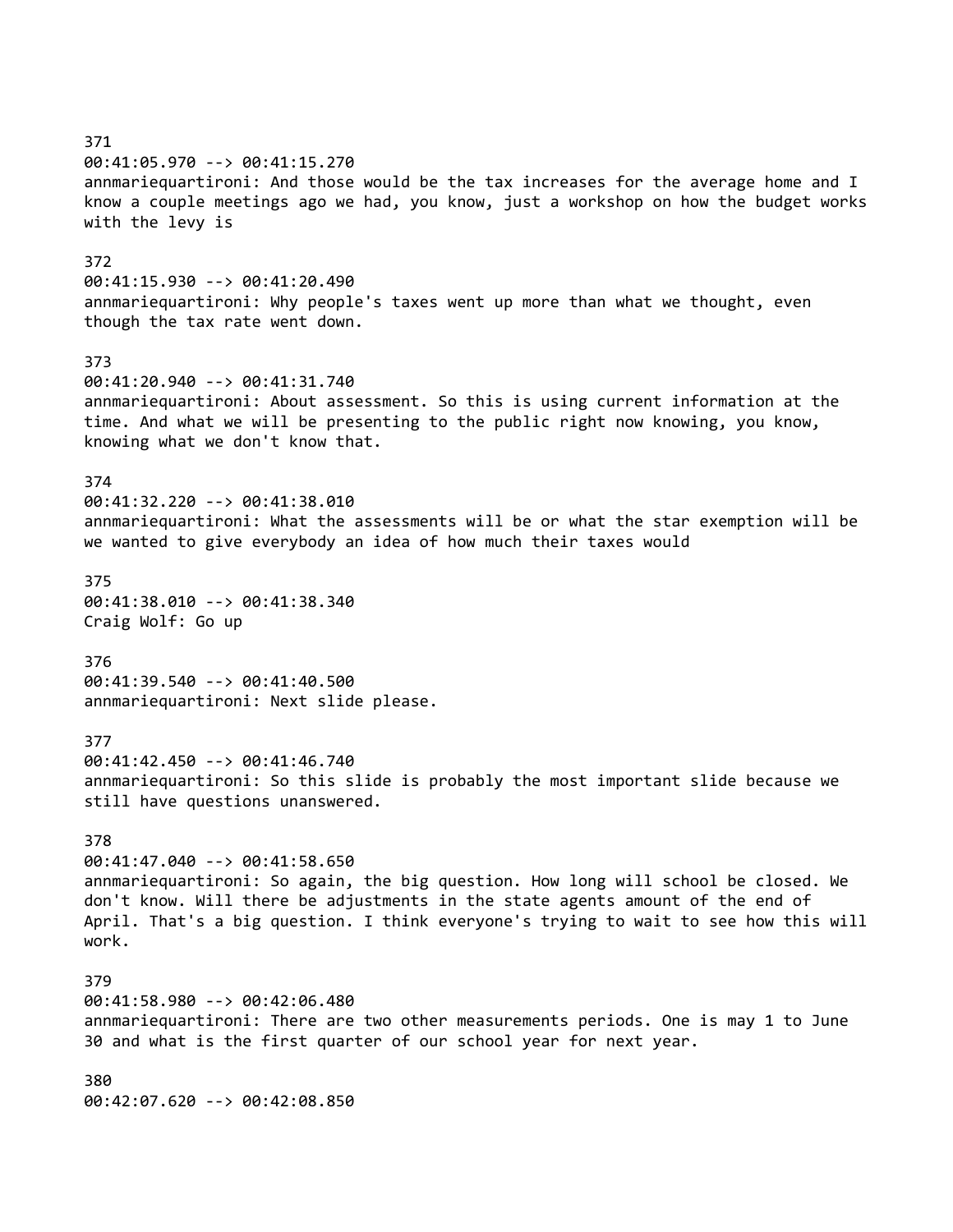371
00:41:05.970 --> 00:41:15.270
annmariequartironi: And those would be the tax increases for the average home and I know a couple meetings ago we had, you know, just a workshop on how the budget works with the levy is

372
00:41:15.930 --> 00:41:20.490
annmariequartironi: Why people's taxes went up more than what we thought, even though the tax rate went down.

373
00:41:20.940 --> 00:41:31.740
annmariequartironi: About assessment. So this is using current information at the time. And what we will be presenting to the public right now knowing, you know, knowing what we don't know that.

374
00:41:32.220 --> 00:41:38.010
annmariequartironi: What the assessments will be or what the star exemption will be we wanted to give everybody an idea of how much their taxes would

375
00:41:38.010 --> 00:41:38.340
Craig Wolf: Go up

376
00:41:39.540 --> 00:41:40.500
annmariequartironi: Next slide please.

377
00:41:42.450 --> 00:41:46.740
annmariequartironi: So this slide is probably the most important slide because we still have questions unanswered.

378
00:41:47.040 --> 00:41:58.650
annmariequartironi: So again, the big question. How long will school be closed. We don't know. Will there be adjustments in the state agents amount of the end of April. That's a big question. I think everyone's trying to wait to see how this will work.

379
00:41:58.980 --> 00:42:06.480
annmariequartironi: There are two other measurements periods. One is may 1 to June 30 and what is the first quarter of our school year for next year.

380
00:42:07.620 --> 00:42:08.850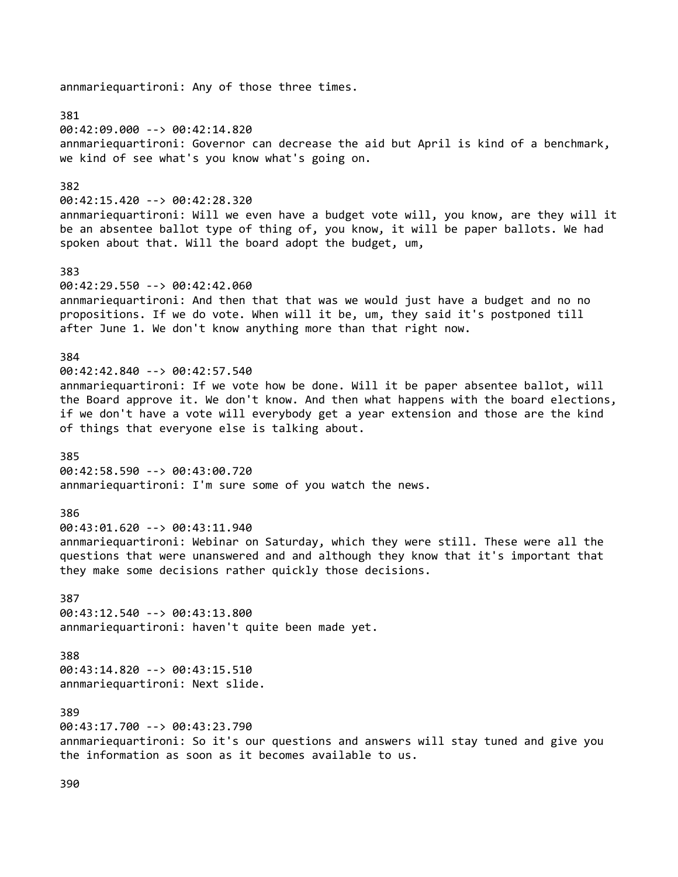annmariequartironi: Any of those three times.

381
00:42:09.000 --> 00:42:14.820
annmariequartironi: Governor can decrease the aid but April is kind of a benchmark, we kind of see what's you know what's going on.

382
00:42:15.420 --> 00:42:28.320
annmariequartironi: Will we even have a budget vote will, you know, are they will it be an absentee ballot type of thing of, you know, it will be paper ballots. We had spoken about that. Will the board adopt the budget, um,

383
00:42:29.550 --> 00:42:42.060
annmariequartironi: And then that that was we would just have a budget and no no propositions. If we do vote. When will it be, um, they said it's postponed till after June 1. We don't know anything more than that right now.

384
00:42:42.840 --> 00:42:57.540
annmariequartironi: If we vote how be done. Will it be paper absentee ballot, will the Board approve it. We don't know. And then what happens with the board elections, if we don't have a vote will everybody get a year extension and those are the kind of things that everyone else is talking about.

385
00:42:58.590 --> 00:43:00.720
annmariequartironi: I'm sure some of you watch the news.

386
00:43:01.620 --> 00:43:11.940
annmariequartironi: Webinar on Saturday, which they were still. These were all the questions that were unanswered and and although they know that it's important that they make some decisions rather quickly those decisions.

387
00:43:12.540 --> 00:43:13.800
annmariequartironi: haven't quite been made yet.

388
00:43:14.820 --> 00:43:15.510
annmariequartironi: Next slide.

389
00:43:17.700 --> 00:43:23.790
annmariequartironi: So it's our questions and answers will stay tuned and give you the information as soon as it becomes available to us.

390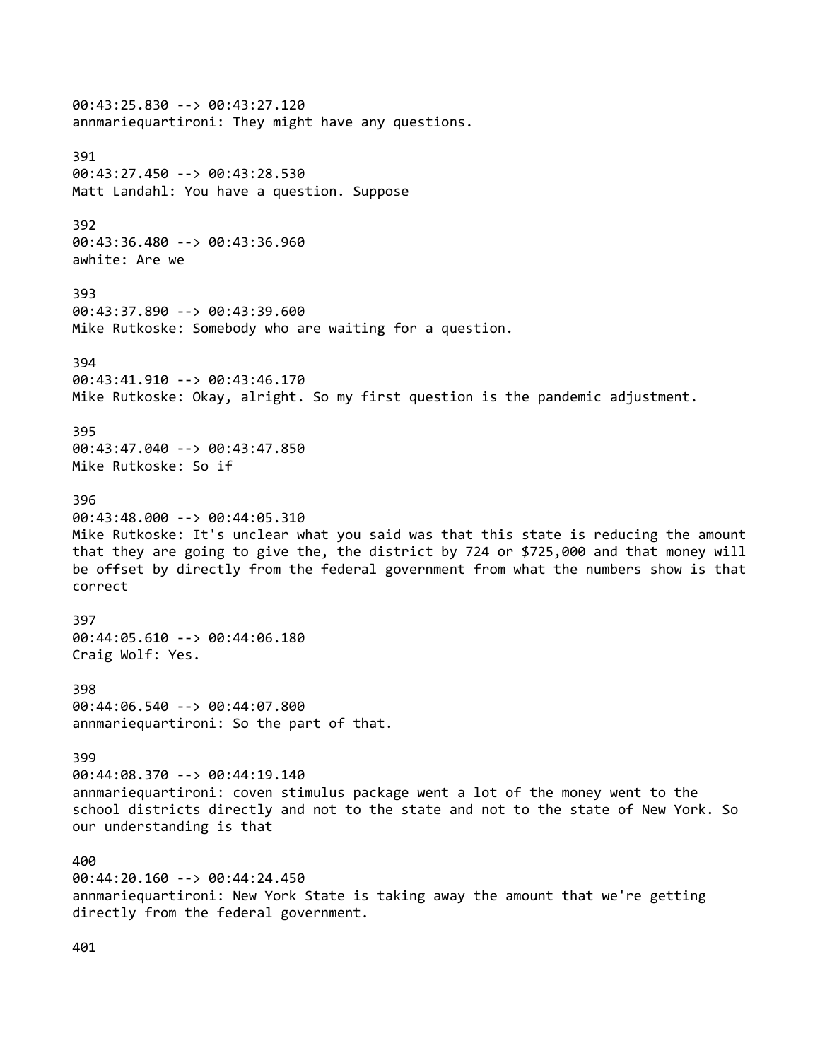00:43:25.830 --> 00:43:27.120
annmariequartironi: They might have any questions.

391
00:43:27.450 --> 00:43:28.530
Matt Landahl: You have a question. Suppose

392
00:43:36.480 --> 00:43:36.960
awhite: Are we

393
00:43:37.890 --> 00:43:39.600
Mike Rutkoske: Somebody who are waiting for a question.

394
00:43:41.910 --> 00:43:46.170
Mike Rutkoske: Okay, alright. So my first question is the pandemic adjustment.

395
00:43:47.040 --> 00:43:47.850
Mike Rutkoske: So if

396
00:43:48.000 --> 00:44:05.310
Mike Rutkoske: It's unclear what you said was that this state is reducing the amount that they are going to give the, the district by 724 or $725,000 and that money will be offset by directly from the federal government from what the numbers show is that correct

397
00:44:05.610 --> 00:44:06.180
Craig Wolf: Yes.

398
00:44:06.540 --> 00:44:07.800
annmariequartironi: So the part of that.

399
00:44:08.370 --> 00:44:19.140
annmariequartironi: coven stimulus package went a lot of the money went to the school districts directly and not to the state and not to the state of New York. So our understanding is that

400
00:44:20.160 --> 00:44:24.450
annmariequartironi: New York State is taking away the amount that we're getting directly from the federal government.

401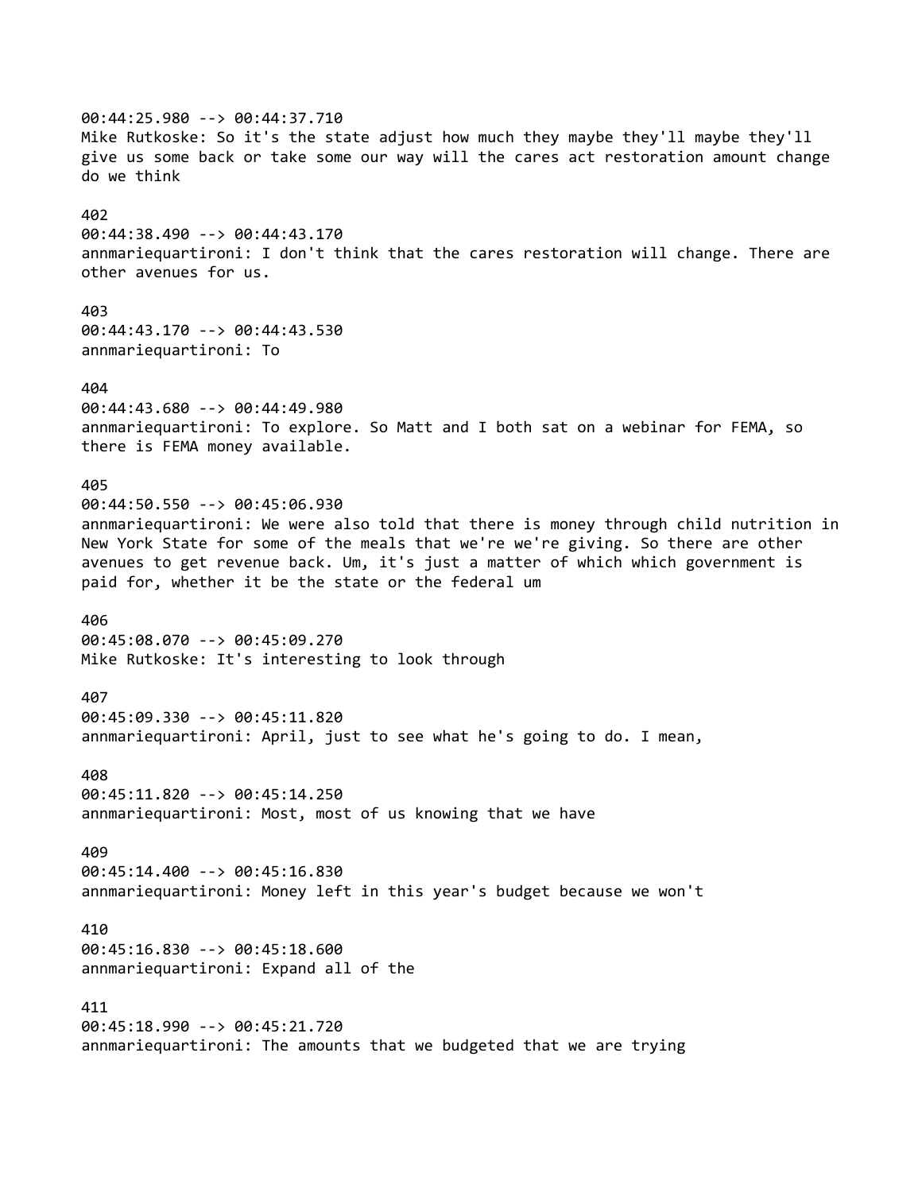00:44:25.980 --> 00:44:37.710
Mike Rutkoske: So it's the state adjust how much they maybe they'll maybe they'll give us some back or take some our way will the cares act restoration amount change do we think

402
00:44:38.490 --> 00:44:43.170
annmariequartironi: I don't think that the cares restoration will change. There are other avenues for us.

403
00:44:43.170 --> 00:44:43.530
annmariequartironi: To

404
00:44:43.680 --> 00:44:49.980
annmariequartironi: To explore. So Matt and I both sat on a webinar for FEMA, so there is FEMA money available.

405
00:44:50.550 --> 00:45:06.930
annmariequartironi: We were also told that there is money through child nutrition in New York State for some of the meals that we're we're giving. So there are other avenues to get revenue back. Um, it's just a matter of which which government is paid for, whether it be the state or the federal um

406
00:45:08.070 --> 00:45:09.270
Mike Rutkoske: It's interesting to look through

407
00:45:09.330 --> 00:45:11.820
annmariequartironi: April, just to see what he's going to do. I mean,

408
00:45:11.820 --> 00:45:14.250
annmariequartironi: Most, most of us knowing that we have

409
00:45:14.400 --> 00:45:16.830
annmariequartironi: Money left in this year's budget because we won't

410
00:45:16.830 --> 00:45:18.600
annmariequartironi: Expand all of the

411
00:45:18.990 --> 00:45:21.720
annmariequartironi: The amounts that we budgeted that we are trying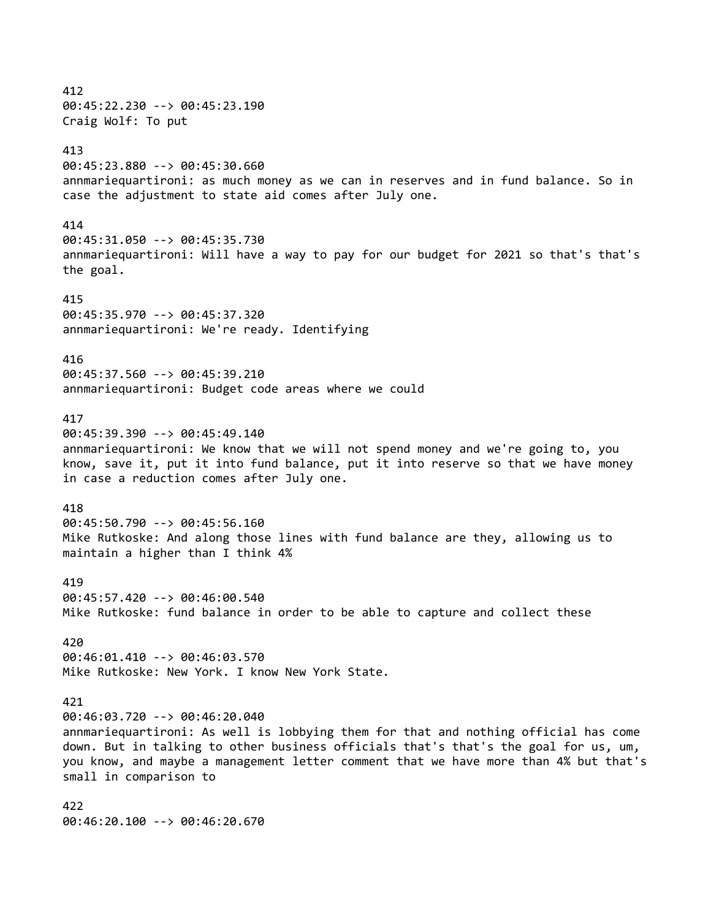412
00:45:22.230 --> 00:45:23.190
Craig Wolf: To put

413
00:45:23.880 --> 00:45:30.660
annmariequartironi: as much money as we can in reserves and in fund balance. So in case the adjustment to state aid comes after July one.

414
00:45:31.050 --> 00:45:35.730
annmariequartironi: Will have a way to pay for our budget for 2021 so that's that's the goal.

415
00:45:35.970 --> 00:45:37.320
annmariequartironi: We're ready. Identifying

416
00:45:37.560 --> 00:45:39.210
annmariequartironi: Budget code areas where we could

417
00:45:39.390 --> 00:45:49.140
annmariequartironi: We know that we will not spend money and we're going to, you know, save it, put it into fund balance, put it into reserve so that we have money in case a reduction comes after July one.

418
00:45:50.790 --> 00:45:56.160
Mike Rutkoske: And along those lines with fund balance are they, allowing us to maintain a higher than I think 4%

419
00:45:57.420 --> 00:46:00.540
Mike Rutkoske: fund balance in order to be able to capture and collect these

420
00:46:01.410 --> 00:46:03.570
Mike Rutkoske: New York. I know New York State.

421
00:46:03.720 --> 00:46:20.040
annmariequartironi: As well is lobbying them for that and nothing official has come down. But in talking to other business officials that's that's the goal for us, um, you know, and maybe a management letter comment that we have more than 4% but that's small in comparison to

422
00:46:20.100 --> 00:46:20.670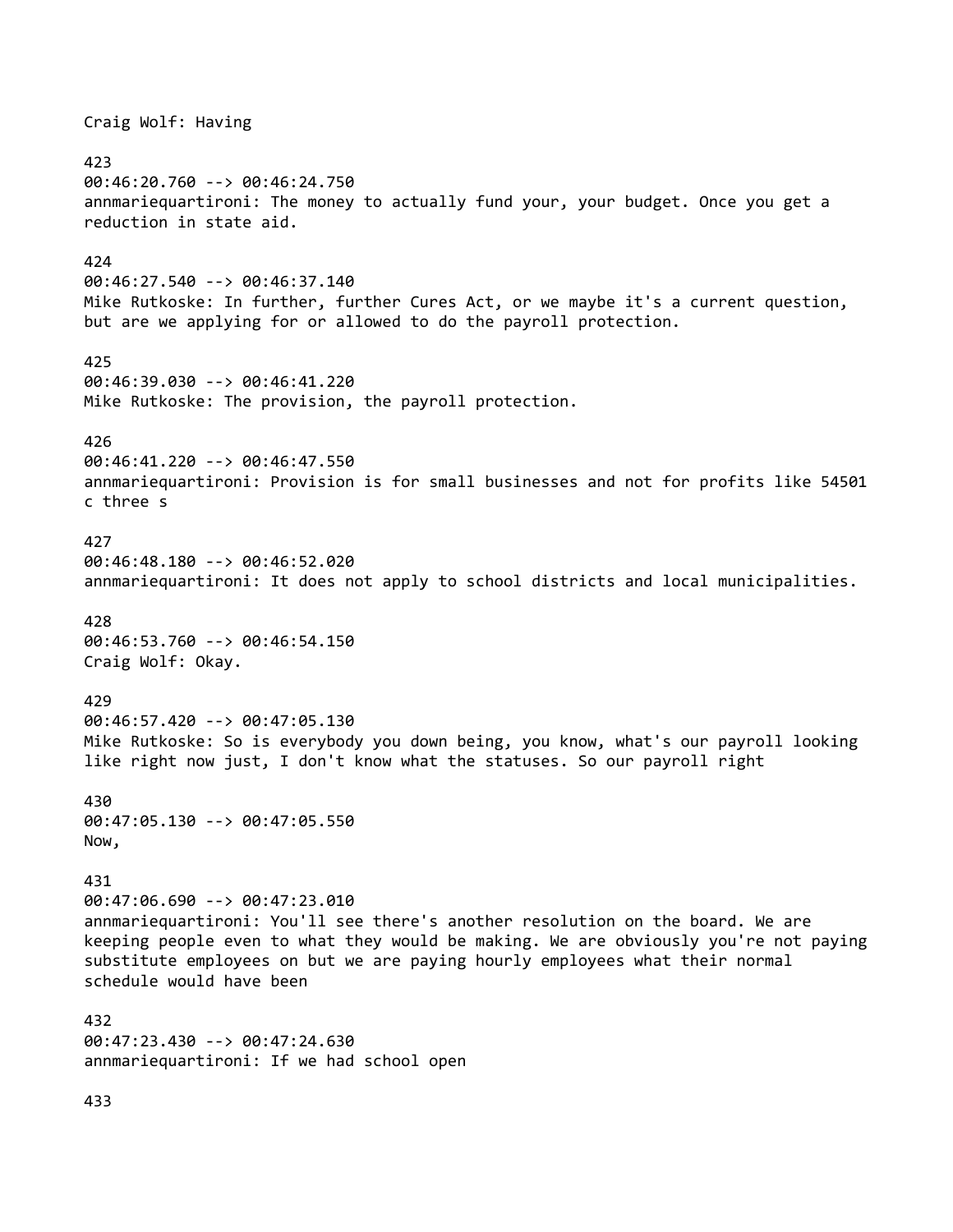Craig Wolf: Having

423
00:46:20.760 --> 00:46:24.750
annmariequartironi: The money to actually fund your, your budget. Once you get a reduction in state aid.

424
00:46:27.540 --> 00:46:37.140
Mike Rutkoske: In further, further Cures Act, or we maybe it's a current question, but are we applying for or allowed to do the payroll protection.

425
00:46:39.030 --> 00:46:41.220
Mike Rutkoske: The provision, the payroll protection.

426
00:46:41.220 --> 00:46:47.550
annmariequartironi: Provision is for small businesses and not for profits like 54501 c three s

427
00:46:48.180 --> 00:46:52.020
annmariequartironi: It does not apply to school districts and local municipalities.

428
00:46:53.760 --> 00:46:54.150
Craig Wolf: Okay.

429
00:46:57.420 --> 00:47:05.130
Mike Rutkoske: So is everybody you down being, you know, what's our payroll looking like right now just, I don't know what the statuses. So our payroll right

430
00:47:05.130 --> 00:47:05.550
Now,

431
00:47:06.690 --> 00:47:23.010
annmariequartironi: You'll see there's another resolution on the board. We are keeping people even to what they would be making. We are obviously you're not paying substitute employees on but we are paying hourly employees what their normal schedule would have been

432
00:47:23.430 --> 00:47:24.630
annmariequartironi: If we had school open

433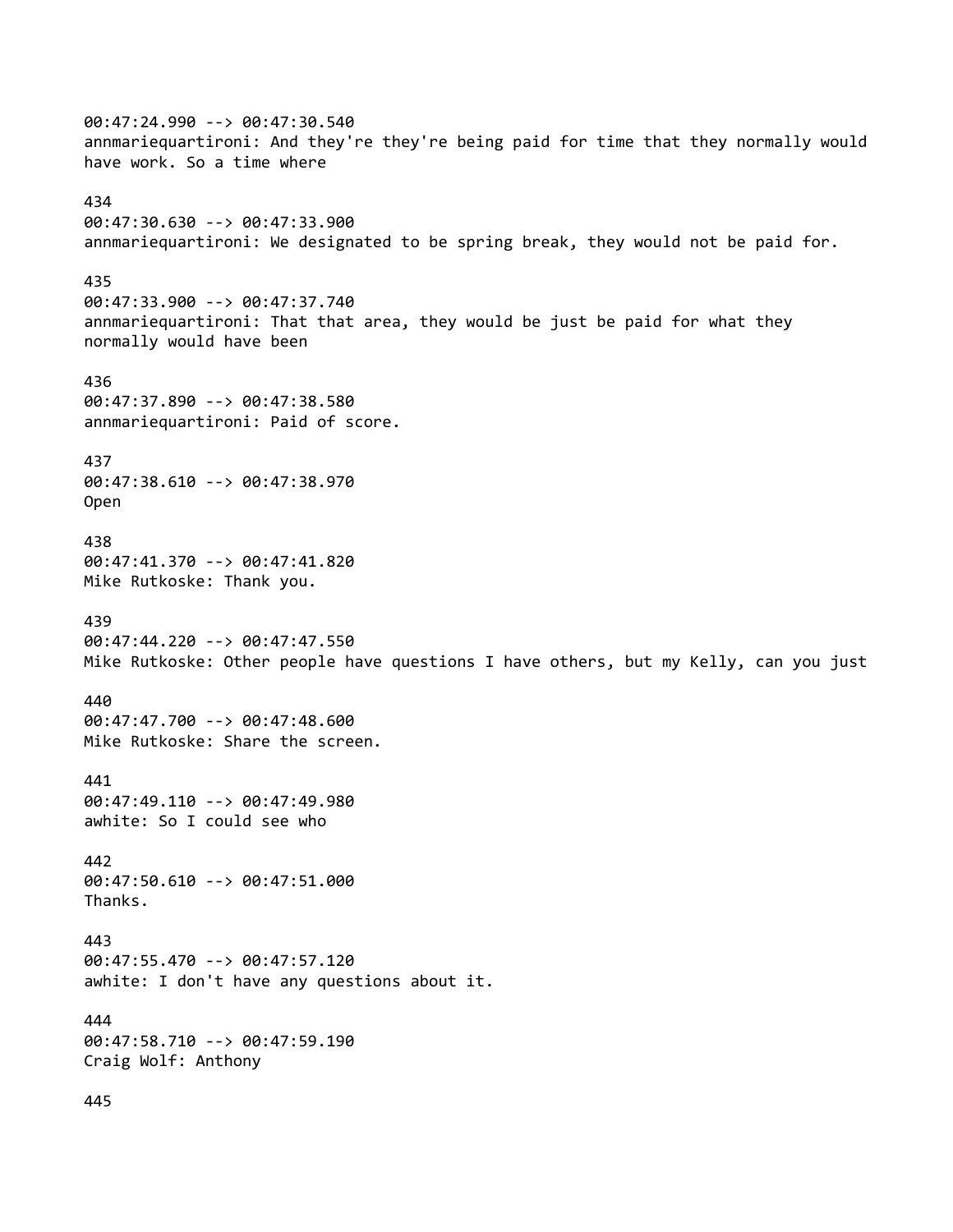00:47:24.990 --> 00:47:30.540
annmariequartironi: And they're they're being paid for time that they normally would have work. So a time where

434
00:47:30.630 --> 00:47:33.900
annmariequartironi: We designated to be spring break, they would not be paid for.

435
00:47:33.900 --> 00:47:37.740
annmariequartironi: That that area, they would be just be paid for what they normally would have been

436
00:47:37.890 --> 00:47:38.580
annmariequartironi: Paid of score.

437
00:47:38.610 --> 00:47:38.970
Open

438
00:47:41.370 --> 00:47:41.820
Mike Rutkoske: Thank you.

439
00:47:44.220 --> 00:47:47.550
Mike Rutkoske: Other people have questions I have others, but my Kelly, can you just

440
00:47:47.700 --> 00:47:48.600
Mike Rutkoske: Share the screen.

441
00:47:49.110 --> 00:47:49.980
awhite: So I could see who

442
00:47:50.610 --> 00:47:51.000
Thanks.

443
00:47:55.470 --> 00:47:57.120
awhite: I don't have any questions about it.

444
00:47:58.710 --> 00:47:59.190
Craig Wolf: Anthony

445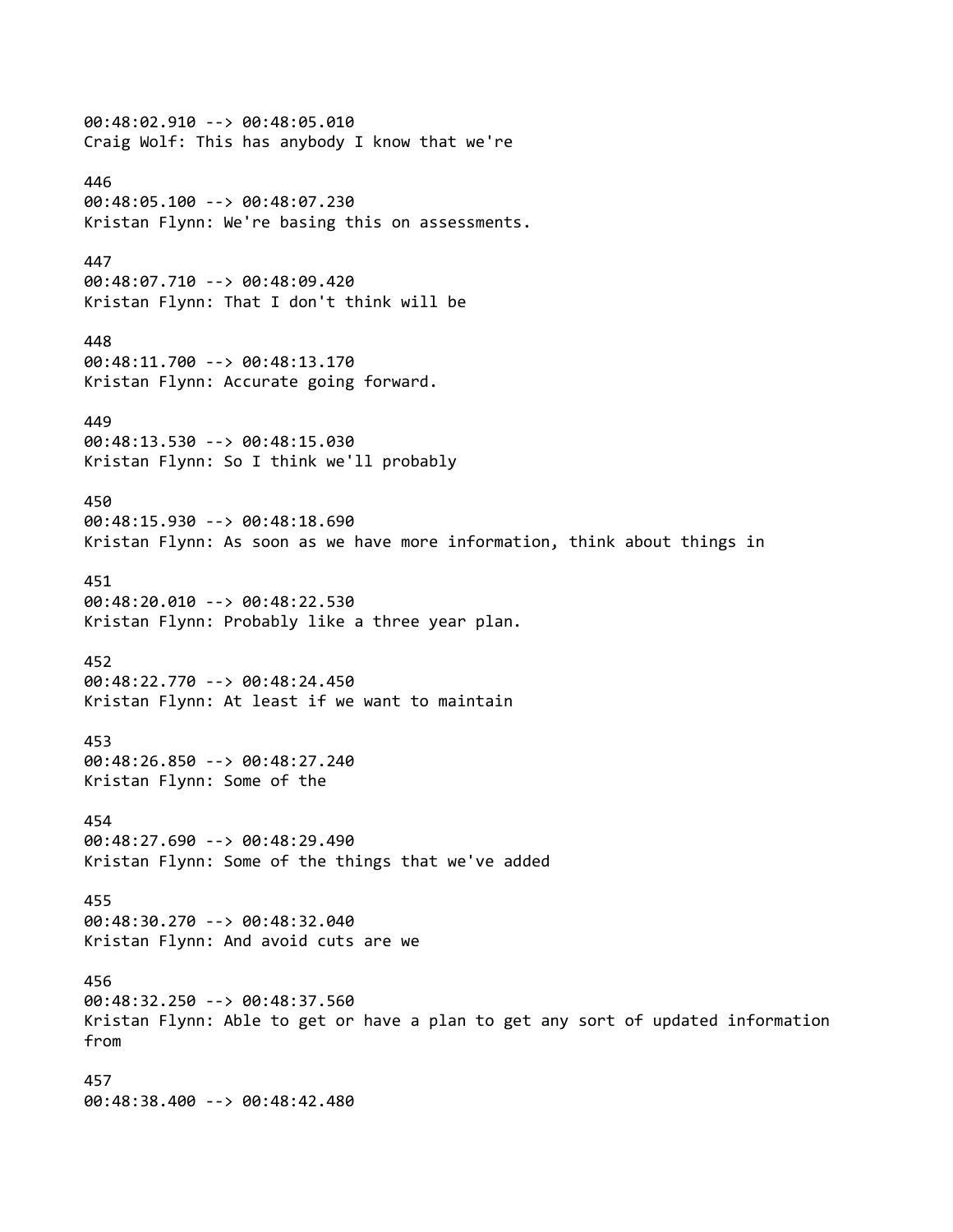00:48:02.910 --> 00:48:05.010
Craig Wolf: This has anybody I know that we're

446
00:48:05.100 --> 00:48:07.230
Kristan Flynn: We're basing this on assessments.

447
00:48:07.710 --> 00:48:09.420
Kristan Flynn: That I don't think will be

448
00:48:11.700 --> 00:48:13.170
Kristan Flynn: Accurate going forward.

449
00:48:13.530 --> 00:48:15.030
Kristan Flynn: So I think we'll probably

450
00:48:15.930 --> 00:48:18.690
Kristan Flynn: As soon as we have more information, think about things in

451
00:48:20.010 --> 00:48:22.530
Kristan Flynn: Probably like a three year plan.

452
00:48:22.770 --> 00:48:24.450
Kristan Flynn: At least if we want to maintain

453
00:48:26.850 --> 00:48:27.240
Kristan Flynn: Some of the

454
00:48:27.690 --> 00:48:29.490
Kristan Flynn: Some of the things that we've added

455
00:48:30.270 --> 00:48:32.040
Kristan Flynn: And avoid cuts are we

456
00:48:32.250 --> 00:48:37.560
Kristan Flynn: Able to get or have a plan to get any sort of updated information from

457
00:48:38.400 --> 00:48:42.480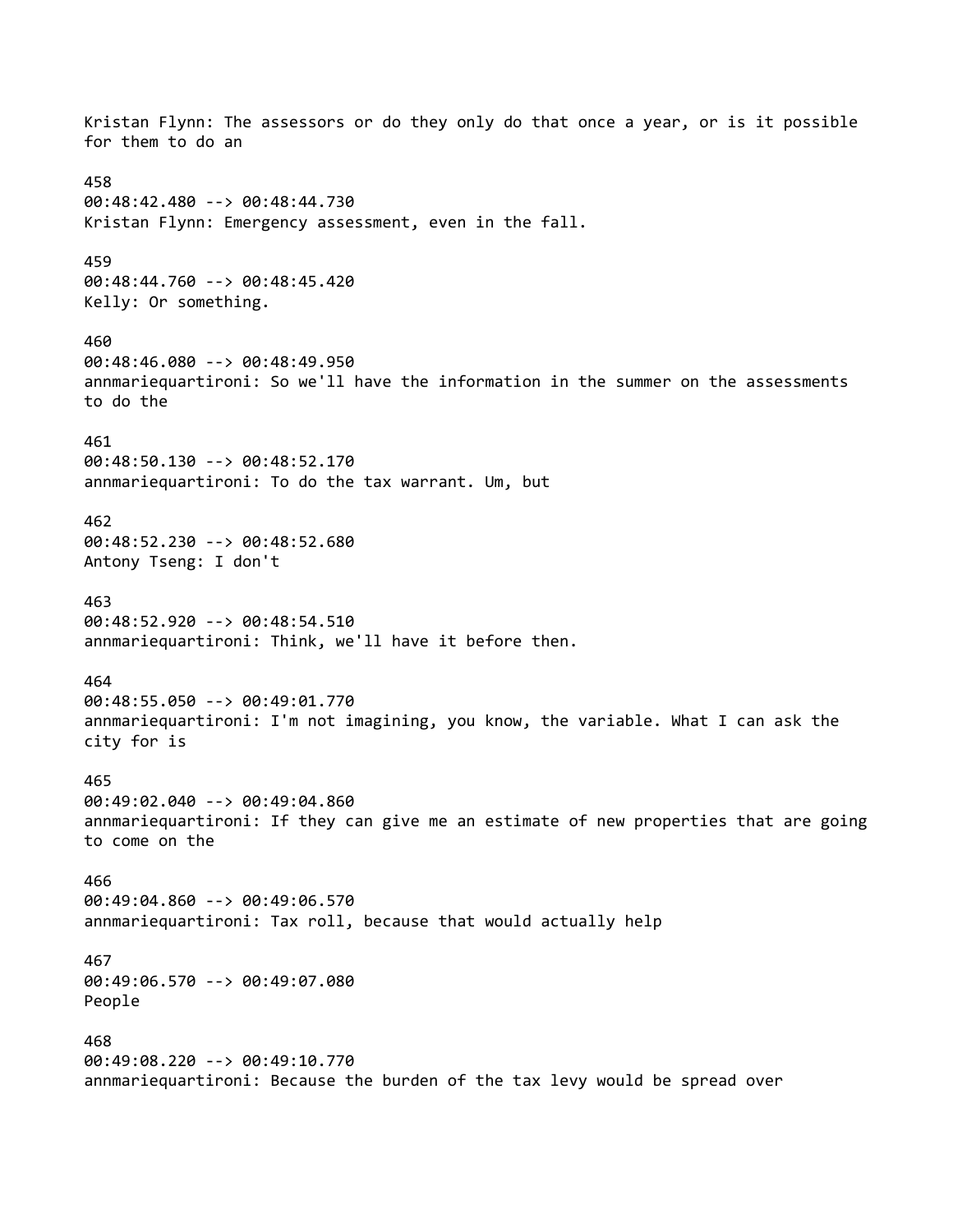Kristan Flynn: The assessors or do they only do that once a year, or is it possible for them to do an

458
00:48:42.480 --> 00:48:44.730
Kristan Flynn: Emergency assessment, even in the fall.

459
00:48:44.760 --> 00:48:45.420
Kelly: Or something.

460
00:48:46.080 --> 00:48:49.950
annmariequartironi: So we'll have the information in the summer on the assessments to do the

461
00:48:50.130 --> 00:48:52.170
annmariequartironi: To do the tax warrant. Um, but

462
00:48:52.230 --> 00:48:52.680
Antony Tseng: I don't

463
00:48:52.920 --> 00:48:54.510
annmariequartironi: Think, we'll have it before then.

464
00:48:55.050 --> 00:49:01.770
annmariequartironi: I'm not imagining, you know, the variable. What I can ask the city for is

465
00:49:02.040 --> 00:49:04.860
annmariequartironi: If they can give me an estimate of new properties that are going to come on the

466
00:49:04.860 --> 00:49:06.570
annmariequartironi: Tax roll, because that would actually help

467
00:49:06.570 --> 00:49:07.080
People

468
00:49:08.220 --> 00:49:10.770
annmariequartironi: Because the burden of the tax levy would be spread over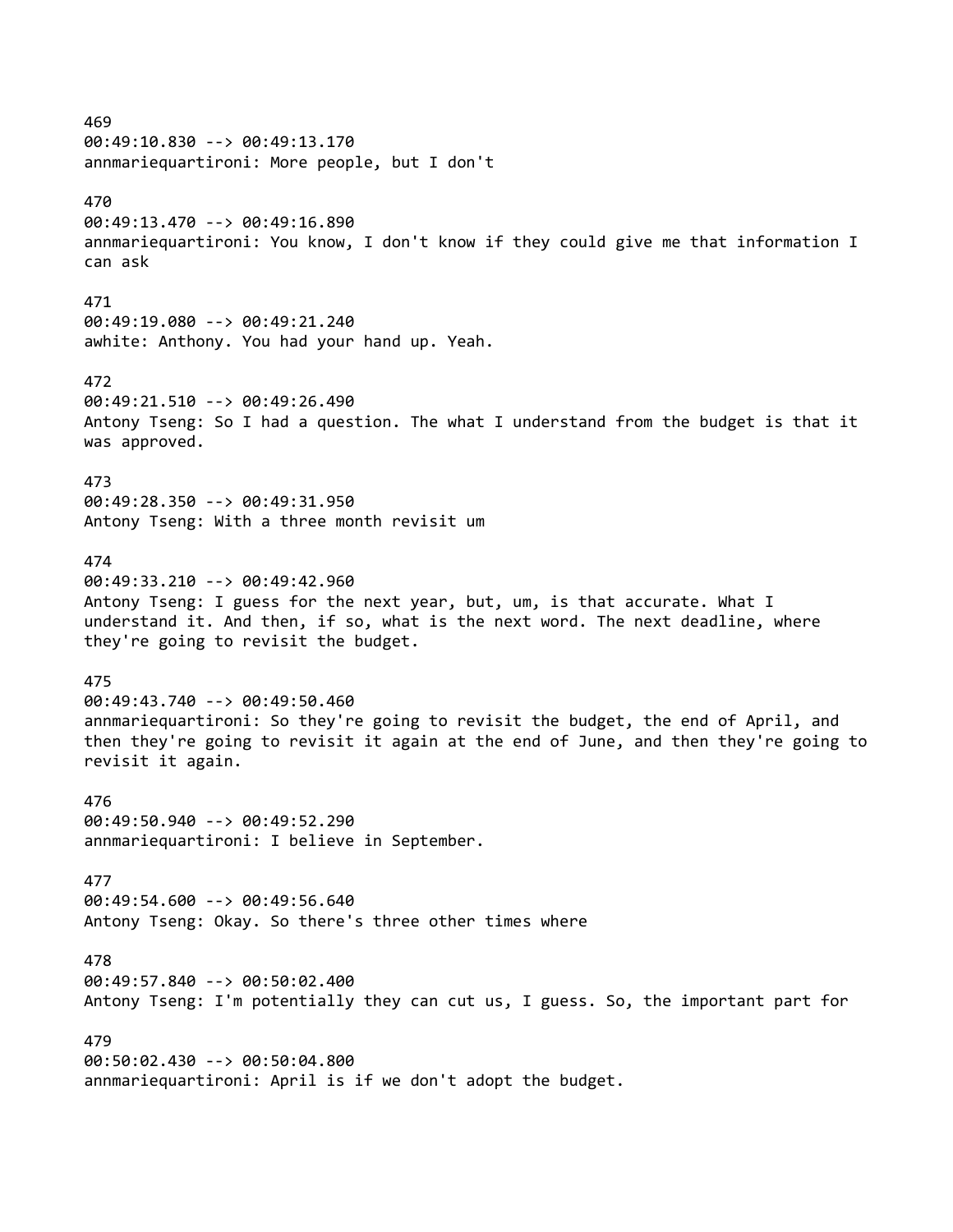469
00:49:10.830 --> 00:49:13.170
annmariequartironi: More people, but I don't

470
00:49:13.470 --> 00:49:16.890
annmariequartironi: You know, I don't know if they could give me that information I can ask

471
00:49:19.080 --> 00:49:21.240
awhite: Anthony. You had your hand up. Yeah.

472
00:49:21.510 --> 00:49:26.490
Antony Tseng: So I had a question. The what I understand from the budget is that it was approved.

473
00:49:28.350 --> 00:49:31.950
Antony Tseng: With a three month revisit um

474
00:49:33.210 --> 00:49:42.960
Antony Tseng: I guess for the next year, but, um, is that accurate. What I understand it. And then, if so, what is the next word. The next deadline, where they're going to revisit the budget.

475
00:49:43.740 --> 00:49:50.460
annmariequartironi: So they're going to revisit the budget, the end of April, and then they're going to revisit it again at the end of June, and then they're going to revisit it again.

476
00:49:50.940 --> 00:49:52.290
annmariequartironi: I believe in September.

477
00:49:54.600 --> 00:49:56.640
Antony Tseng: Okay. So there's three other times where

478
00:49:57.840 --> 00:50:02.400
Antony Tseng: I'm potentially they can cut us, I guess. So, the important part for

479
00:50:02.430 --> 00:50:04.800
annmariequartironi: April is if we don't adopt the budget.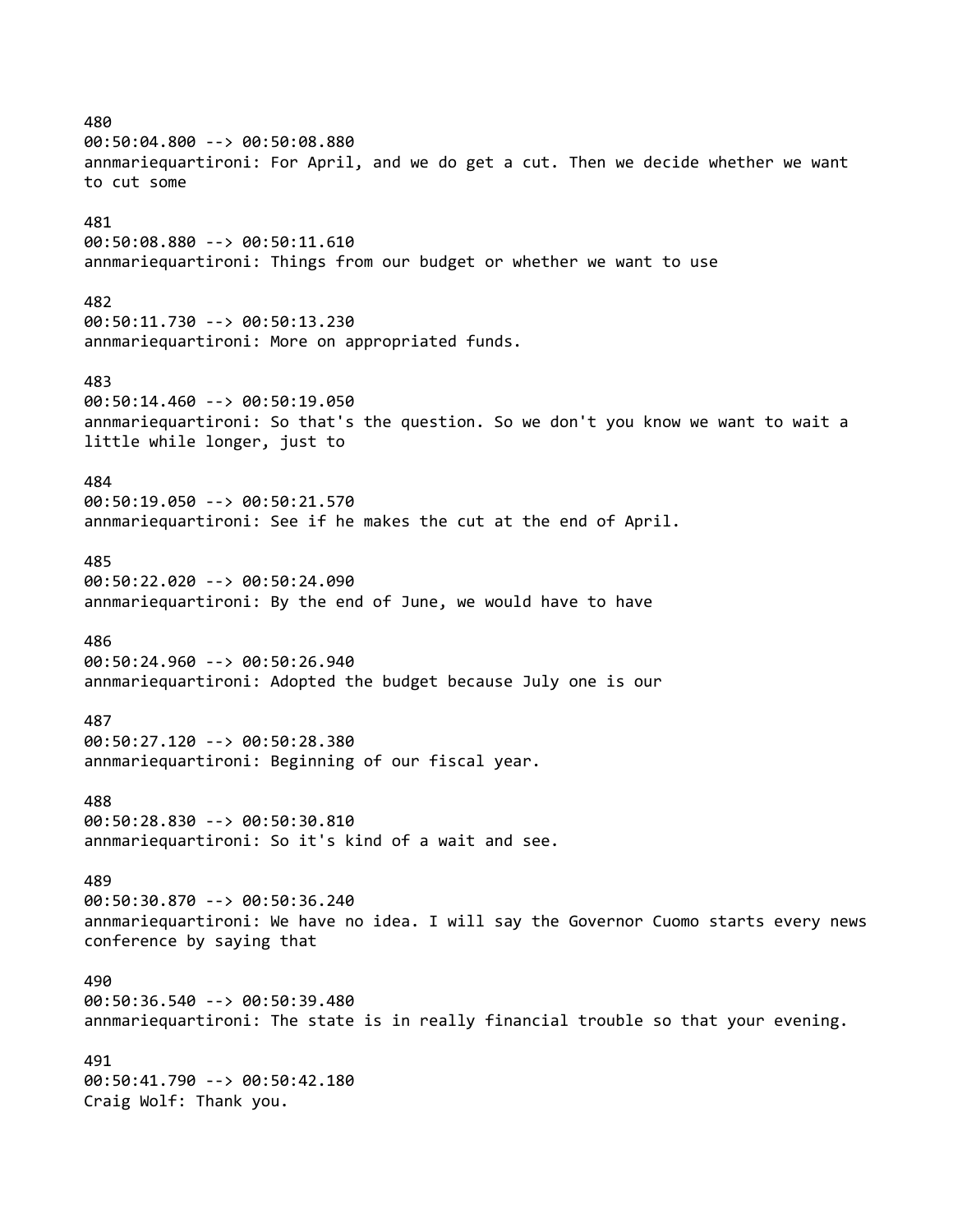480
00:50:04.800 --> 00:50:08.880
annmariequartironi: For April, and we do get a cut. Then we decide whether we want to cut some

481
00:50:08.880 --> 00:50:11.610
annmariequartironi: Things from our budget or whether we want to use

482
00:50:11.730 --> 00:50:13.230
annmariequartironi: More on appropriated funds.

483
00:50:14.460 --> 00:50:19.050
annmariequartironi: So that's the question. So we don't you know we want to wait a little while longer, just to

484
00:50:19.050 --> 00:50:21.570
annmariequartironi: See if he makes the cut at the end of April.

485
00:50:22.020 --> 00:50:24.090
annmariequartironi: By the end of June, we would have to have

486
00:50:24.960 --> 00:50:26.940
annmariequartironi: Adopted the budget because July one is our

487
00:50:27.120 --> 00:50:28.380
annmariequartironi: Beginning of our fiscal year.

488
00:50:28.830 --> 00:50:30.810
annmariequartironi: So it's kind of a wait and see.

489
00:50:30.870 --> 00:50:36.240
annmariequartironi: We have no idea. I will say the Governor Cuomo starts every news conference by saying that

490
00:50:36.540 --> 00:50:39.480
annmariequartironi: The state is in really financial trouble so that your evening.

491
00:50:41.790 --> 00:50:42.180
Craig Wolf: Thank you.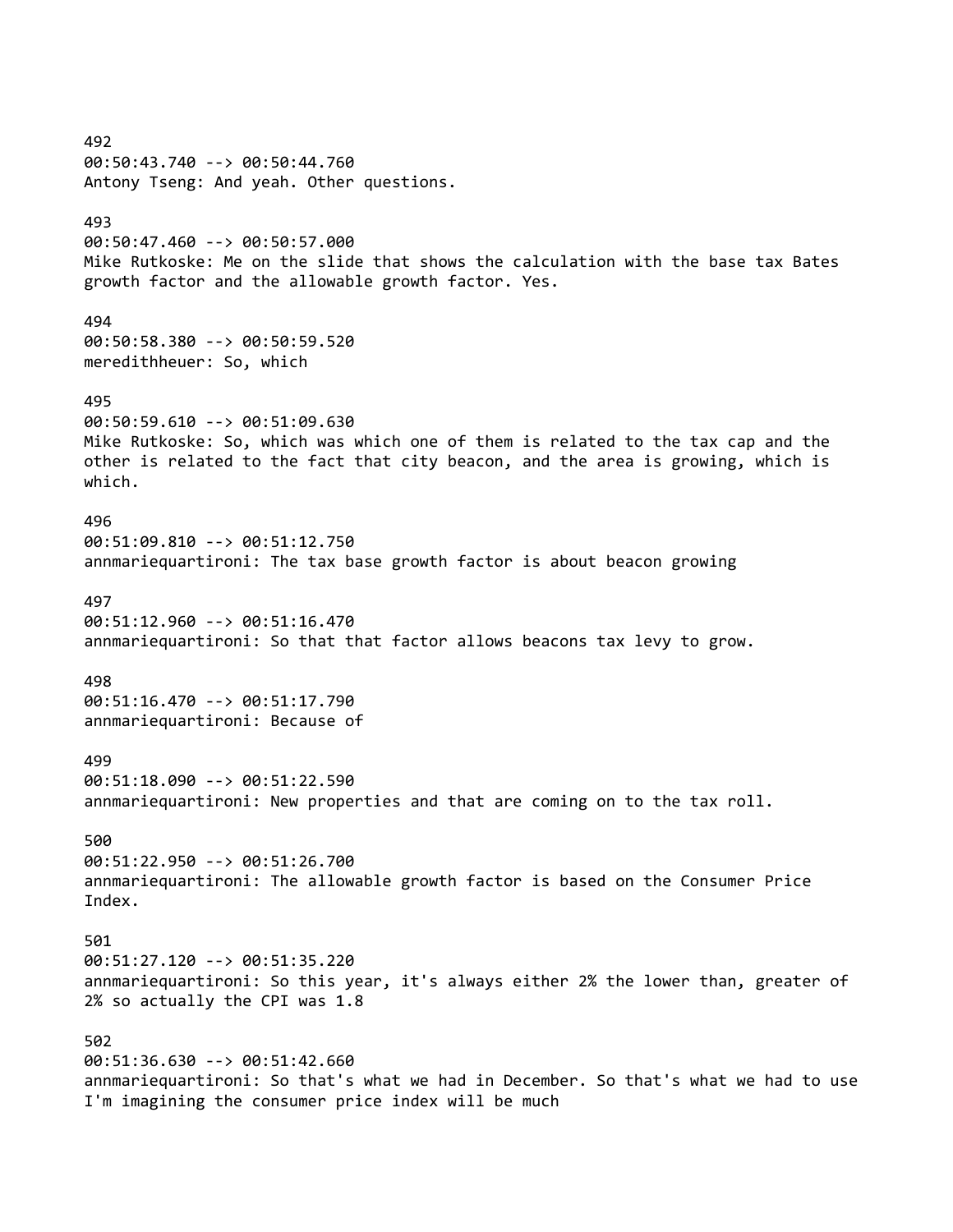492
00:50:43.740 --> 00:50:44.760
Antony Tseng: And yeah. Other questions.

493
00:50:47.460 --> 00:50:57.000
Mike Rutkoske: Me on the slide that shows the calculation with the base tax Bates growth factor and the allowable growth factor. Yes.

494
00:50:58.380 --> 00:50:59.520
meredithheuer: So, which

495
00:50:59.610 --> 00:51:09.630
Mike Rutkoske: So, which was which one of them is related to the tax cap and the other is related to the fact that city beacon, and the area is growing, which is which.

496
00:51:09.810 --> 00:51:12.750
annmariequartironi: The tax base growth factor is about beacon growing

497
00:51:12.960 --> 00:51:16.470
annmariequartironi: So that that factor allows beacons tax levy to grow.

498
00:51:16.470 --> 00:51:17.790
annmariequartironi: Because of

499
00:51:18.090 --> 00:51:22.590
annmariequartironi: New properties and that are coming on to the tax roll.

500
00:51:22.950 --> 00:51:26.700
annmariequartironi: The allowable growth factor is based on the Consumer Price Index.

501
00:51:27.120 --> 00:51:35.220
annmariequartironi: So this year, it's always either 2% the lower than, greater of 2% so actually the CPI was 1.8

502
00:51:36.630 --> 00:51:42.660
annmariequartironi: So that's what we had in December. So that's what we had to use I'm imagining the consumer price index will be much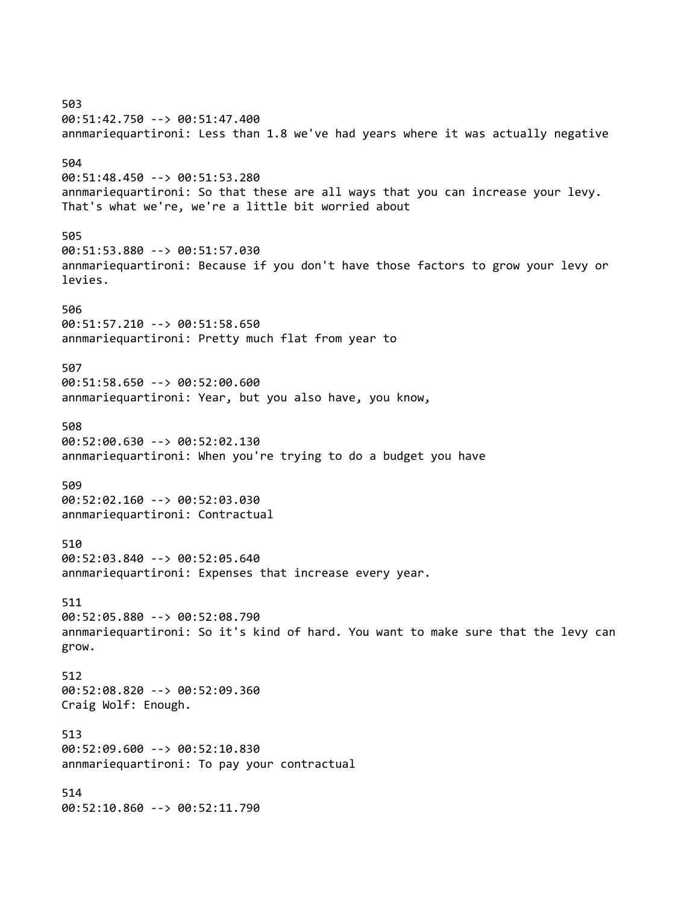503
00:51:42.750 --> 00:51:47.400
annmariequartironi: Less than 1.8 we've had years where it was actually negative

504
00:51:48.450 --> 00:51:53.280
annmariequartironi: So that these are all ways that you can increase your levy. That's what we're, we're a little bit worried about

505
00:51:53.880 --> 00:51:57.030
annmariequartironi: Because if you don't have those factors to grow your levy or levies.

506
00:51:57.210 --> 00:51:58.650
annmariequartironi: Pretty much flat from year to

507
00:51:58.650 --> 00:52:00.600
annmariequartironi: Year, but you also have, you know,

508
00:52:00.630 --> 00:52:02.130
annmariequartironi: When you're trying to do a budget you have

509
00:52:02.160 --> 00:52:03.030
annmariequartironi: Contractual

510
00:52:03.840 --> 00:52:05.640
annmariequartironi: Expenses that increase every year.

511
00:52:05.880 --> 00:52:08.790
annmariequartironi: So it's kind of hard. You want to make sure that the levy can grow.

512
00:52:08.820 --> 00:52:09.360
Craig Wolf: Enough.

513
00:52:09.600 --> 00:52:10.830
annmariequartironi: To pay your contractual

514
00:52:10.860 --> 00:52:11.790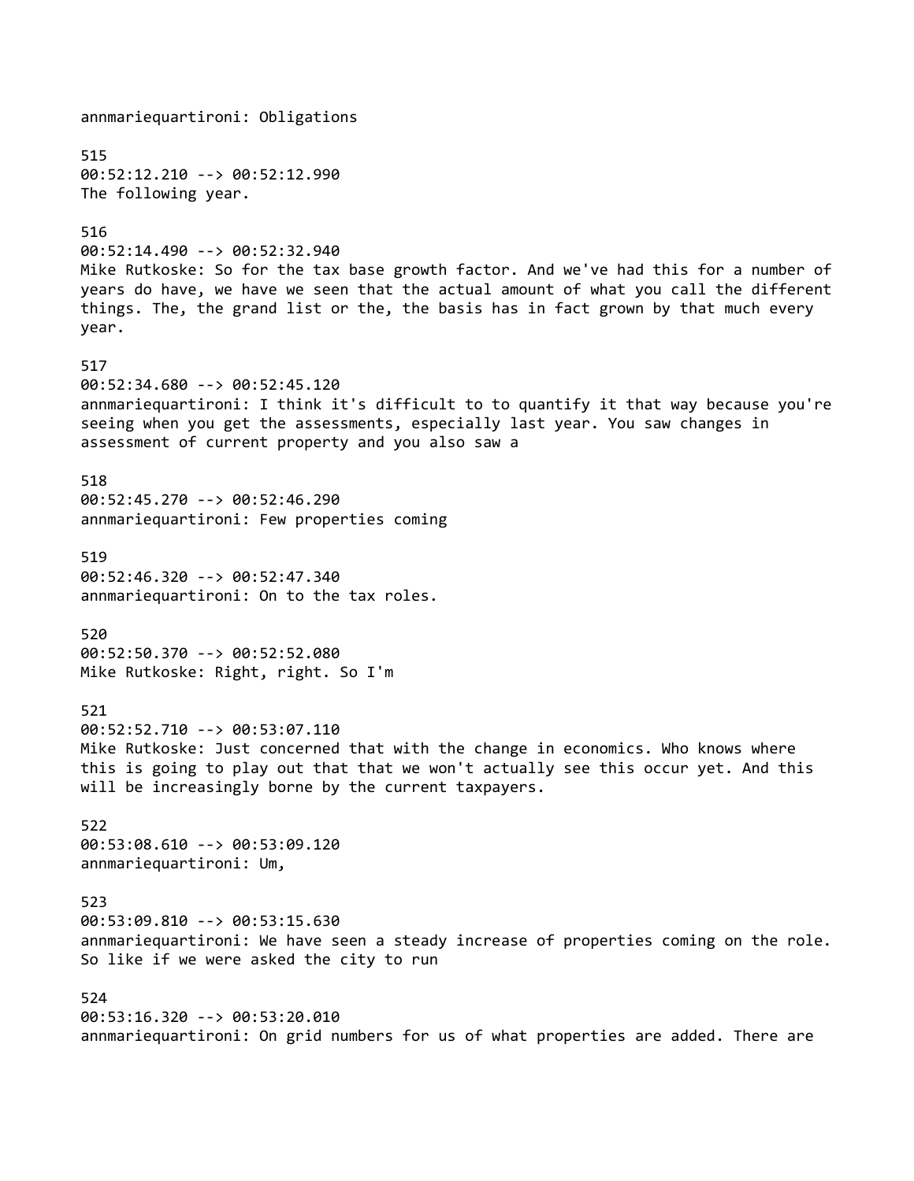annmariequartironi: Obligations

515
00:52:12.210 --> 00:52:12.990
The following year.

516
00:52:14.490 --> 00:52:32.940
Mike Rutkoske: So for the tax base growth factor. And we've had this for a number of years do have, we have we seen that the actual amount of what you call the different things. The, the grand list or the, the basis has in fact grown by that much every year.

517
00:52:34.680 --> 00:52:45.120
annmariequartironi: I think it's difficult to to quantify it that way because you're seeing when you get the assessments, especially last year. You saw changes in assessment of current property and you also saw a

518
00:52:45.270 --> 00:52:46.290
annmariequartironi: Few properties coming

519
00:52:46.320 --> 00:52:47.340
annmariequartironi: On to the tax roles.

520
00:52:50.370 --> 00:52:52.080
Mike Rutkoske: Right, right. So I'm

521
00:52:52.710 --> 00:53:07.110
Mike Rutkoske: Just concerned that with the change in economics. Who knows where this is going to play out that that we won't actually see this occur yet. And this will be increasingly borne by the current taxpayers.

522
00:53:08.610 --> 00:53:09.120
annmariequartironi: Um,

523
00:53:09.810 --> 00:53:15.630
annmariequartironi: We have seen a steady increase of properties coming on the role. So like if we were asked the city to run

524
00:53:16.320 --> 00:53:20.010
annmariequartironi: On grid numbers for us of what properties are added. There are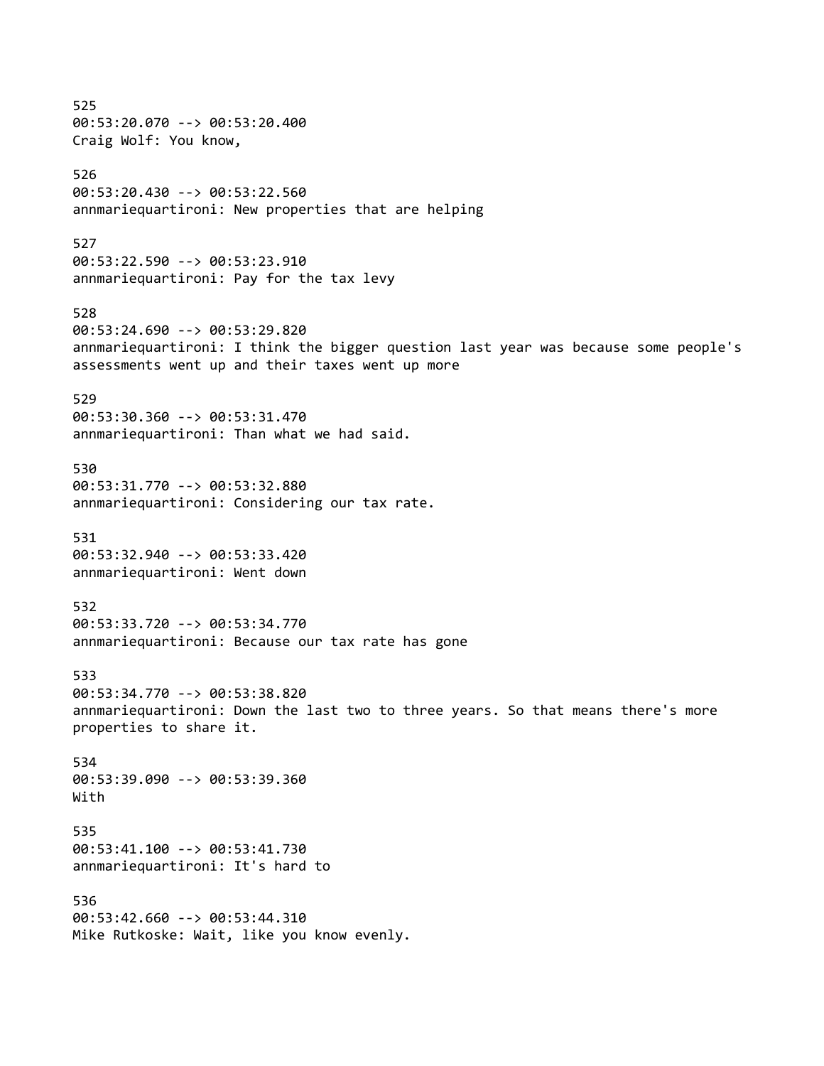525
00:53:20.070 --> 00:53:20.400
Craig Wolf: You know,

526
00:53:20.430 --> 00:53:22.560
annmariequartironi: New properties that are helping

527
00:53:22.590 --> 00:53:23.910
annmariequartironi: Pay for the tax levy

528
00:53:24.690 --> 00:53:29.820
annmariequartironi: I think the bigger question last year was because some people's assessments went up and their taxes went up more

529
00:53:30.360 --> 00:53:31.470
annmariequartironi: Than what we had said.

530
00:53:31.770 --> 00:53:32.880
annmariequartironi: Considering our tax rate.

531
00:53:32.940 --> 00:53:33.420
annmariequartironi: Went down

532
00:53:33.720 --> 00:53:34.770
annmariequartironi: Because our tax rate has gone

533
00:53:34.770 --> 00:53:38.820
annmariequartironi: Down the last two to three years. So that means there's more properties to share it.

534
00:53:39.090 --> 00:53:39.360
With

535
00:53:41.100 --> 00:53:41.730
annmariequartironi: It's hard to

536
00:53:42.660 --> 00:53:44.310
Mike Rutkoske: Wait, like you know evenly.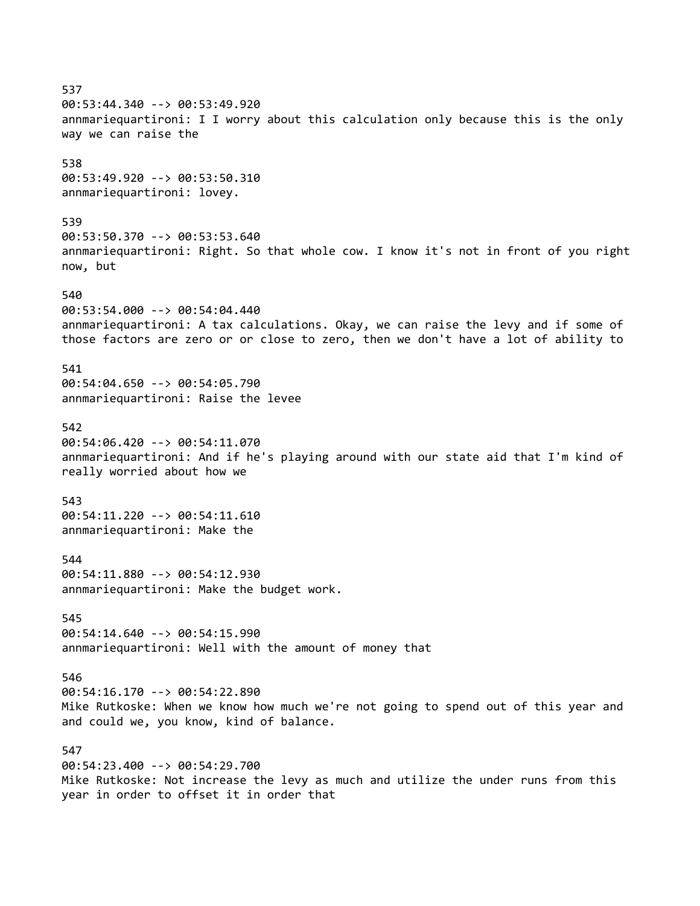537
00:53:44.340 --> 00:53:49.920
annmariequartironi: I I worry about this calculation only because this is the only way we can raise the

538
00:53:49.920 --> 00:53:50.310
annmariequartironi: lovey.

539
00:53:50.370 --> 00:53:53.640
annmariequartironi: Right. So that whole cow. I know it's not in front of you right now, but

540
00:53:54.000 --> 00:54:04.440
annmariequartironi: A tax calculations. Okay, we can raise the levy and if some of those factors are zero or or close to zero, then we don't have a lot of ability to

541
00:54:04.650 --> 00:54:05.790
annmariequartironi: Raise the levee

542
00:54:06.420 --> 00:54:11.070
annmariequartironi: And if he's playing around with our state aid that I'm kind of really worried about how we

543
00:54:11.220 --> 00:54:11.610
annmariequartironi: Make the

544
00:54:11.880 --> 00:54:12.930
annmariequartironi: Make the budget work.

545
00:54:14.640 --> 00:54:15.990
annmariequartironi: Well with the amount of money that

546
00:54:16.170 --> 00:54:22.890
Mike Rutkoske: When we know how much we're not going to spend out of this year and and could we, you know, kind of balance.

547
00:54:23.400 --> 00:54:29.700
Mike Rutkoske: Not increase the levy as much and utilize the under runs from this year in order to offset it in order that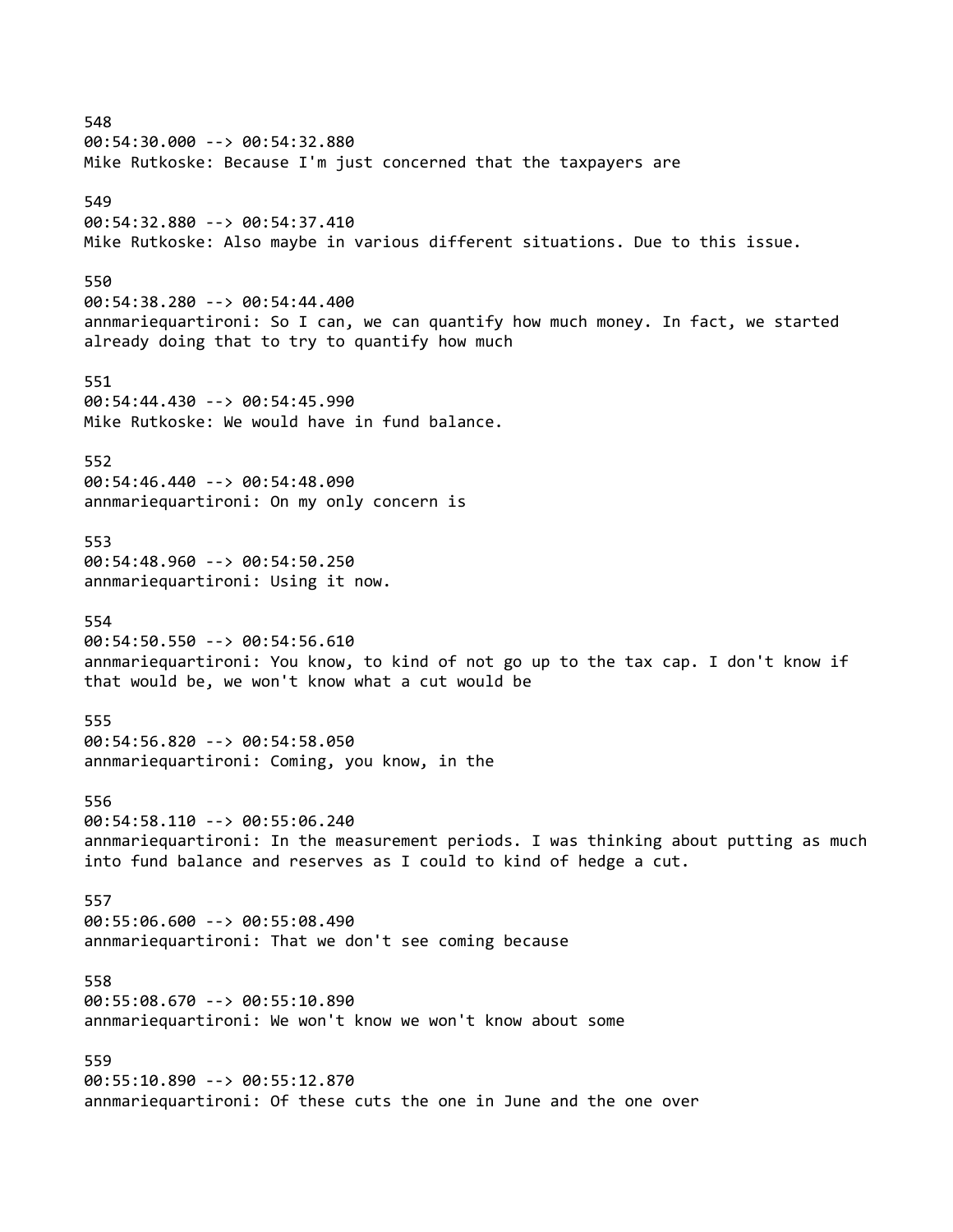548
00:54:30.000 --> 00:54:32.880
Mike Rutkoske: Because I'm just concerned that the taxpayers are

549
00:54:32.880 --> 00:54:37.410
Mike Rutkoske: Also maybe in various different situations. Due to this issue.

550
00:54:38.280 --> 00:54:44.400
annmariequartironi: So I can, we can quantify how much money. In fact, we started already doing that to try to quantify how much

551
00:54:44.430 --> 00:54:45.990
Mike Rutkoske: We would have in fund balance.

552
00:54:46.440 --> 00:54:48.090
annmariequartironi: On my only concern is

553
00:54:48.960 --> 00:54:50.250
annmariequartironi: Using it now.

554
00:54:50.550 --> 00:54:56.610
annmariequartironi: You know, to kind of not go up to the tax cap. I don't know if that would be, we won't know what a cut would be

555
00:54:56.820 --> 00:54:58.050
annmariequartironi: Coming, you know, in the

556
00:54:58.110 --> 00:55:06.240
annmariequartironi: In the measurement periods. I was thinking about putting as much into fund balance and reserves as I could to kind of hedge a cut.

557
00:55:06.600 --> 00:55:08.490
annmariequartironi: That we don't see coming because

558
00:55:08.670 --> 00:55:10.890
annmariequartironi: We won't know we won't know about some

559
00:55:10.890 --> 00:55:12.870
annmariequartironi: Of these cuts the one in June and the one over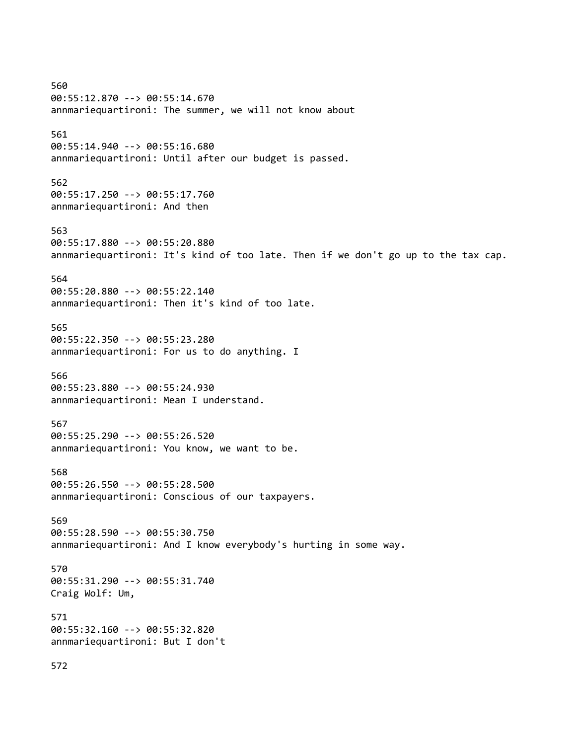560
00:55:12.870 --> 00:55:14.670
annmariequartironi: The summer, we will not know about

561
00:55:14.940 --> 00:55:16.680
annmariequartironi: Until after our budget is passed.

562
00:55:17.250 --> 00:55:17.760
annmariequartironi: And then

563
00:55:17.880 --> 00:55:20.880
annmariequartironi: It's kind of too late. Then if we don't go up to the tax cap.

564
00:55:20.880 --> 00:55:22.140
annmariequartironi: Then it's kind of too late.

565
00:55:22.350 --> 00:55:23.280
annmariequartironi: For us to do anything. I

566
00:55:23.880 --> 00:55:24.930
annmariequartironi: Mean I understand.

567
00:55:25.290 --> 00:55:26.520
annmariequartironi: You know, we want to be.

568
00:55:26.550 --> 00:55:28.500
annmariequartironi: Conscious of our taxpayers.

569
00:55:28.590 --> 00:55:30.750
annmariequartironi: And I know everybody's hurting in some way.

570
00:55:31.290 --> 00:55:31.740
Craig Wolf: Um,

571
00:55:32.160 --> 00:55:32.820
annmariequartironi: But I don't

572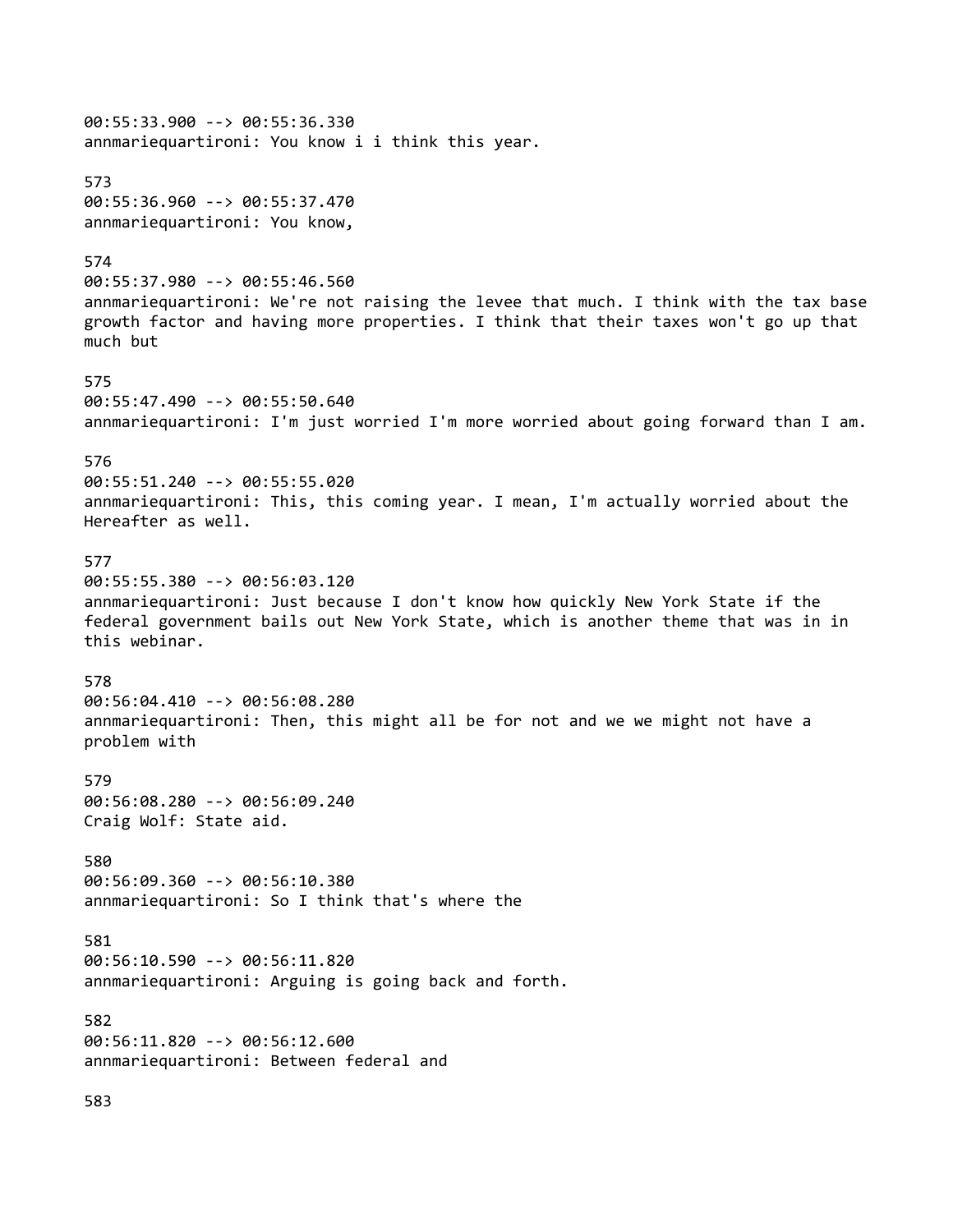00:55:33.900 --> 00:55:36.330
annmariequartironi: You know i i think this year.

573
00:55:36.960 --> 00:55:37.470
annmariequartironi: You know,

574
00:55:37.980 --> 00:55:46.560
annmariequartironi: We're not raising the levee that much. I think with the tax base growth factor and having more properties. I think that their taxes won't go up that much but

575
00:55:47.490 --> 00:55:50.640
annmariequartironi: I'm just worried I'm more worried about going forward than I am.

576
00:55:51.240 --> 00:55:55.020
annmariequartironi: This, this coming year. I mean, I'm actually worried about the Hereafter as well.

577
00:55:55.380 --> 00:56:03.120
annmariequartironi: Just because I don't know how quickly New York State if the federal government bails out New York State, which is another theme that was in in this webinar.

578
00:56:04.410 --> 00:56:08.280
annmariequartironi: Then, this might all be for not and we we might not have a problem with

579
00:56:08.280 --> 00:56:09.240
Craig Wolf: State aid.

580
00:56:09.360 --> 00:56:10.380
annmariequartironi: So I think that's where the

581
00:56:10.590 --> 00:56:11.820
annmariequartironi: Arguing is going back and forth.

582
00:56:11.820 --> 00:56:12.600
annmariequartironi: Between federal and

583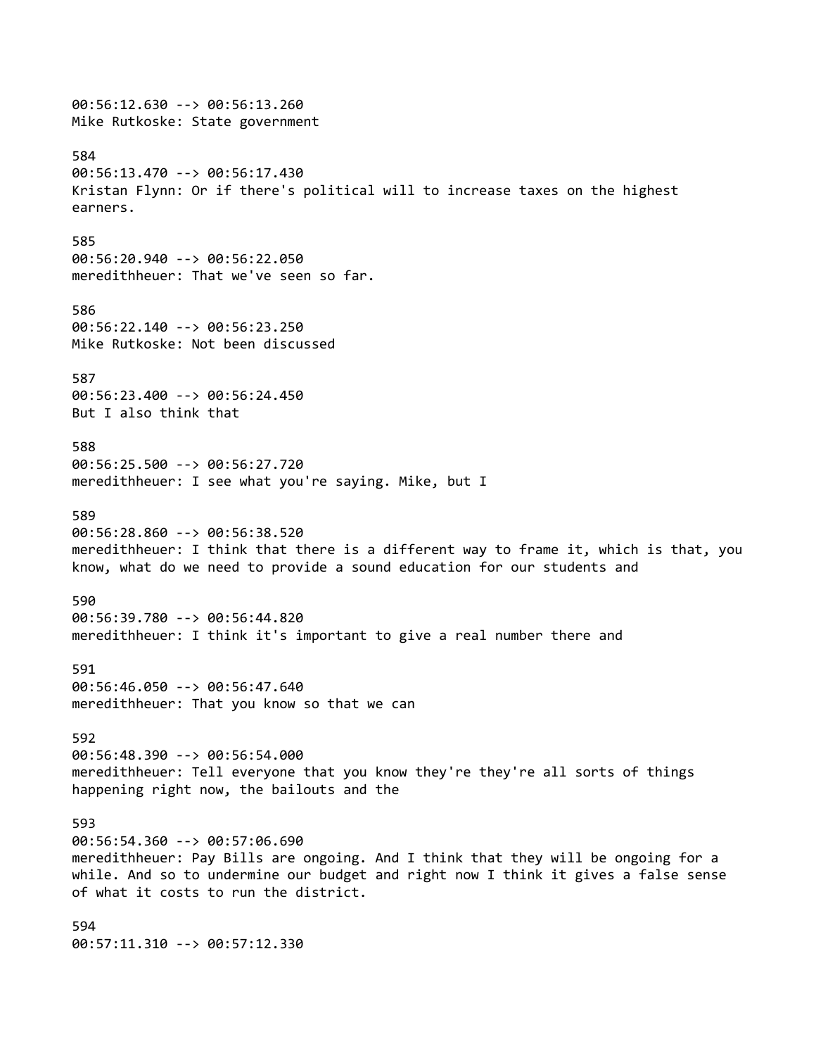00:56:12.630 --> 00:56:13.260
Mike Rutkoske: State government

584
00:56:13.470 --> 00:56:17.430
Kristan Flynn: Or if there's political will to increase taxes on the highest earners.

585
00:56:20.940 --> 00:56:22.050
meredithheuer: That we've seen so far.

586
00:56:22.140 --> 00:56:23.250
Mike Rutkoske: Not been discussed

587
00:56:23.400 --> 00:56:24.450
But I also think that

588
00:56:25.500 --> 00:56:27.720
meredithheuer: I see what you're saying. Mike, but I

589
00:56:28.860 --> 00:56:38.520
meredithheuer: I think that there is a different way to frame it, which is that, you know, what do we need to provide a sound education for our students and

590
00:56:39.780 --> 00:56:44.820
meredithheuer: I think it's important to give a real number there and

591
00:56:46.050 --> 00:56:47.640
meredithheuer: That you know so that we can

592
00:56:48.390 --> 00:56:54.000
meredithheuer: Tell everyone that you know they're they're all sorts of things happening right now, the bailouts and the

593
00:56:54.360 --> 00:57:06.690
meredithheuer: Pay Bills are ongoing. And I think that they will be ongoing for a while. And so to undermine our budget and right now I think it gives a false sense of what it costs to run the district.

594
00:57:11.310 --> 00:57:12.330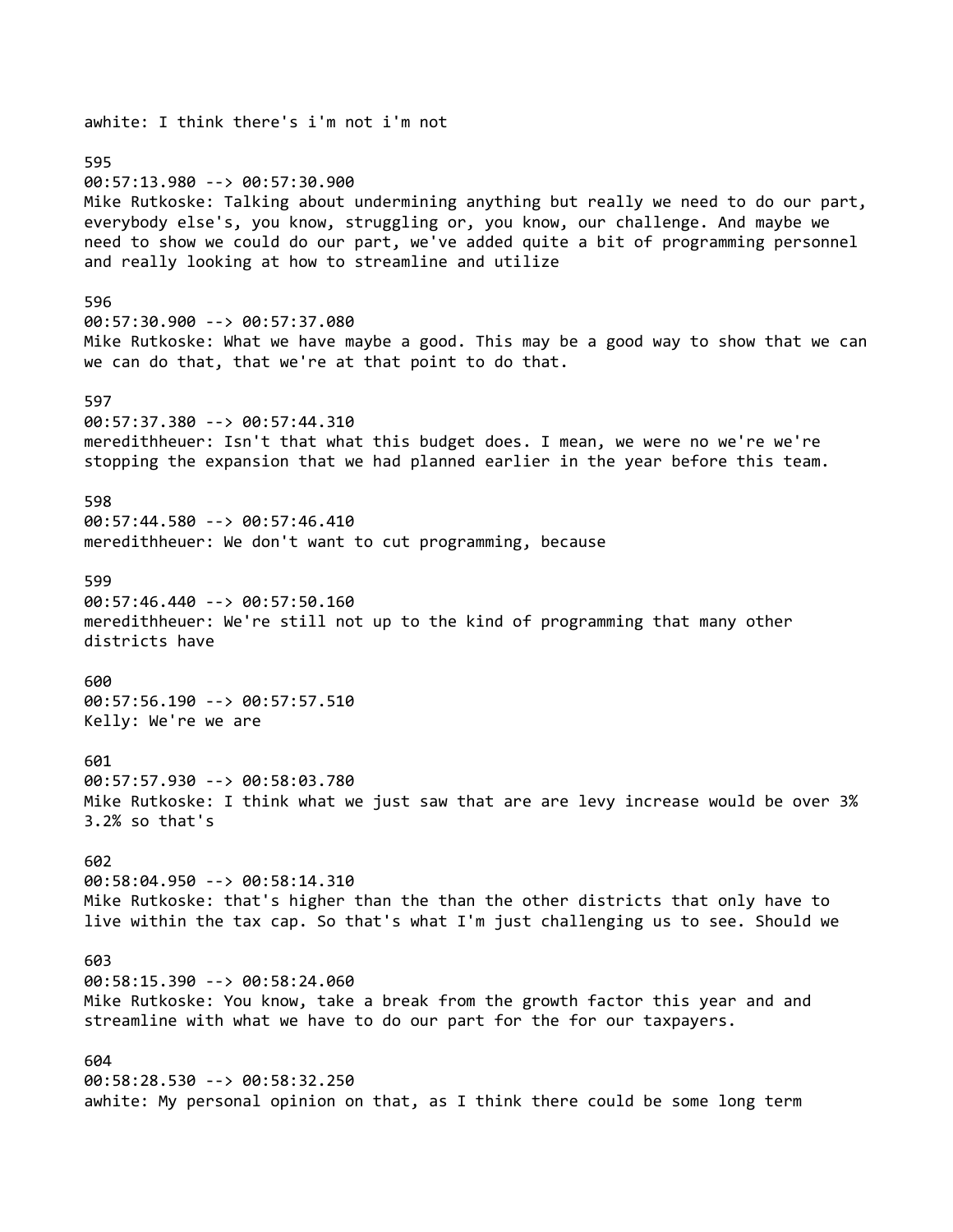awhite: I think there's i'm not i'm not

595
00:57:13.980 --> 00:57:30.900
Mike Rutkoske: Talking about undermining anything but really we need to do our part, everybody else's, you know, struggling or, you know, our challenge. And maybe we need to show we could do our part, we've added quite a bit of programming personnel and really looking at how to streamline and utilize

596
00:57:30.900 --> 00:57:37.080
Mike Rutkoske: What we have maybe a good. This may be a good way to show that we can we can do that, that we're at that point to do that.

597
00:57:37.380 --> 00:57:44.310
meredithheuer: Isn't that what this budget does. I mean, we were no we're we're stopping the expansion that we had planned earlier in the year before this team.

598
00:57:44.580 --> 00:57:46.410
meredithheuer: We don't want to cut programming, because

599
00:57:46.440 --> 00:57:50.160
meredithheuer: We're still not up to the kind of programming that many other districts have

600
00:57:56.190 --> 00:57:57.510
Kelly: We're we are

601
00:57:57.930 --> 00:58:03.780
Mike Rutkoske: I think what we just saw that are are levy increase would be over 3% 3.2% so that's

602
00:58:04.950 --> 00:58:14.310
Mike Rutkoske: that's higher than the than the other districts that only have to live within the tax cap. So that's what I'm just challenging us to see. Should we

603
00:58:15.390 --> 00:58:24.060
Mike Rutkoske: You know, take a break from the growth factor this year and and streamline with what we have to do our part for the for our taxpayers.

604
00:58:28.530 --> 00:58:32.250
awhite: My personal opinion on that, as I think there could be some long term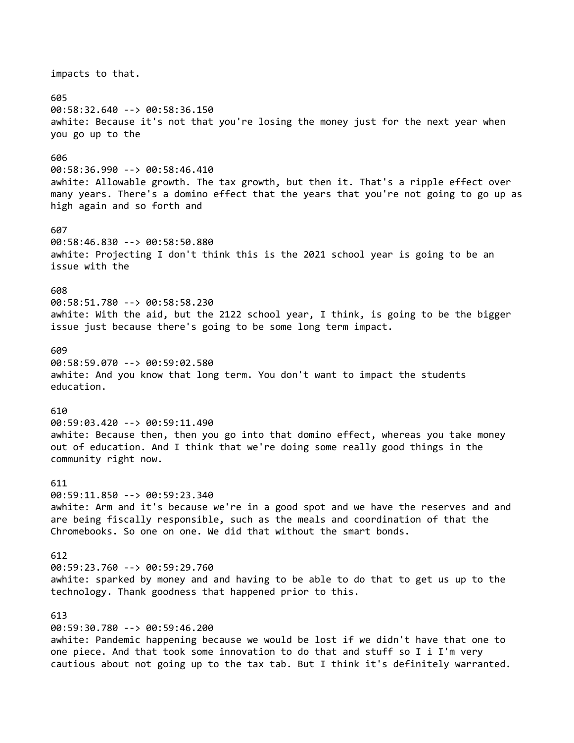impacts to that.

605
00:58:32.640 --> 00:58:36.150
awhite: Because it's not that you're losing the money just for the next year when you go up to the

606
00:58:36.990 --> 00:58:46.410
awhite: Allowable growth. The tax growth, but then it. That's a ripple effect over many years. There's a domino effect that the years that you're not going to go up as high again and so forth and

607
00:58:46.830 --> 00:58:50.880
awhite: Projecting I don't think this is the 2021 school year is going to be an issue with the

608
00:58:51.780 --> 00:58:58.230
awhite: With the aid, but the 2122 school year, I think, is going to be the bigger issue just because there's going to be some long term impact.

609
00:58:59.070 --> 00:59:02.580
awhite: And you know that long term. You don't want to impact the students education.

610
00:59:03.420 --> 00:59:11.490
awhite: Because then, then you go into that domino effect, whereas you take money out of education. And I think that we're doing some really good things in the community right now.

611
00:59:11.850 --> 00:59:23.340
awhite: Arm and it's because we're in a good spot and we have the reserves and and are being fiscally responsible, such as the meals and coordination of that the Chromebooks. So one on one. We did that without the smart bonds.

612
00:59:23.760 --> 00:59:29.760
awhite: sparked by money and and having to be able to do that to get us up to the technology. Thank goodness that happened prior to this.

613
00:59:30.780 --> 00:59:46.200
awhite: Pandemic happening because we would be lost if we didn't have that one to one piece. And that took some innovation to do that and stuff so I i I'm very cautious about not going up to the tax tab. But I think it's definitely warranted.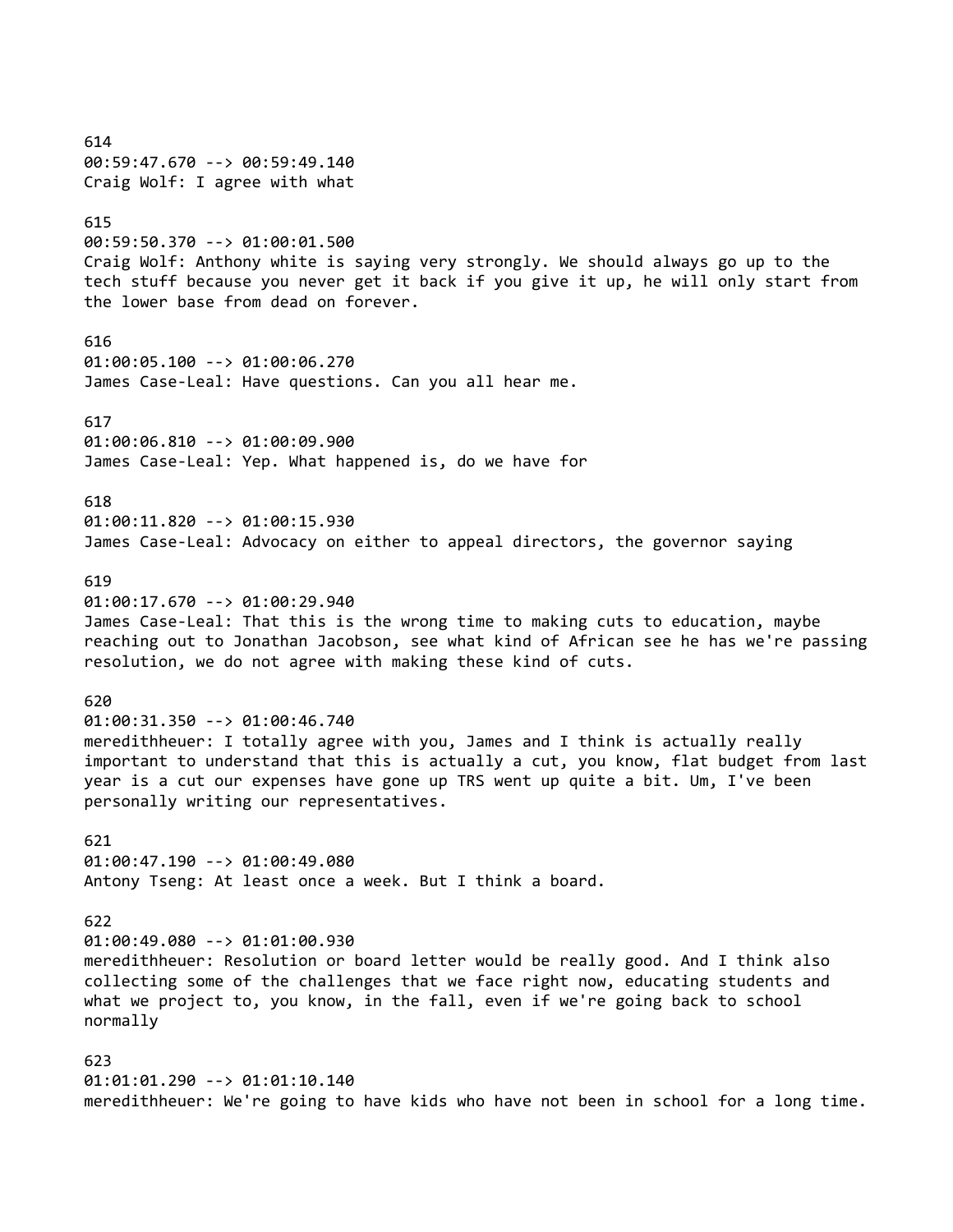614
00:59:47.670 --> 00:59:49.140
Craig Wolf: I agree with what

615
00:59:50.370 --> 01:00:01.500
Craig Wolf: Anthony white is saying very strongly. We should always go up to the tech stuff because you never get it back if you give it up, he will only start from the lower base from dead on forever.

616
01:00:05.100 --> 01:00:06.270
James Case-Leal: Have questions. Can you all hear me.

617
01:00:06.810 --> 01:00:09.900
James Case-Leal: Yep. What happened is, do we have for

618
01:00:11.820 --> 01:00:15.930
James Case-Leal: Advocacy on either to appeal directors, the governor saying

619
01:00:17.670 --> 01:00:29.940
James Case-Leal: That this is the wrong time to making cuts to education, maybe reaching out to Jonathan Jacobson, see what kind of African see he has we're passing resolution, we do not agree with making these kind of cuts.

620
01:00:31.350 --> 01:00:46.740
meredithheuer: I totally agree with you, James and I think is actually really important to understand that this is actually a cut, you know, flat budget from last year is a cut our expenses have gone up TRS went up quite a bit. Um, I've been personally writing our representatives.

621
01:00:47.190 --> 01:00:49.080
Antony Tseng: At least once a week. But I think a board.

622
01:00:49.080 --> 01:01:00.930
meredithheuer: Resolution or board letter would be really good. And I think also collecting some of the challenges that we face right now, educating students and what we project to, you know, in the fall, even if we're going back to school normally

623
01:01:01.290 --> 01:01:10.140
meredithheuer: We're going to have kids who have not been in school for a long time.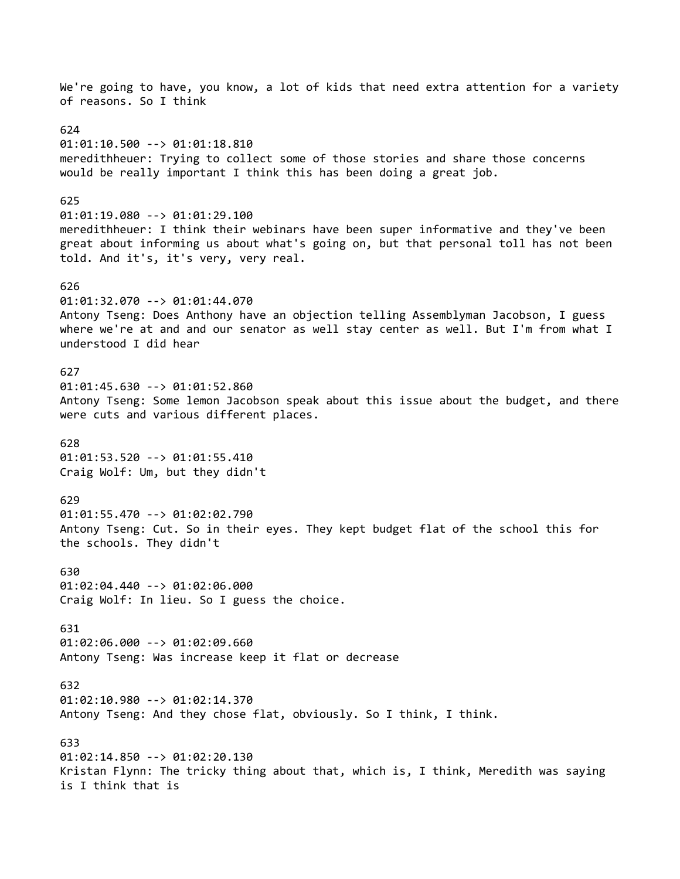We're going to have, you know, a lot of kids that need extra attention for a variety of reasons. So I think

624
01:01:10.500 --> 01:01:18.810
meredithheuer: Trying to collect some of those stories and share those concerns would be really important I think this has been doing a great job.

625
01:01:19.080 --> 01:01:29.100
meredithheuer: I think their webinars have been super informative and they've been great about informing us about what's going on, but that personal toll has not been told. And it's, it's very, very real.

626
01:01:32.070 --> 01:01:44.070
Antony Tseng: Does Anthony have an objection telling Assemblyman Jacobson, I guess where we're at and and our senator as well stay center as well. But I'm from what I understood I did hear

627
01:01:45.630 --> 01:01:52.860
Antony Tseng: Some lemon Jacobson speak about this issue about the budget, and there were cuts and various different places.

628
01:01:53.520 --> 01:01:55.410
Craig Wolf: Um, but they didn't

629
01:01:55.470 --> 01:02:02.790
Antony Tseng: Cut. So in their eyes. They kept budget flat of the school this for the schools. They didn't

630
01:02:04.440 --> 01:02:06.000
Craig Wolf: In lieu. So I guess the choice.

631
01:02:06.000 --> 01:02:09.660
Antony Tseng: Was increase keep it flat or decrease

632
01:02:10.980 --> 01:02:14.370
Antony Tseng: And they chose flat, obviously. So I think, I think.

633
01:02:14.850 --> 01:02:20.130
Kristan Flynn: The tricky thing about that, which is, I think, Meredith was saying is I think that is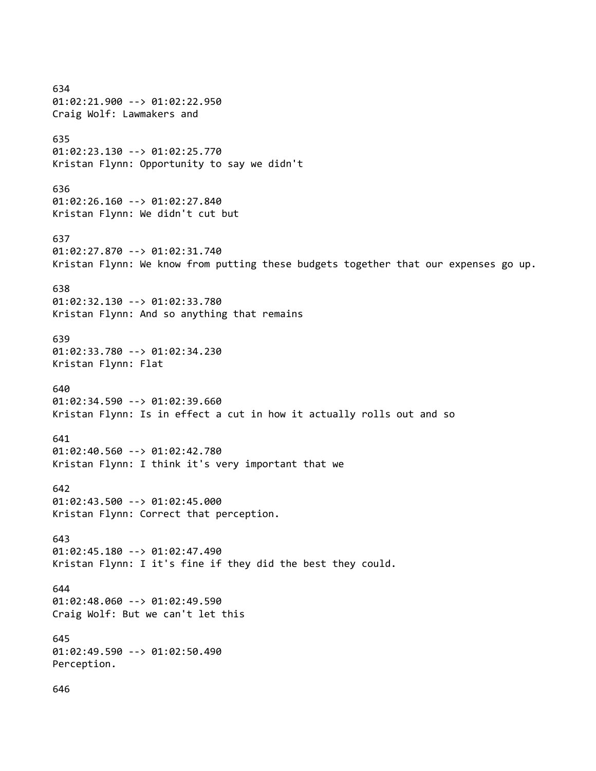634
01:02:21.900 --> 01:02:22.950
Craig Wolf: Lawmakers and

635
01:02:23.130 --> 01:02:25.770
Kristan Flynn: Opportunity to say we didn't

636
01:02:26.160 --> 01:02:27.840
Kristan Flynn: We didn't cut but

637
01:02:27.870 --> 01:02:31.740
Kristan Flynn: We know from putting these budgets together that our expenses go up.

638
01:02:32.130 --> 01:02:33.780
Kristan Flynn: And so anything that remains

639
01:02:33.780 --> 01:02:34.230
Kristan Flynn: Flat

640
01:02:34.590 --> 01:02:39.660
Kristan Flynn: Is in effect a cut in how it actually rolls out and so

641
01:02:40.560 --> 01:02:42.780
Kristan Flynn: I think it's very important that we

642
01:02:43.500 --> 01:02:45.000
Kristan Flynn: Correct that perception.

643
01:02:45.180 --> 01:02:47.490
Kristan Flynn: I it's fine if they did the best they could.

644
01:02:48.060 --> 01:02:49.590
Craig Wolf: But we can't let this

645
01:02:49.590 --> 01:02:50.490
Perception.

646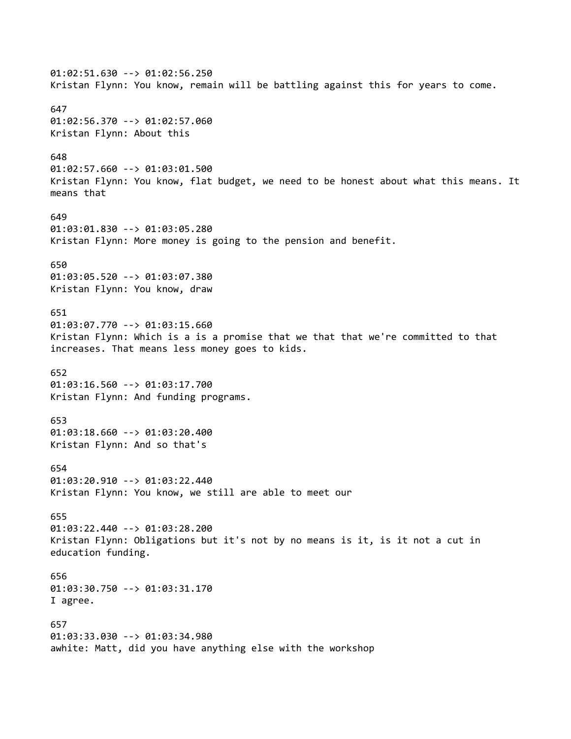01:02:51.630 --> 01:02:56.250
Kristan Flynn: You know, remain will be battling against this for years to come.

647
01:02:56.370 --> 01:02:57.060
Kristan Flynn: About this

648
01:02:57.660 --> 01:03:01.500
Kristan Flynn: You know, flat budget, we need to be honest about what this means. It means that

649
01:03:01.830 --> 01:03:05.280
Kristan Flynn: More money is going to the pension and benefit.

650
01:03:05.520 --> 01:03:07.380
Kristan Flynn: You know, draw

651
01:03:07.770 --> 01:03:15.660
Kristan Flynn: Which is a is a promise that we that that we're committed to that increases. That means less money goes to kids.

652
01:03:16.560 --> 01:03:17.700
Kristan Flynn: And funding programs.

653
01:03:18.660 --> 01:03:20.400
Kristan Flynn: And so that's

654
01:03:20.910 --> 01:03:22.440
Kristan Flynn: You know, we still are able to meet our

655
01:03:22.440 --> 01:03:28.200
Kristan Flynn: Obligations but it's not by no means is it, is it not a cut in education funding.

656
01:03:30.750 --> 01:03:31.170
I agree.

657
01:03:33.030 --> 01:03:34.980
awhite: Matt, did you have anything else with the workshop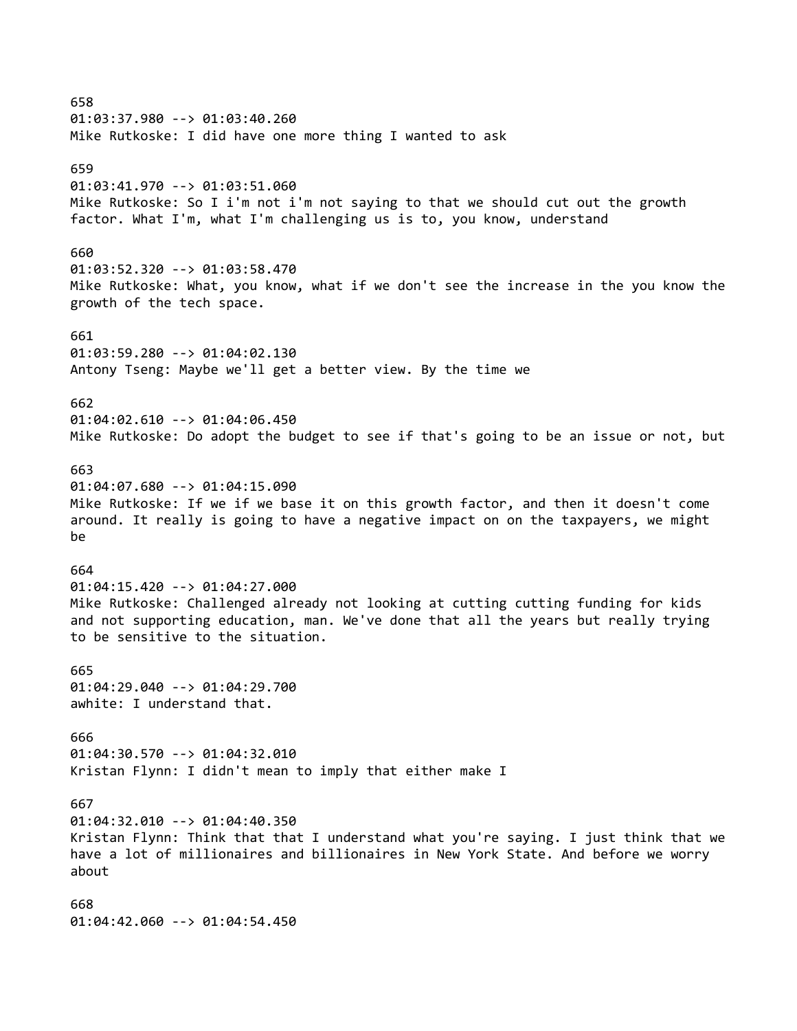658
01:03:37.980 --> 01:03:40.260
Mike Rutkoske: I did have one more thing I wanted to ask

659
01:03:41.970 --> 01:03:51.060
Mike Rutkoske: So I i'm not i'm not saying to that we should cut out the growth factor. What I'm, what I'm challenging us is to, you know, understand

660
01:03:52.320 --> 01:03:58.470
Mike Rutkoske: What, you know, what if we don't see the increase in the you know the growth of the tech space.

661
01:03:59.280 --> 01:04:02.130
Antony Tseng: Maybe we'll get a better view. By the time we

662
01:04:02.610 --> 01:04:06.450
Mike Rutkoske: Do adopt the budget to see if that's going to be an issue or not, but

663
01:04:07.680 --> 01:04:15.090
Mike Rutkoske: If we if we base it on this growth factor, and then it doesn't come around. It really is going to have a negative impact on on the taxpayers, we might be

664
01:04:15.420 --> 01:04:27.000
Mike Rutkoske: Challenged already not looking at cutting cutting funding for kids and not supporting education, man. We've done that all the years but really trying to be sensitive to the situation.

665
01:04:29.040 --> 01:04:29.700
awhite: I understand that.

666
01:04:30.570 --> 01:04:32.010
Kristan Flynn: I didn't mean to imply that either make I

667
01:04:32.010 --> 01:04:40.350
Kristan Flynn: Think that that I understand what you're saying. I just think that we have a lot of millionaires and billionaires in New York State. And before we worry about

668
01:04:42.060 --> 01:04:54.450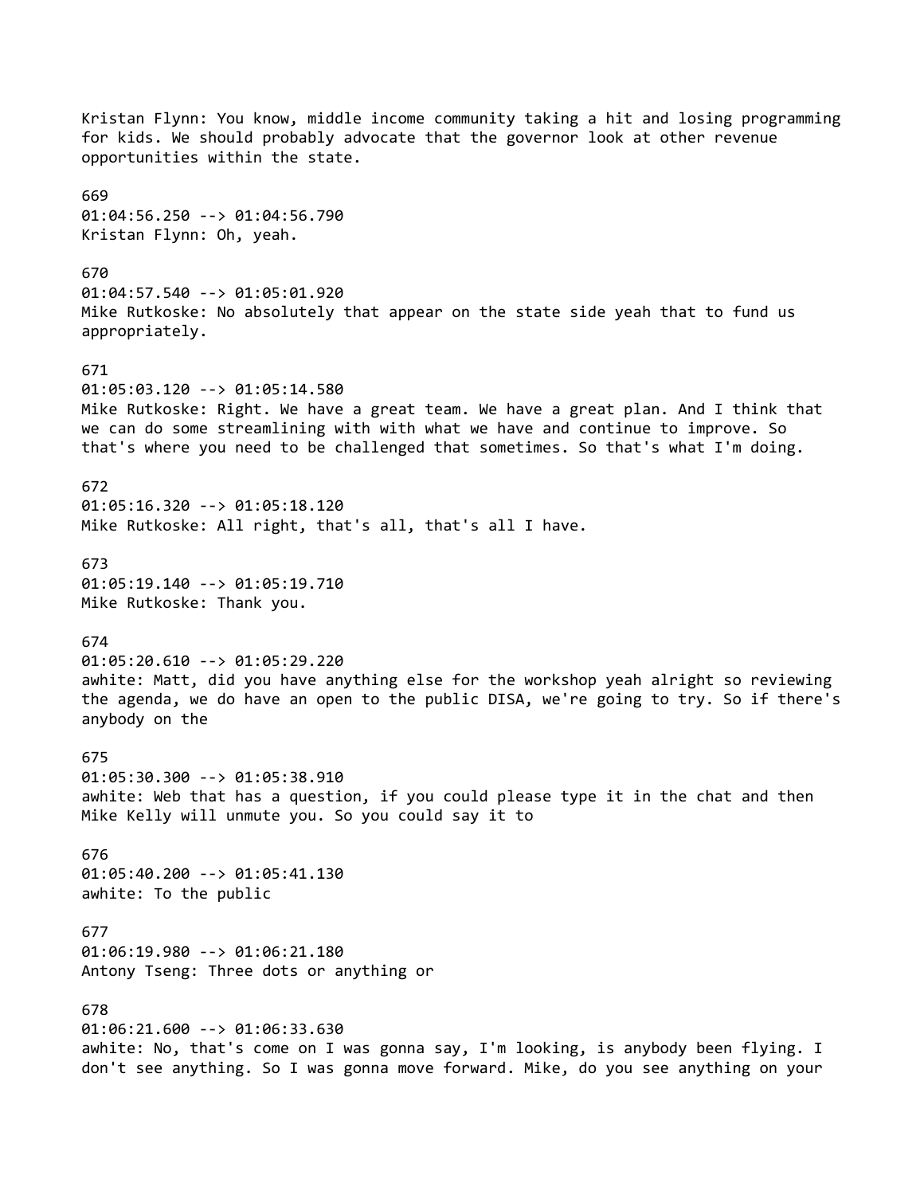Kristan Flynn: You know, middle income community taking a hit and losing programming for kids. We should probably advocate that the governor look at other revenue opportunities within the state.

669
01:04:56.250 --> 01:04:56.790
Kristan Flynn: Oh, yeah.

670
01:04:57.540 --> 01:05:01.920
Mike Rutkoske: No absolutely that appear on the state side yeah that to fund us appropriately.

671
01:05:03.120 --> 01:05:14.580
Mike Rutkoske: Right. We have a great team. We have a great plan. And I think that we can do some streamlining with with what we have and continue to improve. So that's where you need to be challenged that sometimes. So that's what I'm doing.

672
01:05:16.320 --> 01:05:18.120
Mike Rutkoske: All right, that's all, that's all I have.

673
01:05:19.140 --> 01:05:19.710
Mike Rutkoske: Thank you.

674
01:05:20.610 --> 01:05:29.220
awhite: Matt, did you have anything else for the workshop yeah alright so reviewing the agenda, we do have an open to the public DISA, we're going to try. So if there's anybody on the

675
01:05:30.300 --> 01:05:38.910
awhite: Web that has a question, if you could please type it in the chat and then Mike Kelly will unmute you. So you could say it to

676
01:05:40.200 --> 01:05:41.130
awhite: To the public

677
01:06:19.980 --> 01:06:21.180
Antony Tseng: Three dots or anything or

678
01:06:21.600 --> 01:06:33.630
awhite: No, that's come on I was gonna say, I'm looking, is anybody been flying. I don't see anything. So I was gonna move forward. Mike, do you see anything on your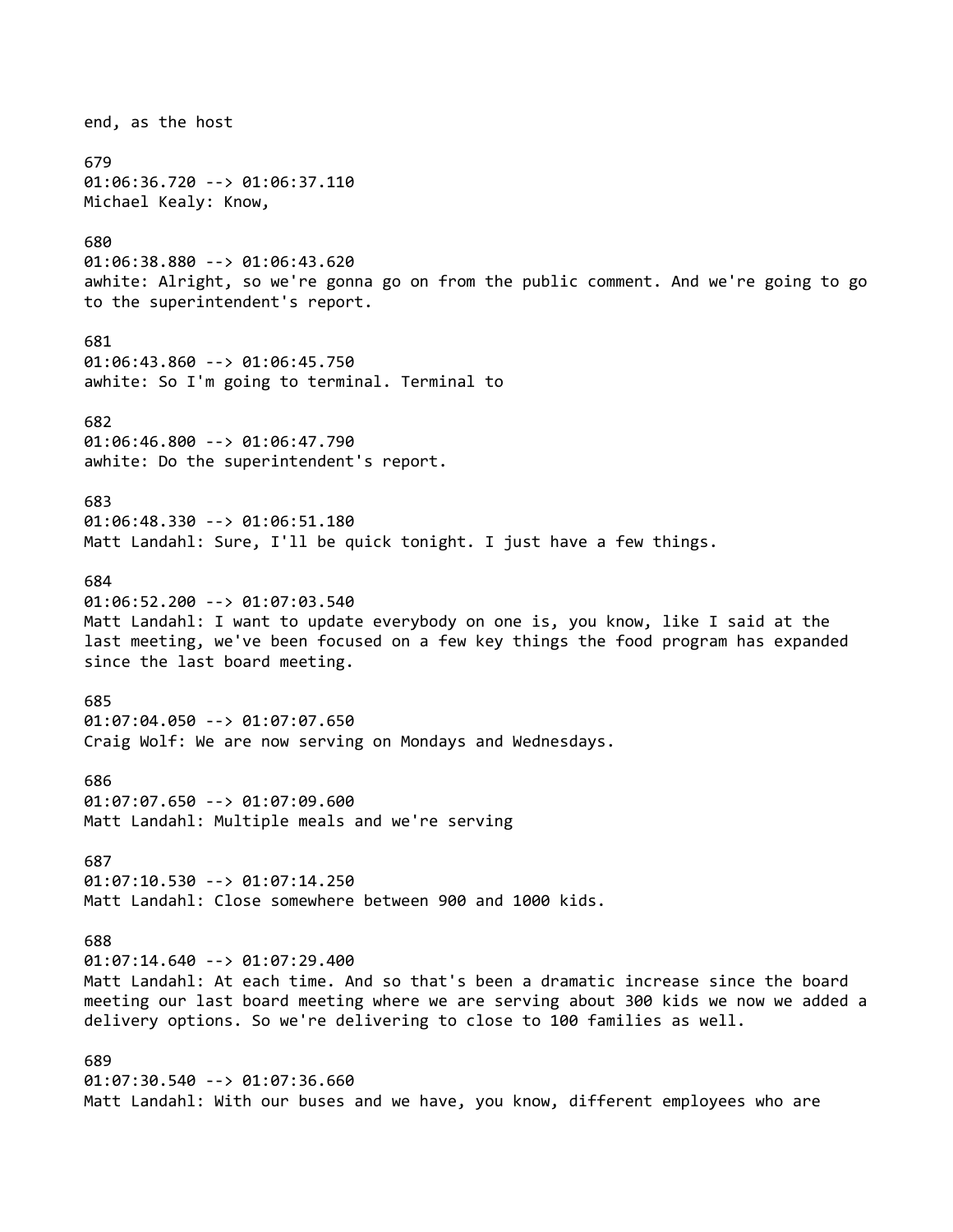end, as the host

679
01:06:36.720 --> 01:06:37.110
Michael Kealy: Know,

680
01:06:38.880 --> 01:06:43.620
awhite: Alright, so we're gonna go on from the public comment. And we're going to go to the superintendent's report.

681
01:06:43.860 --> 01:06:45.750
awhite: So I'm going to terminal. Terminal to

682
01:06:46.800 --> 01:06:47.790
awhite: Do the superintendent's report.

683
01:06:48.330 --> 01:06:51.180
Matt Landahl: Sure, I'll be quick tonight. I just have a few things.

684
01:06:52.200 --> 01:07:03.540
Matt Landahl: I want to update everybody on one is, you know, like I said at the last meeting, we've been focused on a few key things the food program has expanded since the last board meeting.

685
01:07:04.050 --> 01:07:07.650
Craig Wolf: We are now serving on Mondays and Wednesdays.

686
01:07:07.650 --> 01:07:09.600
Matt Landahl: Multiple meals and we're serving

687
01:07:10.530 --> 01:07:14.250
Matt Landahl: Close somewhere between 900 and 1000 kids.

688
01:07:14.640 --> 01:07:29.400
Matt Landahl: At each time. And so that's been a dramatic increase since the board meeting our last board meeting where we are serving about 300 kids we now we added a delivery options. So we're delivering to close to 100 families as well.

689
01:07:30.540 --> 01:07:36.660
Matt Landahl: With our buses and we have, you know, different employees who are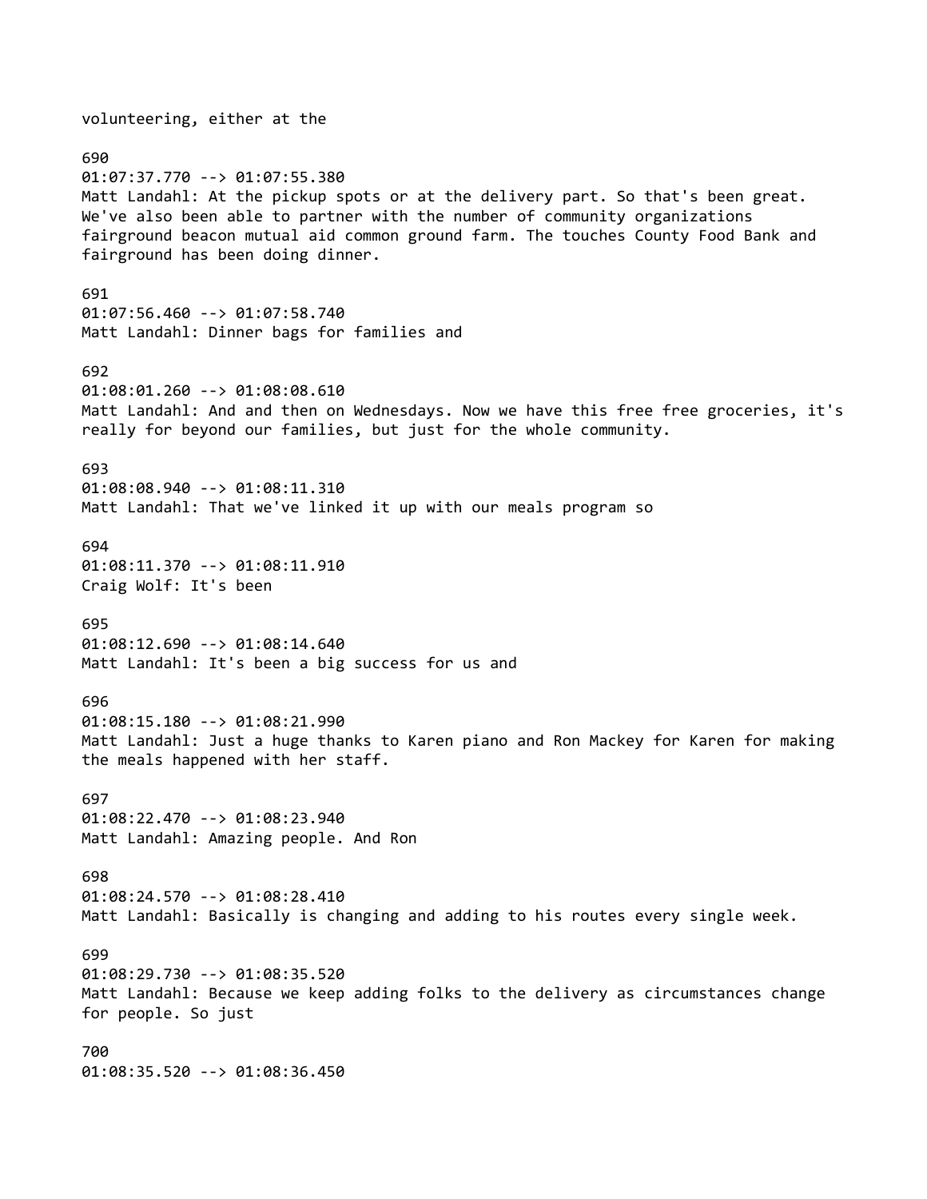volunteering, either at the

690
01:07:37.770 --> 01:07:55.380
Matt Landahl: At the pickup spots or at the delivery part. So that's been great. We've also been able to partner with the number of community organizations fairground beacon mutual aid common ground farm. The touches County Food Bank and fairground has been doing dinner.

691
01:07:56.460 --> 01:07:58.740
Matt Landahl: Dinner bags for families and

692
01:08:01.260 --> 01:08:08.610
Matt Landahl: And and then on Wednesdays. Now we have this free free groceries, it's really for beyond our families, but just for the whole community.

693
01:08:08.940 --> 01:08:11.310
Matt Landahl: That we've linked it up with our meals program so

694
01:08:11.370 --> 01:08:11.910
Craig Wolf: It's been

695
01:08:12.690 --> 01:08:14.640
Matt Landahl: It's been a big success for us and

696
01:08:15.180 --> 01:08:21.990
Matt Landahl: Just a huge thanks to Karen piano and Ron Mackey for Karen for making the meals happened with her staff.

697
01:08:22.470 --> 01:08:23.940
Matt Landahl: Amazing people. And Ron

698
01:08:24.570 --> 01:08:28.410
Matt Landahl: Basically is changing and adding to his routes every single week.

699
01:08:29.730 --> 01:08:35.520
Matt Landahl: Because we keep adding folks to the delivery as circumstances change for people. So just

700
01:08:35.520 --> 01:08:36.450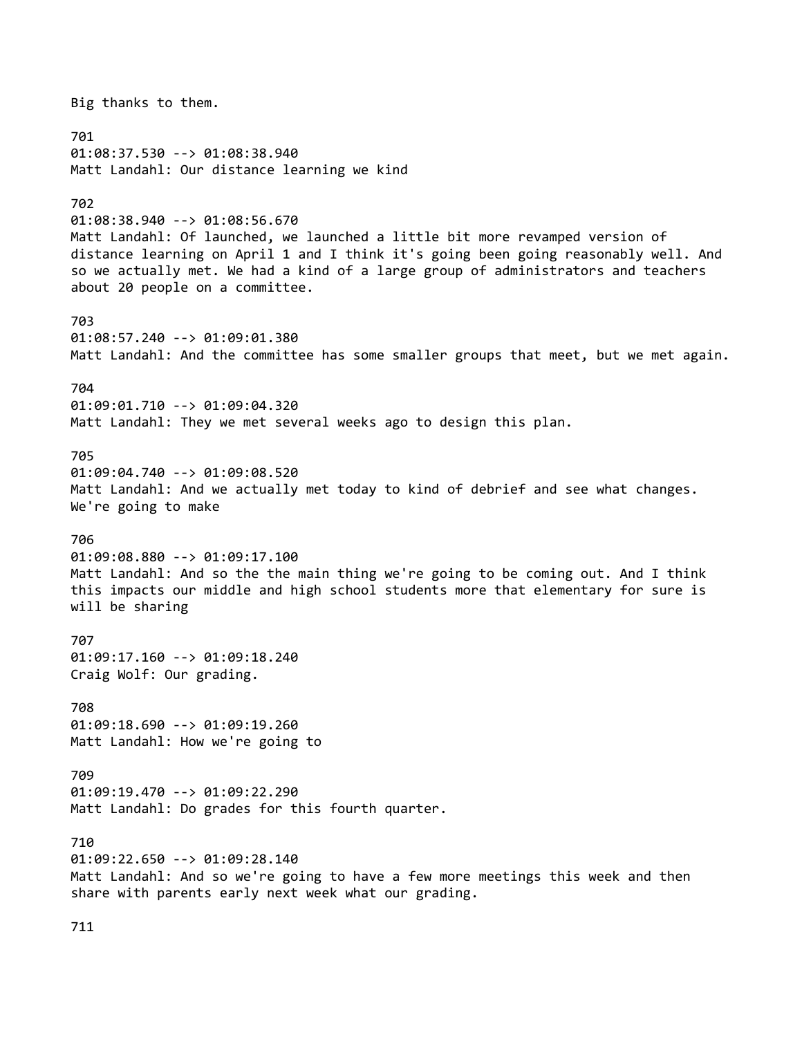Big thanks to them.

701
01:08:37.530 --> 01:08:38.940
Matt Landahl: Our distance learning we kind

702
01:08:38.940 --> 01:08:56.670
Matt Landahl: Of launched, we launched a little bit more revamped version of distance learning on April 1 and I think it's going been going reasonably well. And so we actually met. We had a kind of a large group of administrators and teachers about 20 people on a committee.

703
01:08:57.240 --> 01:09:01.380
Matt Landahl: And the committee has some smaller groups that meet, but we met again.

704
01:09:01.710 --> 01:09:04.320
Matt Landahl: They we met several weeks ago to design this plan.

705
01:09:04.740 --> 01:09:08.520
Matt Landahl: And we actually met today to kind of debrief and see what changes. We're going to make

706
01:09:08.880 --> 01:09:17.100
Matt Landahl: And so the the main thing we're going to be coming out. And I think this impacts our middle and high school students more that elementary for sure is will be sharing

707
01:09:17.160 --> 01:09:18.240
Craig Wolf: Our grading.

708
01:09:18.690 --> 01:09:19.260
Matt Landahl: How we're going to

709
01:09:19.470 --> 01:09:22.290
Matt Landahl: Do grades for this fourth quarter.

710
01:09:22.650 --> 01:09:28.140
Matt Landahl: And so we're going to have a few more meetings this week and then share with parents early next week what our grading.

711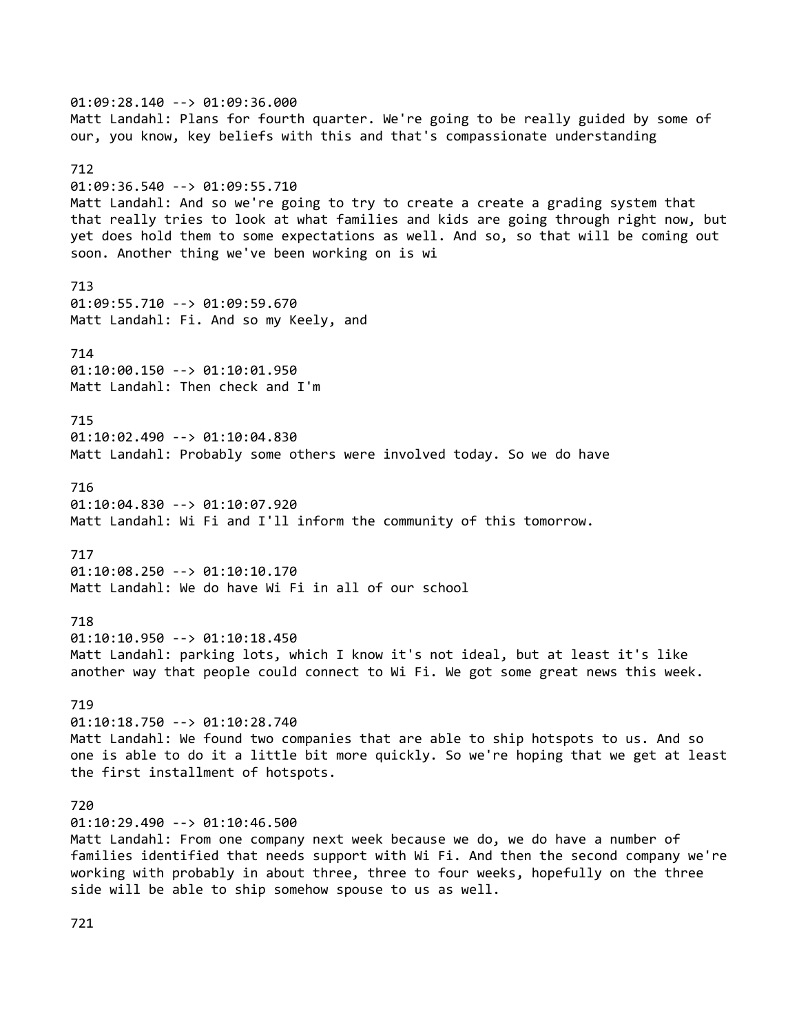01:09:28.140 --> 01:09:36.000
Matt Landahl: Plans for fourth quarter. We're going to be really guided by some of our, you know, key beliefs with this and that's compassionate understanding

712
01:09:36.540 --> 01:09:55.710
Matt Landahl: And so we're going to try to create a create a grading system that that really tries to look at what families and kids are going through right now, but yet does hold them to some expectations as well. And so, so that will be coming out soon. Another thing we've been working on is wi

713
01:09:55.710 --> 01:09:59.670
Matt Landahl: Fi. And so my Keely, and

714
01:10:00.150 --> 01:10:01.950
Matt Landahl: Then check and I'm

715
01:10:02.490 --> 01:10:04.830
Matt Landahl: Probably some others were involved today. So we do have

716
01:10:04.830 --> 01:10:07.920
Matt Landahl: Wi Fi and I'll inform the community of this tomorrow.

717
01:10:08.250 --> 01:10:10.170
Matt Landahl: We do have Wi Fi in all of our school

718
01:10:10.950 --> 01:10:18.450
Matt Landahl: parking lots, which I know it's not ideal, but at least it's like another way that people could connect to Wi Fi. We got some great news this week.

719
01:10:18.750 --> 01:10:28.740
Matt Landahl: We found two companies that are able to ship hotspots to us. And so one is able to do it a little bit more quickly. So we're hoping that we get at least the first installment of hotspots.

720
01:10:29.490 --> 01:10:46.500
Matt Landahl: From one company next week because we do, we do have a number of families identified that needs support with Wi Fi. And then the second company we're working with probably in about three, three to four weeks, hopefully on the three side will be able to ship somehow spouse to us as well.

721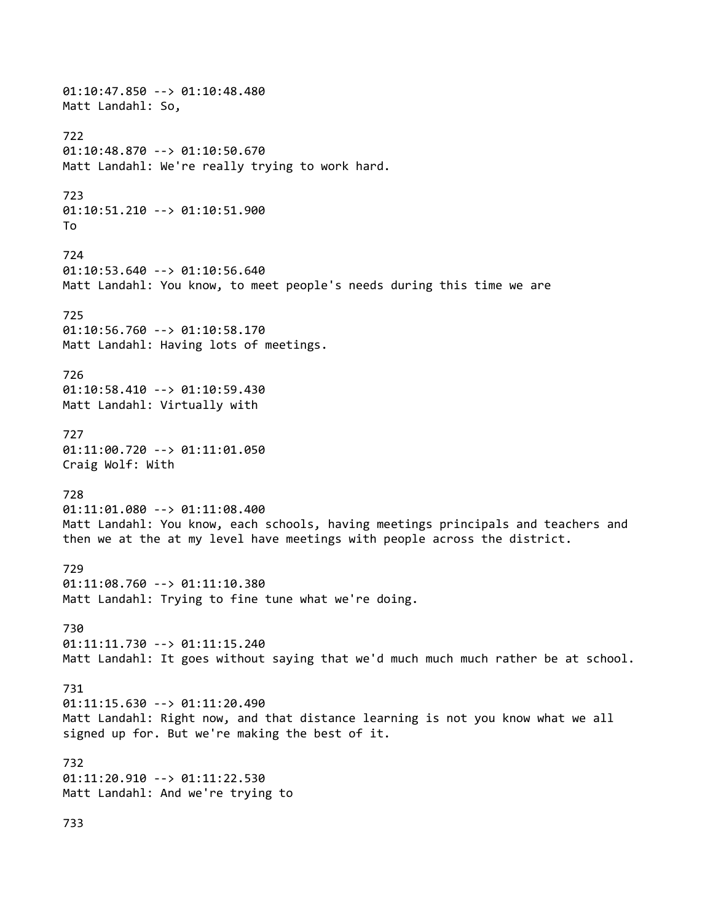01:10:47.850 --> 01:10:48.480
Matt Landahl: So,

722
01:10:48.870 --> 01:10:50.670
Matt Landahl: We're really trying to work hard.

723
01:10:51.210 --> 01:10:51.900
To

724
01:10:53.640 --> 01:10:56.640
Matt Landahl: You know, to meet people's needs during this time we are

725
01:10:56.760 --> 01:10:58.170
Matt Landahl: Having lots of meetings.

726
01:10:58.410 --> 01:10:59.430
Matt Landahl: Virtually with

727
01:11:00.720 --> 01:11:01.050
Craig Wolf: With

728
01:11:01.080 --> 01:11:08.400
Matt Landahl: You know, each schools, having meetings principals and teachers and then we at the at my level have meetings with people across the district.

729
01:11:08.760 --> 01:11:10.380
Matt Landahl: Trying to fine tune what we're doing.

730
01:11:11.730 --> 01:11:15.240
Matt Landahl: It goes without saying that we'd much much much rather be at school.

731
01:11:15.630 --> 01:11:20.490
Matt Landahl: Right now, and that distance learning is not you know what we all signed up for. But we're making the best of it.

732
01:11:20.910 --> 01:11:22.530
Matt Landahl: And we're trying to

733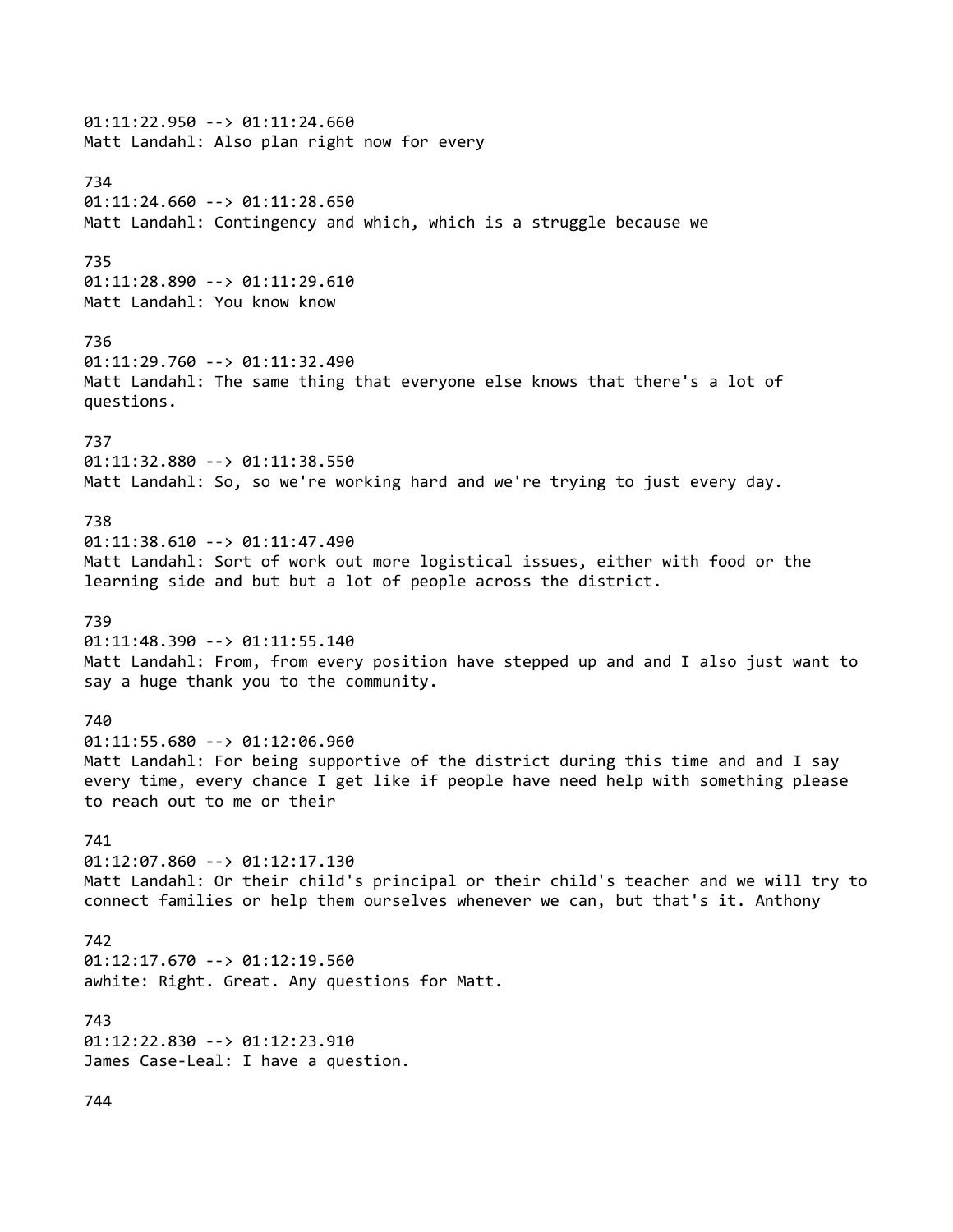01:11:22.950 --> 01:11:24.660
Matt Landahl: Also plan right now for every

734
01:11:24.660 --> 01:11:28.650
Matt Landahl: Contingency and which, which is a struggle because we

735
01:11:28.890 --> 01:11:29.610
Matt Landahl: You know know

736
01:11:29.760 --> 01:11:32.490
Matt Landahl: The same thing that everyone else knows that there's a lot of questions.

737
01:11:32.880 --> 01:11:38.550
Matt Landahl: So, so we're working hard and we're trying to just every day.

738
01:11:38.610 --> 01:11:47.490
Matt Landahl: Sort of work out more logistical issues, either with food or the learning side and but but a lot of people across the district.

739
01:11:48.390 --> 01:11:55.140
Matt Landahl: From, from every position have stepped up and and I also just want to say a huge thank you to the community.

740
01:11:55.680 --> 01:12:06.960
Matt Landahl: For being supportive of the district during this time and and I say every time, every chance I get like if people have need help with something please to reach out to me or their

741
01:12:07.860 --> 01:12:17.130
Matt Landahl: Or their child's principal or their child's teacher and we will try to connect families or help them ourselves whenever we can, but that's it. Anthony

742
01:12:17.670 --> 01:12:19.560
awhite: Right. Great. Any questions for Matt.

743
01:12:22.830 --> 01:12:23.910
James Case-Leal: I have a question.

744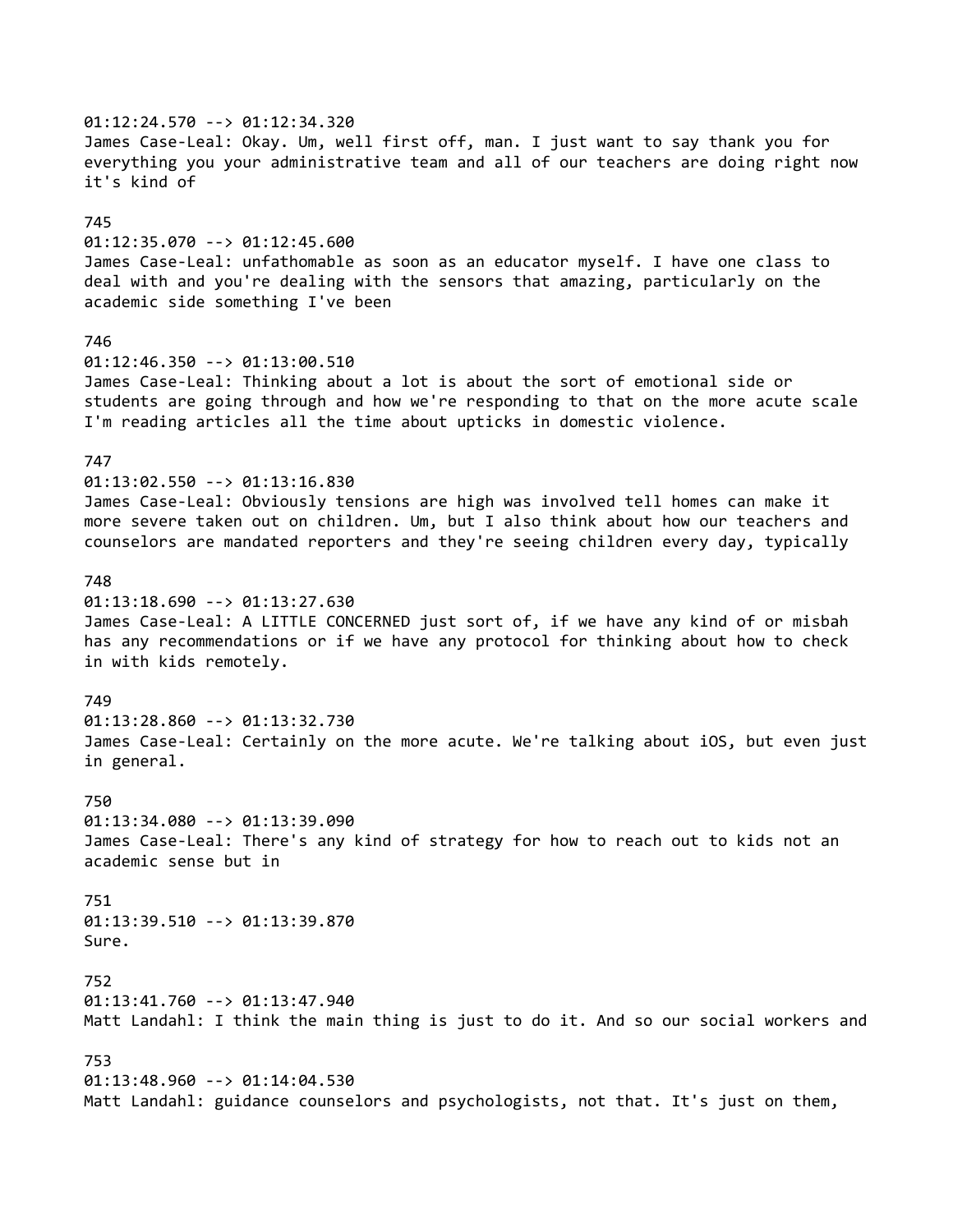01:12:24.570 --> 01:12:34.320
James Case-Leal: Okay. Um, well first off, man. I just want to say thank you for everything you your administrative team and all of our teachers are doing right now it's kind of

745
01:12:35.070 --> 01:12:45.600
James Case-Leal: unfathomable as soon as an educator myself. I have one class to deal with and you're dealing with the sensors that amazing, particularly on the academic side something I've been

746
01:12:46.350 --> 01:13:00.510
James Case-Leal: Thinking about a lot is about the sort of emotional side or students are going through and how we're responding to that on the more acute scale I'm reading articles all the time about upticks in domestic violence.

747
01:13:02.550 --> 01:13:16.830
James Case-Leal: Obviously tensions are high was involved tell homes can make it more severe taken out on children. Um, but I also think about how our teachers and counselors are mandated reporters and they're seeing children every day, typically

748
01:13:18.690 --> 01:13:27.630
James Case-Leal: A LITTLE CONCERNED just sort of, if we have any kind of or misbah has any recommendations or if we have any protocol for thinking about how to check in with kids remotely.

749
01:13:28.860 --> 01:13:32.730
James Case-Leal: Certainly on the more acute. We're talking about iOS, but even just in general.

750
01:13:34.080 --> 01:13:39.090
James Case-Leal: There's any kind of strategy for how to reach out to kids not an academic sense but in

751
01:13:39.510 --> 01:13:39.870
Sure.

752
01:13:41.760 --> 01:13:47.940
Matt Landahl: I think the main thing is just to do it. And so our social workers and

753
01:13:48.960 --> 01:14:04.530
Matt Landahl: guidance counselors and psychologists, not that. It's just on them,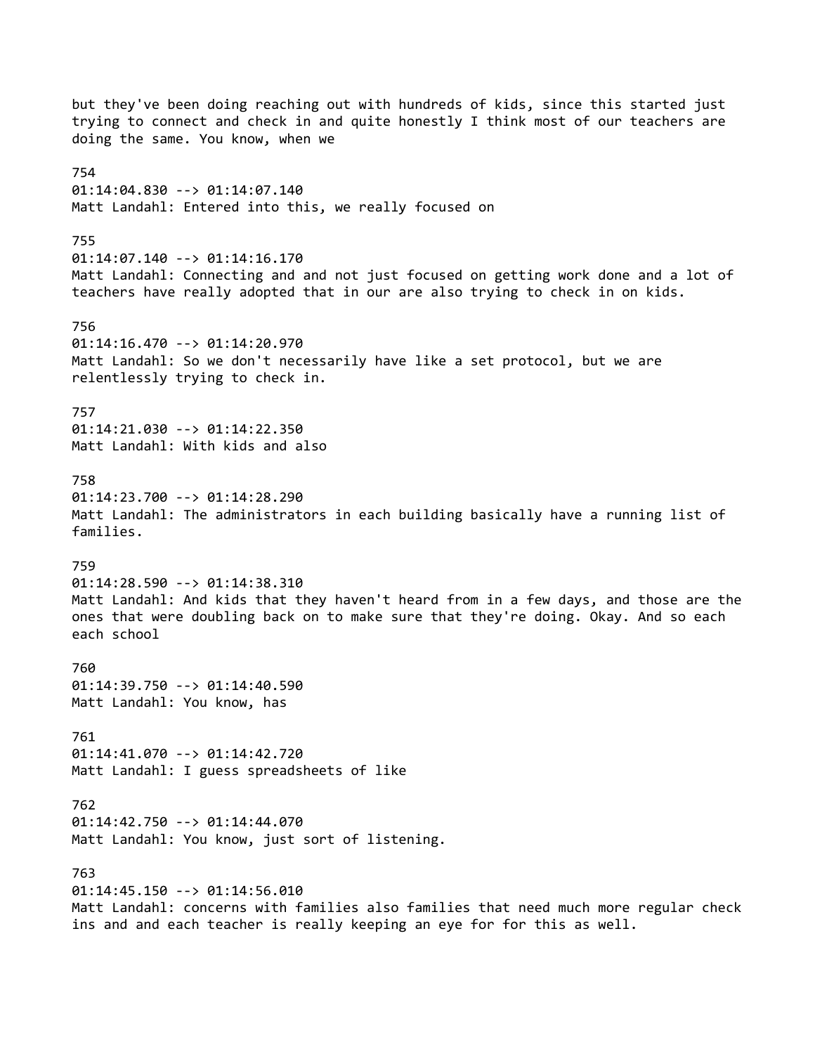but they've been doing reaching out with hundreds of kids, since this started just trying to connect and check in and quite honestly I think most of our teachers are doing the same. You know, when we

754
01:14:04.830 --> 01:14:07.140
Matt Landahl: Entered into this, we really focused on

755
01:14:07.140 --> 01:14:16.170
Matt Landahl: Connecting and and not just focused on getting work done and a lot of teachers have really adopted that in our are also trying to check in on kids.

756
01:14:16.470 --> 01:14:20.970
Matt Landahl: So we don't necessarily have like a set protocol, but we are relentlessly trying to check in.

757
01:14:21.030 --> 01:14:22.350
Matt Landahl: With kids and also

758
01:14:23.700 --> 01:14:28.290
Matt Landahl: The administrators in each building basically have a running list of families.

759
01:14:28.590 --> 01:14:38.310
Matt Landahl: And kids that they haven't heard from in a few days, and those are the ones that were doubling back on to make sure that they're doing. Okay. And so each each school

760
01:14:39.750 --> 01:14:40.590
Matt Landahl: You know, has

761
01:14:41.070 --> 01:14:42.720
Matt Landahl: I guess spreadsheets of like

762
01:14:42.750 --> 01:14:44.070
Matt Landahl: You know, just sort of listening.

763
01:14:45.150 --> 01:14:56.010
Matt Landahl: concerns with families also families that need much more regular check ins and and each teacher is really keeping an eye for for this as well.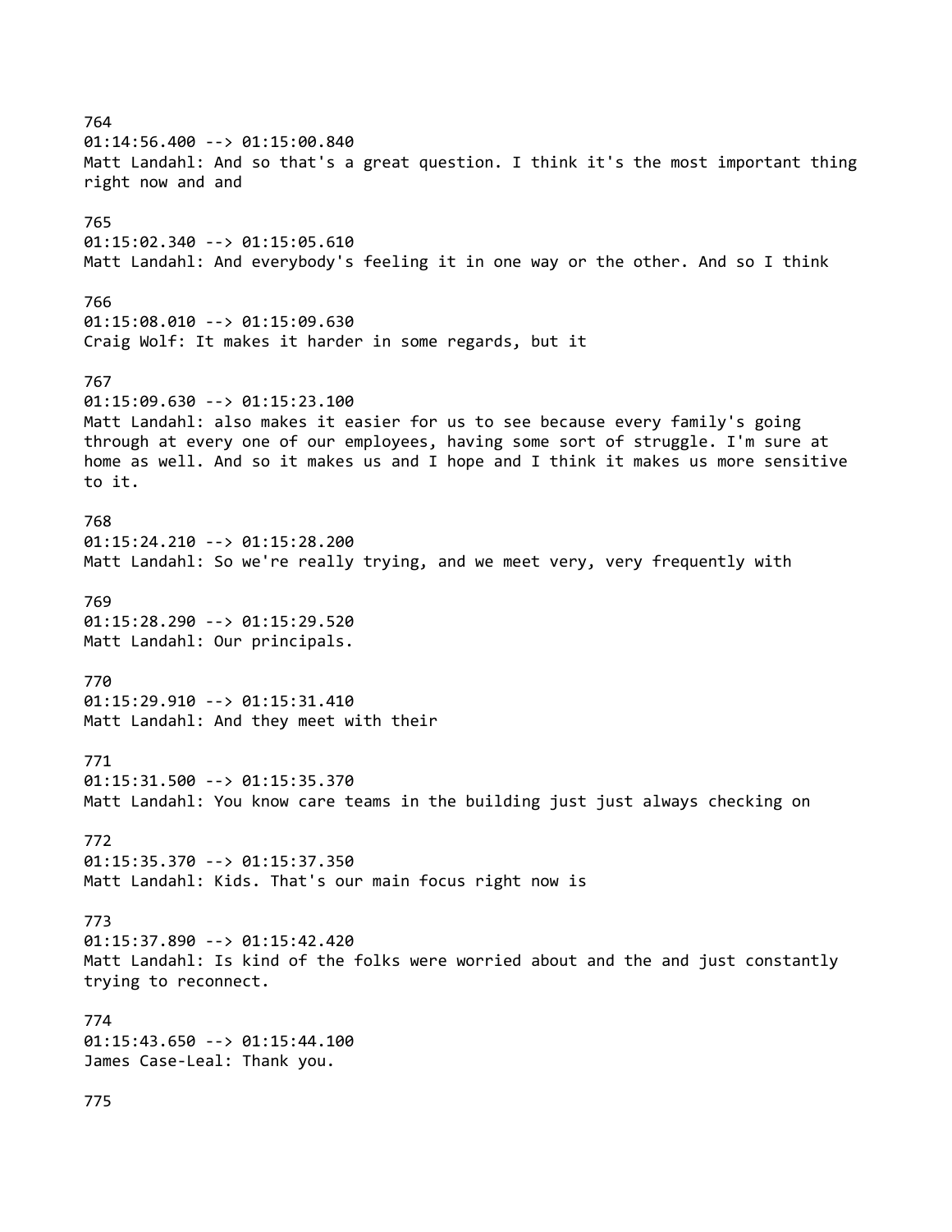764
01:14:56.400 --> 01:15:00.840
Matt Landahl: And so that's a great question. I think it's the most important thing right now and and

765
01:15:02.340 --> 01:15:05.610
Matt Landahl: And everybody's feeling it in one way or the other. And so I think

766
01:15:08.010 --> 01:15:09.630
Craig Wolf: It makes it harder in some regards, but it

767
01:15:09.630 --> 01:15:23.100
Matt Landahl: also makes it easier for us to see because every family's going through at every one of our employees, having some sort of struggle. I'm sure at home as well. And so it makes us and I hope and I think it makes us more sensitive to it.

768
01:15:24.210 --> 01:15:28.200
Matt Landahl: So we're really trying, and we meet very, very frequently with

769
01:15:28.290 --> 01:15:29.520
Matt Landahl: Our principals.

770
01:15:29.910 --> 01:15:31.410
Matt Landahl: And they meet with their

771
01:15:31.500 --> 01:15:35.370
Matt Landahl: You know care teams in the building just just always checking on

772
01:15:35.370 --> 01:15:37.350
Matt Landahl: Kids. That's our main focus right now is

773
01:15:37.890 --> 01:15:42.420
Matt Landahl: Is kind of the folks were worried about and the and just constantly trying to reconnect.

774
01:15:43.650 --> 01:15:44.100
James Case-Leal: Thank you.

775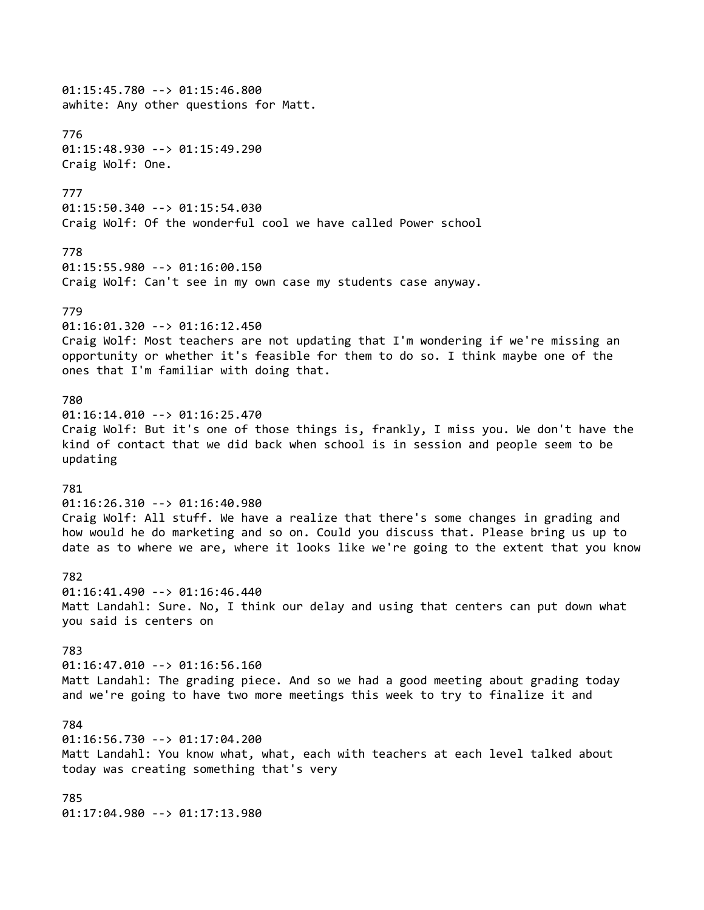01:15:45.780 --> 01:15:46.800
awhite: Any other questions for Matt.

776
01:15:48.930 --> 01:15:49.290
Craig Wolf: One.

777
01:15:50.340 --> 01:15:54.030
Craig Wolf: Of the wonderful cool we have called Power school

778
01:15:55.980 --> 01:16:00.150
Craig Wolf: Can't see in my own case my students case anyway.

779
01:16:01.320 --> 01:16:12.450
Craig Wolf: Most teachers are not updating that I'm wondering if we're missing an opportunity or whether it's feasible for them to do so. I think maybe one of the ones that I'm familiar with doing that.

780
01:16:14.010 --> 01:16:25.470
Craig Wolf: But it's one of those things is, frankly, I miss you. We don't have the kind of contact that we did back when school is in session and people seem to be updating

781
01:16:26.310 --> 01:16:40.980
Craig Wolf: All stuff. We have a realize that there's some changes in grading and how would he do marketing and so on. Could you discuss that. Please bring us up to date as to where we are, where it looks like we're going to the extent that you know

782
01:16:41.490 --> 01:16:46.440
Matt Landahl: Sure. No, I think our delay and using that centers can put down what you said is centers on

783
01:16:47.010 --> 01:16:56.160
Matt Landahl: The grading piece. And so we had a good meeting about grading today and we're going to have two more meetings this week to try to finalize it and

784
01:16:56.730 --> 01:17:04.200
Matt Landahl: You know what, what, each with teachers at each level talked about today was creating something that's very

785
01:17:04.980 --> 01:17:13.980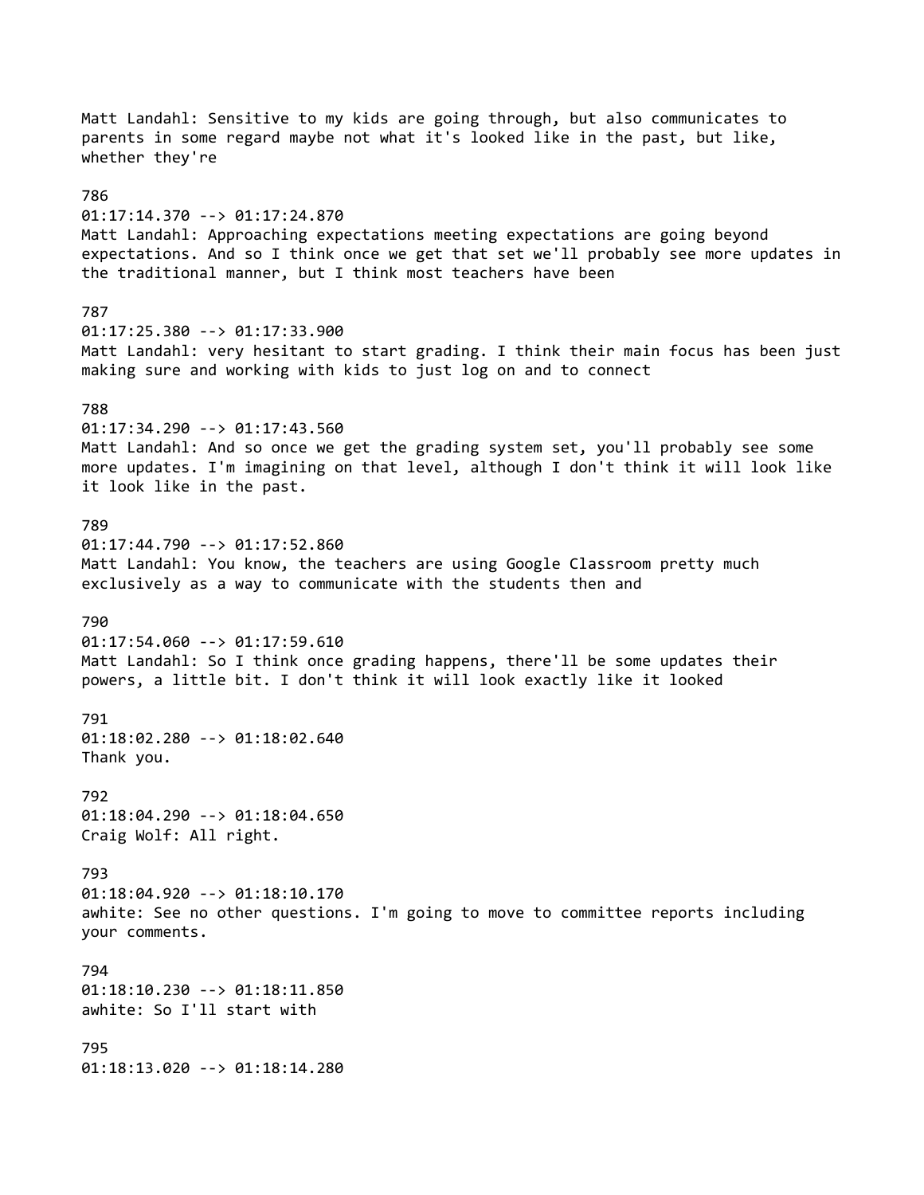Matt Landahl: Sensitive to my kids are going through, but also communicates to parents in some regard maybe not what it's looked like in the past, but like, whether they're

786
01:17:14.370 --> 01:17:24.870
Matt Landahl: Approaching expectations meeting expectations are going beyond expectations. And so I think once we get that set we'll probably see more updates in the traditional manner, but I think most teachers have been

787
01:17:25.380 --> 01:17:33.900
Matt Landahl: very hesitant to start grading. I think their main focus has been just making sure and working with kids to just log on and to connect

788
01:17:34.290 --> 01:17:43.560
Matt Landahl: And so once we get the grading system set, you'll probably see some more updates. I'm imagining on that level, although I don't think it will look like it look like in the past.

789
01:17:44.790 --> 01:17:52.860
Matt Landahl: You know, the teachers are using Google Classroom pretty much exclusively as a way to communicate with the students then and

790
01:17:54.060 --> 01:17:59.610
Matt Landahl: So I think once grading happens, there'll be some updates their powers, a little bit. I don't think it will look exactly like it looked

791
01:18:02.280 --> 01:18:02.640
Thank you.

792
01:18:04.290 --> 01:18:04.650
Craig Wolf: All right.

793
01:18:04.920 --> 01:18:10.170
awhite: See no other questions. I'm going to move to committee reports including your comments.

794
01:18:10.230 --> 01:18:11.850
awhite: So I'll start with

795
01:18:13.020 --> 01:18:14.280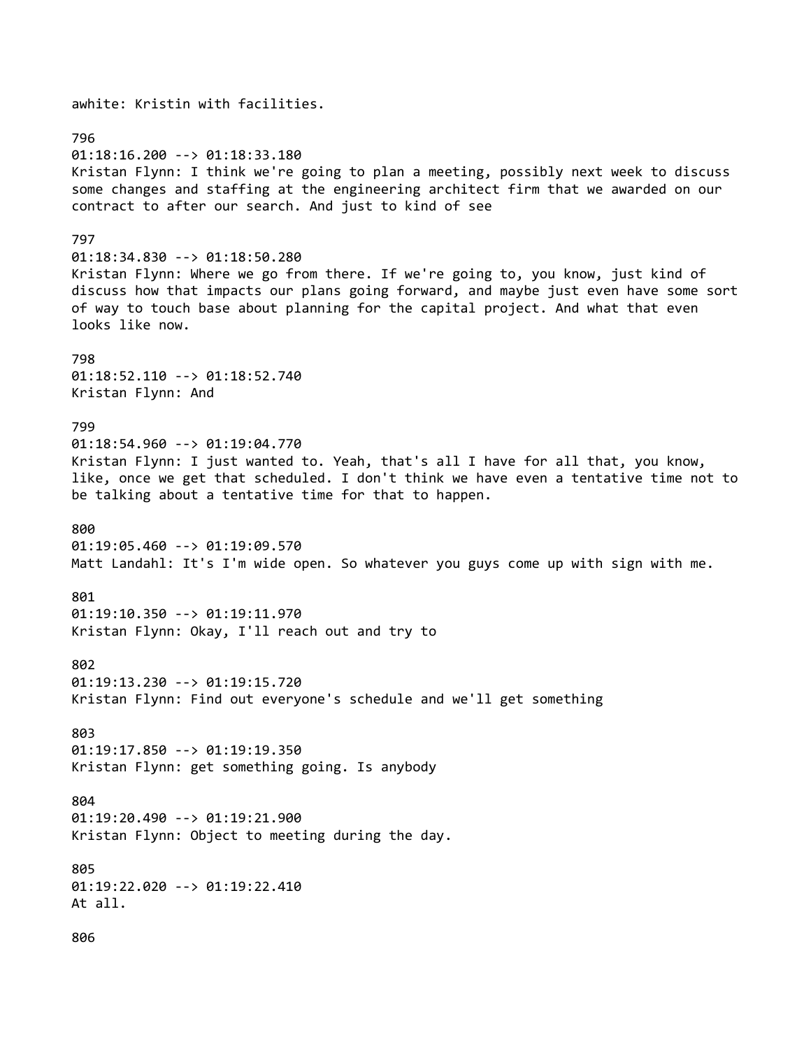awhite: Kristin with facilities.

796
01:18:16.200 --> 01:18:33.180
Kristan Flynn: I think we're going to plan a meeting, possibly next week to discuss some changes and staffing at the engineering architect firm that we awarded on our contract to after our search. And just to kind of see

797
01:18:34.830 --> 01:18:50.280
Kristan Flynn: Where we go from there. If we're going to, you know, just kind of discuss how that impacts our plans going forward, and maybe just even have some sort of way to touch base about planning for the capital project. And what that even looks like now.

798
01:18:52.110 --> 01:18:52.740
Kristan Flynn: And

799
01:18:54.960 --> 01:19:04.770
Kristan Flynn: I just wanted to. Yeah, that's all I have for all that, you know, like, once we get that scheduled. I don't think we have even a tentative time not to be talking about a tentative time for that to happen.

800
01:19:05.460 --> 01:19:09.570
Matt Landahl: It's I'm wide open. So whatever you guys come up with sign with me.

801
01:19:10.350 --> 01:19:11.970
Kristan Flynn: Okay, I'll reach out and try to

802
01:19:13.230 --> 01:19:15.720
Kristan Flynn: Find out everyone's schedule and we'll get something

803
01:19:17.850 --> 01:19:19.350
Kristan Flynn: get something going. Is anybody

804
01:19:20.490 --> 01:19:21.900
Kristan Flynn: Object to meeting during the day.

805
01:19:22.020 --> 01:19:22.410
At all.

806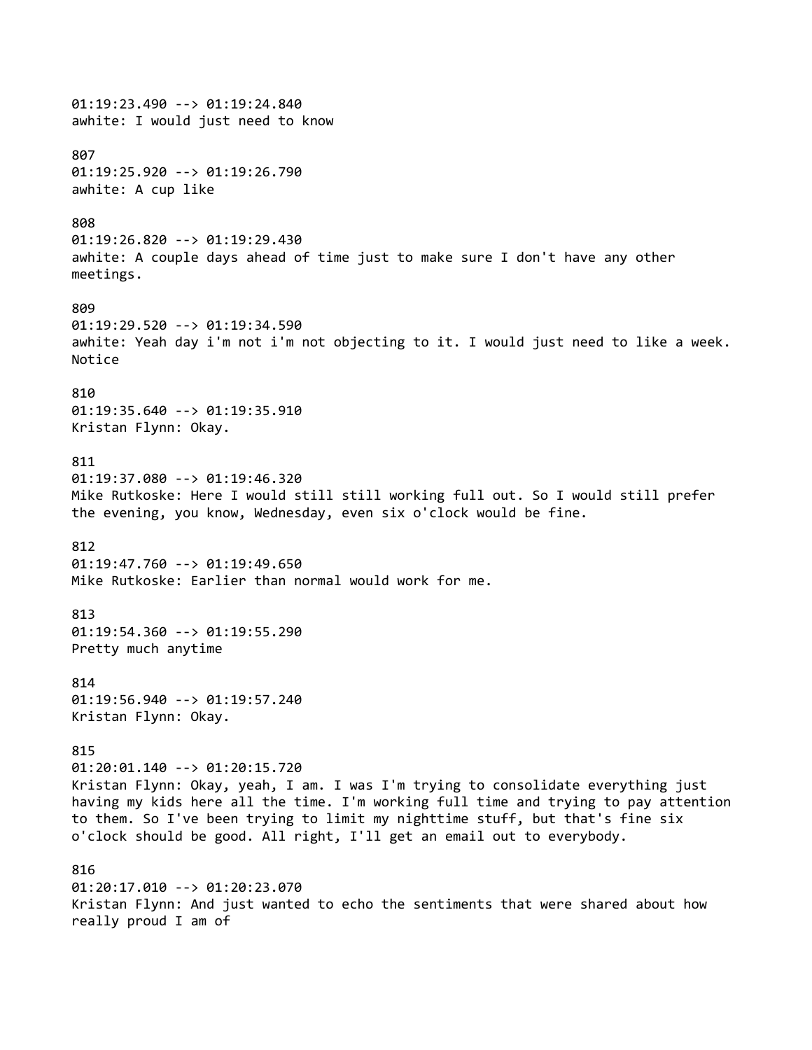01:19:23.490 --> 01:19:24.840
awhite: I would just need to know

807
01:19:25.920 --> 01:19:26.790
awhite: A cup like

808
01:19:26.820 --> 01:19:29.430
awhite: A couple days ahead of time just to make sure I don't have any other meetings.

809
01:19:29.520 --> 01:19:34.590
awhite: Yeah day i'm not i'm not objecting to it. I would just need to like a week. Notice

810
01:19:35.640 --> 01:19:35.910
Kristan Flynn: Okay.

811
01:19:37.080 --> 01:19:46.320
Mike Rutkoske: Here I would still still working full out. So I would still prefer the evening, you know, Wednesday, even six o'clock would be fine.

812
01:19:47.760 --> 01:19:49.650
Mike Rutkoske: Earlier than normal would work for me.

813
01:19:54.360 --> 01:19:55.290
Pretty much anytime

814
01:19:56.940 --> 01:19:57.240
Kristan Flynn: Okay.

815
01:20:01.140 --> 01:20:15.720
Kristan Flynn: Okay, yeah, I am. I was I'm trying to consolidate everything just having my kids here all the time. I'm working full time and trying to pay attention to them. So I've been trying to limit my nighttime stuff, but that's fine six o'clock should be good. All right, I'll get an email out to everybody.

816
01:20:17.010 --> 01:20:23.070
Kristan Flynn: And just wanted to echo the sentiments that were shared about how really proud I am of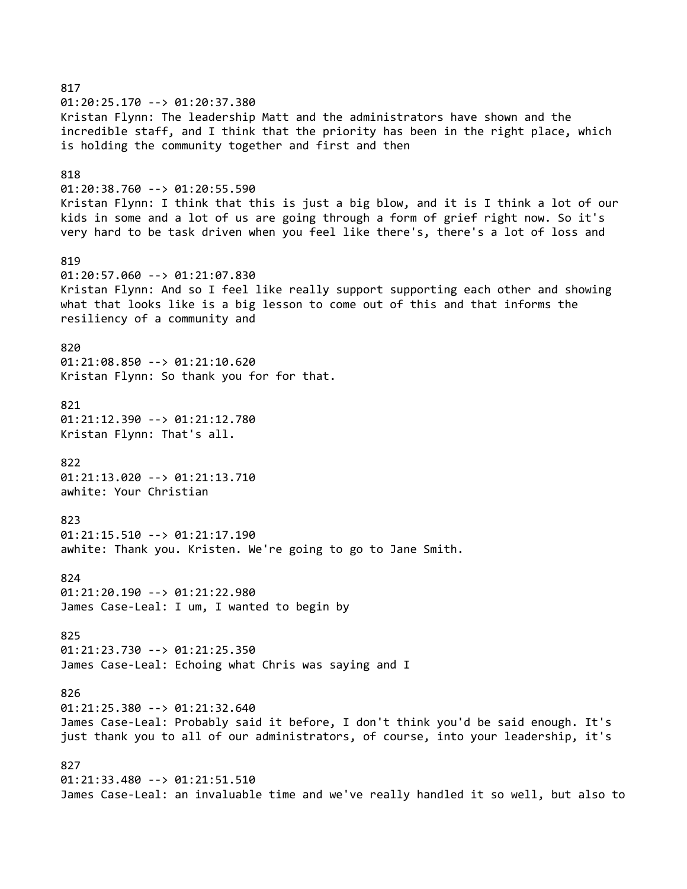817
01:20:25.170 --> 01:20:37.380
Kristan Flynn: The leadership Matt and the administrators have shown and the incredible staff, and I think that the priority has been in the right place, which is holding the community together and first and then

818
01:20:38.760 --> 01:20:55.590
Kristan Flynn: I think that this is just a big blow, and it is I think a lot of our kids in some and a lot of us are going through a form of grief right now. So it's very hard to be task driven when you feel like there's, there's a lot of loss and

819
01:20:57.060 --> 01:21:07.830
Kristan Flynn: And so I feel like really support supporting each other and showing what that looks like is a big lesson to come out of this and that informs the resiliency of a community and

820
01:21:08.850 --> 01:21:10.620
Kristan Flynn: So thank you for for that.

821
01:21:12.390 --> 01:21:12.780
Kristan Flynn: That's all.

822
01:21:13.020 --> 01:21:13.710
awhite: Your Christian

823
01:21:15.510 --> 01:21:17.190
awhite: Thank you. Kristen. We're going to go to Jane Smith.

824
01:21:20.190 --> 01:21:22.980
James Case-Leal: I um, I wanted to begin by

825
01:21:23.730 --> 01:21:25.350
James Case-Leal: Echoing what Chris was saying and I

826
01:21:25.380 --> 01:21:32.640
James Case-Leal: Probably said it before, I don't think you'd be said enough. It's just thank you to all of our administrators, of course, into your leadership, it's

827
01:21:33.480 --> 01:21:51.510
James Case-Leal: an invaluable time and we've really handled it so well, but also to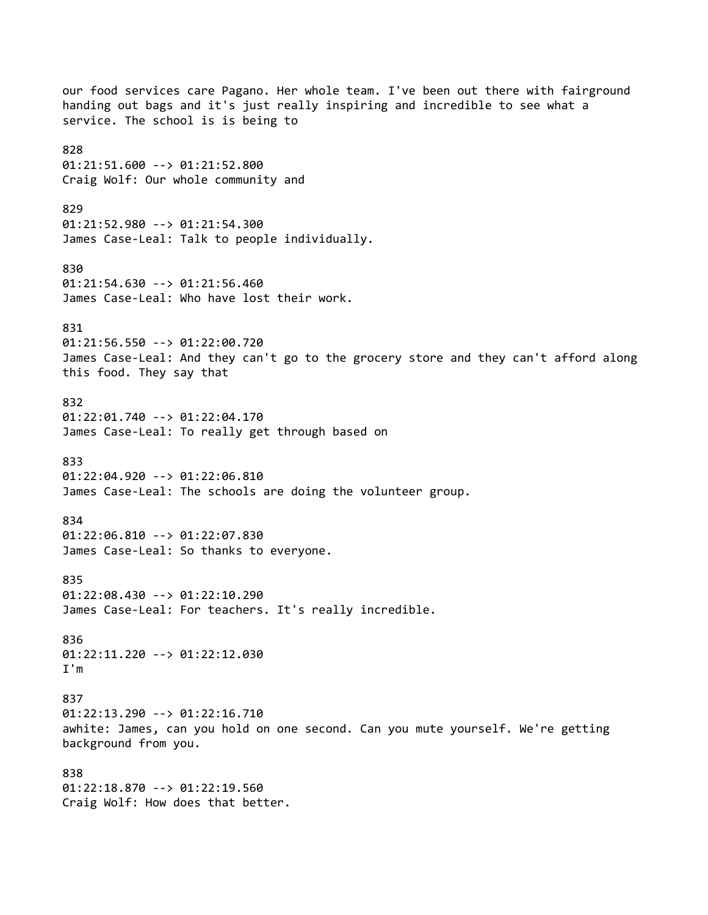our food services care Pagano. Her whole team. I've been out there with fairground handing out bags and it's just really inspiring and incredible to see what a service. The school is is being to

828
01:21:51.600 --> 01:21:52.800
Craig Wolf: Our whole community and

829
01:21:52.980 --> 01:21:54.300
James Case-Leal: Talk to people individually.

830
01:21:54.630 --> 01:21:56.460
James Case-Leal: Who have lost their work.

831
01:21:56.550 --> 01:22:00.720
James Case-Leal: And they can't go to the grocery store and they can't afford along this food. They say that

832
01:22:01.740 --> 01:22:04.170
James Case-Leal: To really get through based on

833
01:22:04.920 --> 01:22:06.810
James Case-Leal: The schools are doing the volunteer group.

834
01:22:06.810 --> 01:22:07.830
James Case-Leal: So thanks to everyone.

835
01:22:08.430 --> 01:22:10.290
James Case-Leal: For teachers. It's really incredible.

836
01:22:11.220 --> 01:22:12.030
I'm

837
01:22:13.290 --> 01:22:16.710
awhite: James, can you hold on one second. Can you mute yourself. We're getting background from you.

838
01:22:18.870 --> 01:22:19.560
Craig Wolf: How does that better.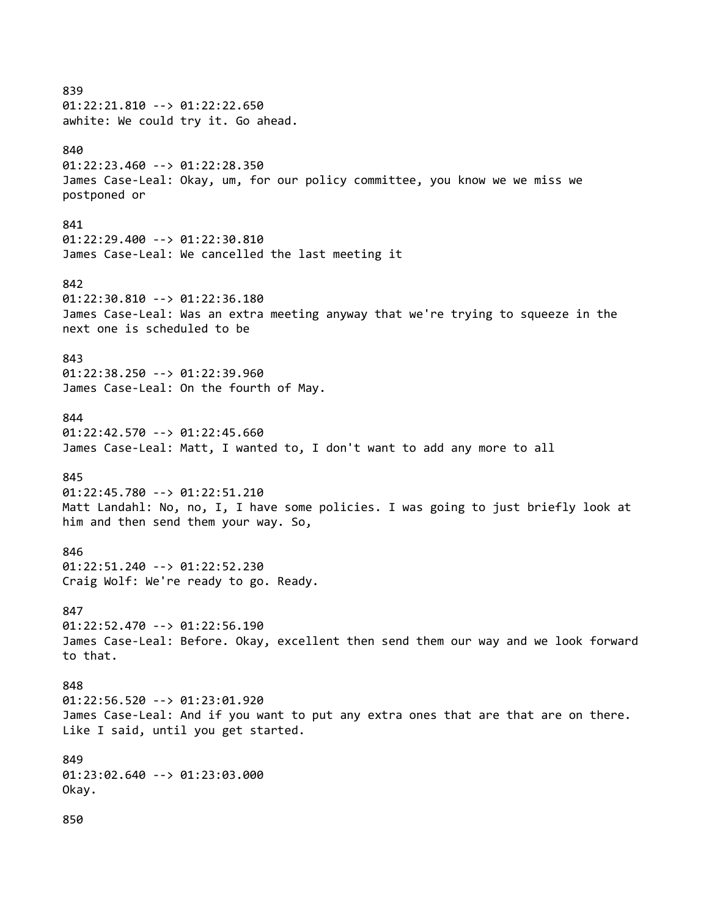839
01:22:21.810 --> 01:22:22.650
awhite: We could try it. Go ahead.

840
01:22:23.460 --> 01:22:28.350
James Case-Leal: Okay, um, for our policy committee, you know we we miss we postponed or

841
01:22:29.400 --> 01:22:30.810
James Case-Leal: We cancelled the last meeting it

842
01:22:30.810 --> 01:22:36.180
James Case-Leal: Was an extra meeting anyway that we're trying to squeeze in the next one is scheduled to be

843
01:22:38.250 --> 01:22:39.960
James Case-Leal: On the fourth of May.

844
01:22:42.570 --> 01:22:45.660
James Case-Leal: Matt, I wanted to, I don't want to add any more to all

845
01:22:45.780 --> 01:22:51.210
Matt Landahl: No, no, I, I have some policies. I was going to just briefly look at him and then send them your way. So,

846
01:22:51.240 --> 01:22:52.230
Craig Wolf: We're ready to go. Ready.

847
01:22:52.470 --> 01:22:56.190
James Case-Leal: Before. Okay, excellent then send them our way and we look forward to that.

848
01:22:56.520 --> 01:23:01.920
James Case-Leal: And if you want to put any extra ones that are that are on there. Like I said, until you get started.

849
01:23:02.640 --> 01:23:03.000
Okay.

850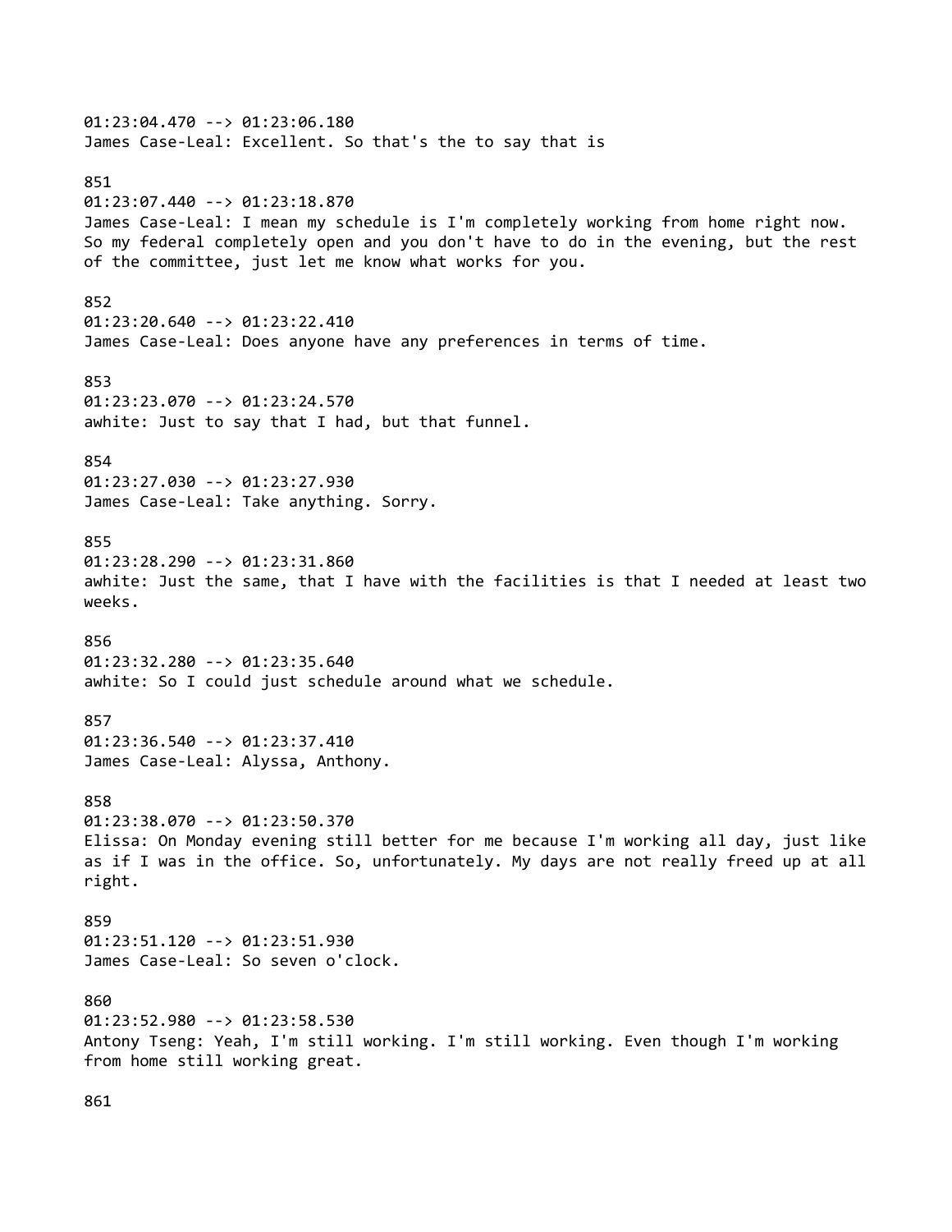01:23:04.470 --> 01:23:06.180
James Case-Leal: Excellent. So that's the to say that is

851
01:23:07.440 --> 01:23:18.870
James Case-Leal: I mean my schedule is I'm completely working from home right now. So my federal completely open and you don't have to do in the evening, but the rest of the committee, just let me know what works for you.

852
01:23:20.640 --> 01:23:22.410
James Case-Leal: Does anyone have any preferences in terms of time.

853
01:23:23.070 --> 01:23:24.570
awhite: Just to say that I had, but that funnel.

854
01:23:27.030 --> 01:23:27.930
James Case-Leal: Take anything. Sorry.

855
01:23:28.290 --> 01:23:31.860
awhite: Just the same, that I have with the facilities is that I needed at least two weeks.

856
01:23:32.280 --> 01:23:35.640
awhite: So I could just schedule around what we schedule.

857
01:23:36.540 --> 01:23:37.410
James Case-Leal: Alyssa, Anthony.

858
01:23:38.070 --> 01:23:50.370
Elissa: On Monday evening still better for me because I'm working all day, just like as if I was in the office. So, unfortunately. My days are not really freed up at all right.

859
01:23:51.120 --> 01:23:51.930
James Case-Leal: So seven o'clock.

860
01:23:52.980 --> 01:23:58.530
Antony Tseng: Yeah, I'm still working. I'm still working. Even though I'm working from home still working great.

861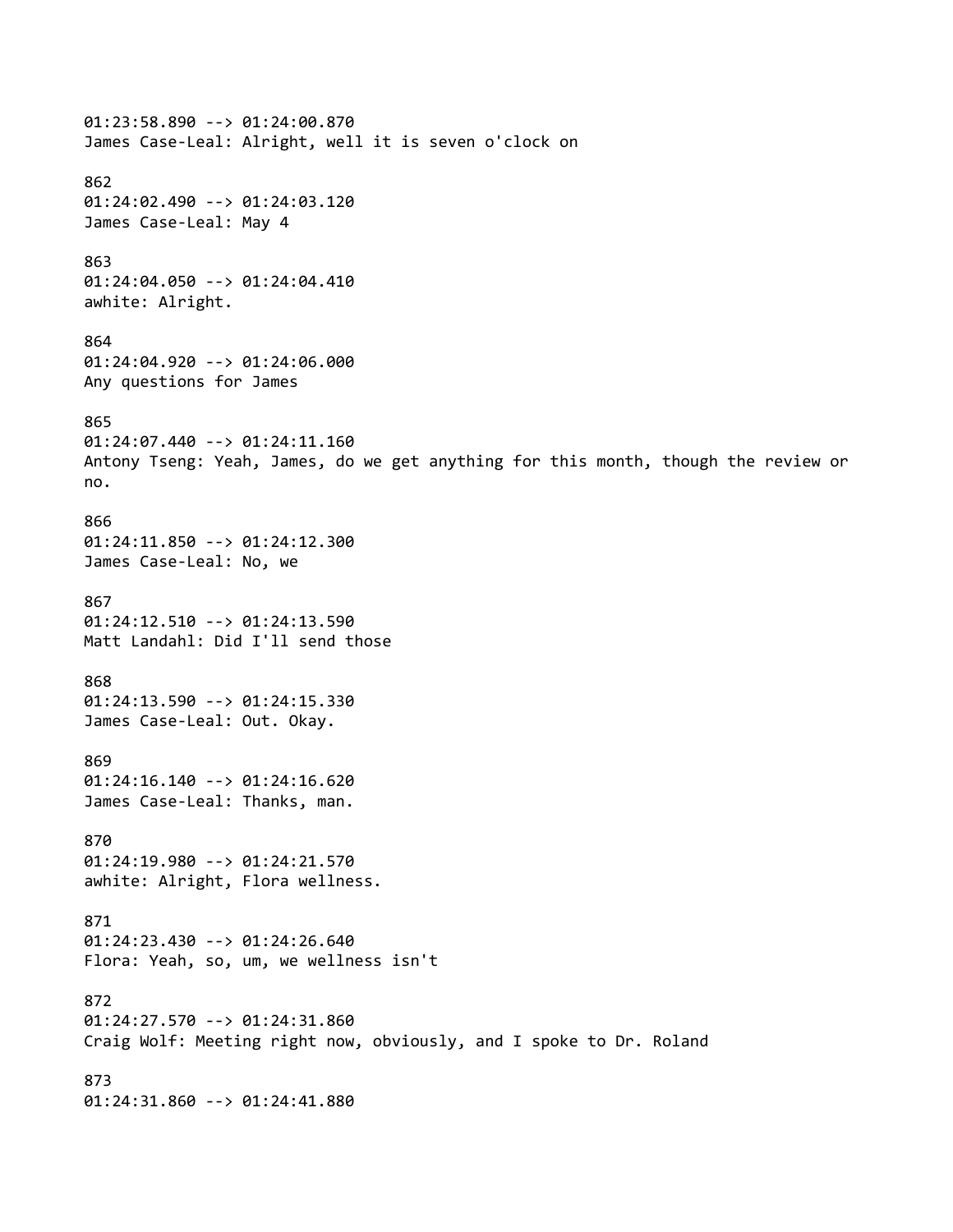01:23:58.890 --> 01:24:00.870
James Case-Leal: Alright, well it is seven o'clock on

862
01:24:02.490 --> 01:24:03.120
James Case-Leal: May 4

863
01:24:04.050 --> 01:24:04.410
awhite: Alright.

864
01:24:04.920 --> 01:24:06.000
Any questions for James

865
01:24:07.440 --> 01:24:11.160
Antony Tseng: Yeah, James, do we get anything for this month, though the review or no.

866
01:24:11.850 --> 01:24:12.300
James Case-Leal: No, we

867
01:24:12.510 --> 01:24:13.590
Matt Landahl: Did I'll send those

868
01:24:13.590 --> 01:24:15.330
James Case-Leal: Out. Okay.

869
01:24:16.140 --> 01:24:16.620
James Case-Leal: Thanks, man.

870
01:24:19.980 --> 01:24:21.570
awhite: Alright, Flora wellness.

871
01:24:23.430 --> 01:24:26.640
Flora: Yeah, so, um, we wellness isn't

872
01:24:27.570 --> 01:24:31.860
Craig Wolf: Meeting right now, obviously, and I spoke to Dr. Roland

873
01:24:31.860 --> 01:24:41.880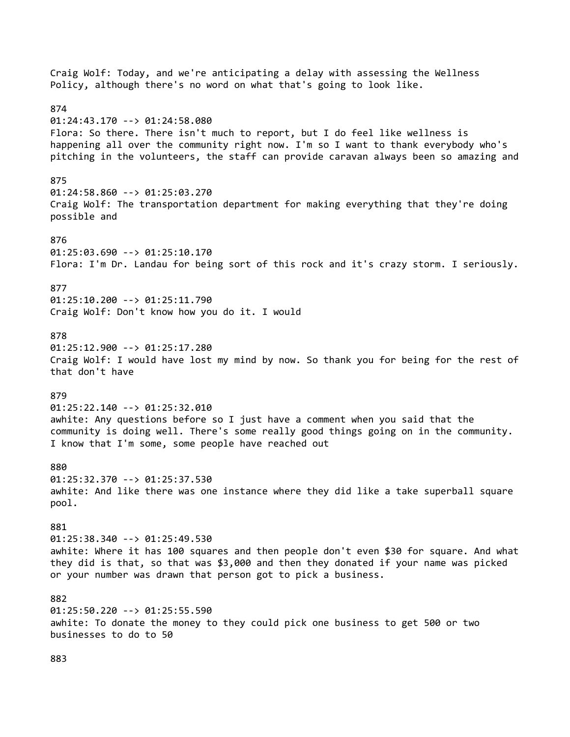Craig Wolf: Today, and we're anticipating a delay with assessing the Wellness Policy, although there's no word on what that's going to look like.

874
01:24:43.170 --> 01:24:58.080
Flora: So there. There isn't much to report, but I do feel like wellness is happening all over the community right now. I'm so I want to thank everybody who's pitching in the volunteers, the staff can provide caravan always been so amazing and

875
01:24:58.860 --> 01:25:03.270
Craig Wolf: The transportation department for making everything that they're doing possible and

876
01:25:03.690 --> 01:25:10.170
Flora: I'm Dr. Landau for being sort of this rock and it's crazy storm. I seriously.

877
01:25:10.200 --> 01:25:11.790
Craig Wolf: Don't know how you do it. I would

878
01:25:12.900 --> 01:25:17.280
Craig Wolf: I would have lost my mind by now. So thank you for being for the rest of that don't have

879
01:25:22.140 --> 01:25:32.010
awhite: Any questions before so I just have a comment when you said that the community is doing well. There's some really good things going on in the community. I know that I'm some, some people have reached out

880
01:25:32.370 --> 01:25:37.530
awhite: And like there was one instance where they did like a take superball square pool.

881
01:25:38.340 --> 01:25:49.530
awhite: Where it has 100 squares and then people don't even $30 for square. And what they did is that, so that was $3,000 and then they donated if your name was picked or your number was drawn that person got to pick a business.

882
01:25:50.220 --> 01:25:55.590
awhite: To donate the money to they could pick one business to get 500 or two businesses to do to 50

883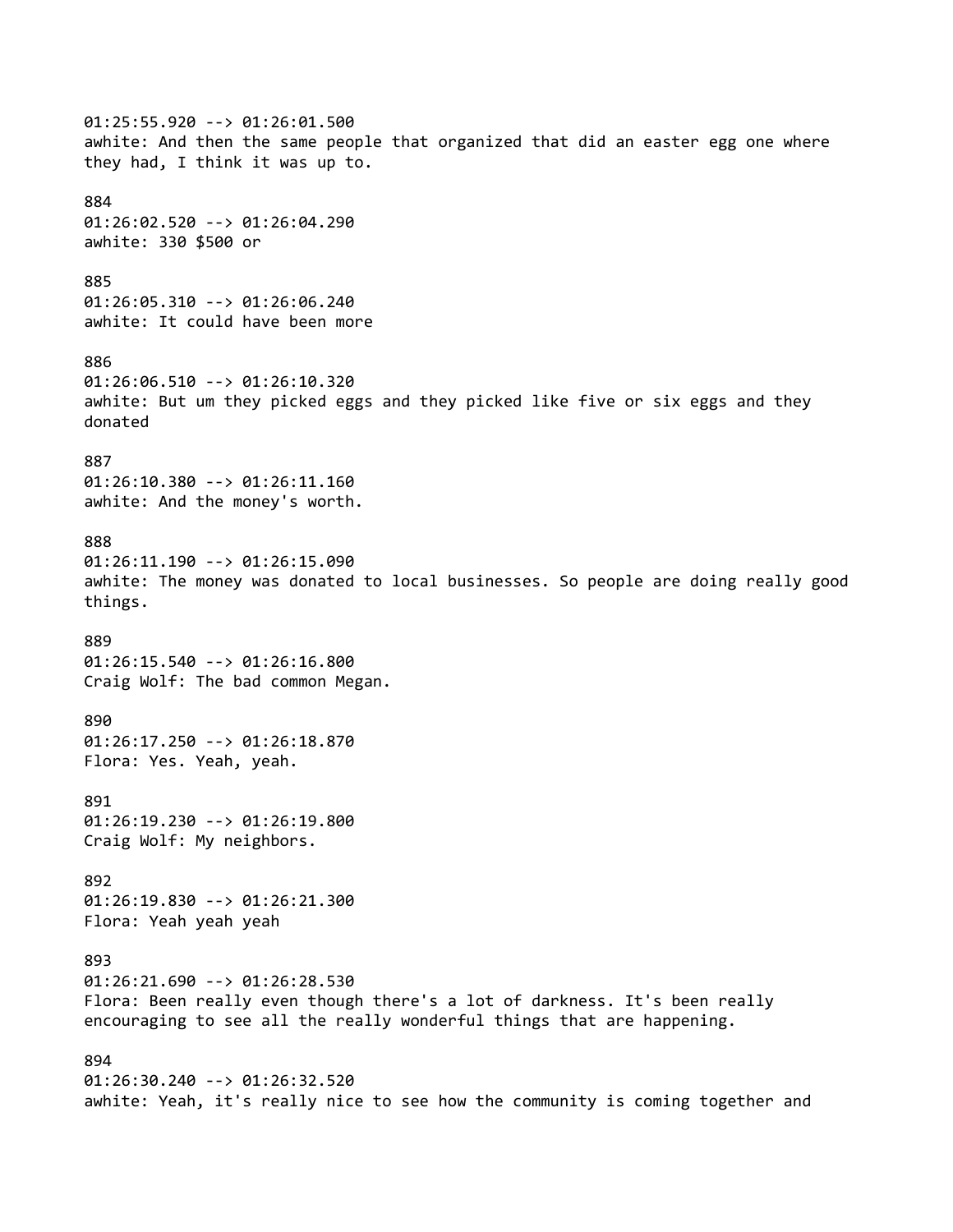01:25:55.920 --> 01:26:01.500
awhite: And then the same people that organized that did an easter egg one where they had, I think it was up to.

884
01:26:02.520 --> 01:26:04.290
awhite: 330 $500 or

885
01:26:05.310 --> 01:26:06.240
awhite: It could have been more

886
01:26:06.510 --> 01:26:10.320
awhite: But um they picked eggs and they picked like five or six eggs and they donated

887
01:26:10.380 --> 01:26:11.160
awhite: And the money's worth.

888
01:26:11.190 --> 01:26:15.090
awhite: The money was donated to local businesses. So people are doing really good things.

889
01:26:15.540 --> 01:26:16.800
Craig Wolf: The bad common Megan.

890
01:26:17.250 --> 01:26:18.870
Flora: Yes. Yeah, yeah.

891
01:26:19.230 --> 01:26:19.800
Craig Wolf: My neighbors.

892
01:26:19.830 --> 01:26:21.300
Flora: Yeah yeah yeah

893
01:26:21.690 --> 01:26:28.530
Flora: Been really even though there's a lot of darkness. It's been really encouraging to see all the really wonderful things that are happening.

894
01:26:30.240 --> 01:26:32.520
awhite: Yeah, it's really nice to see how the community is coming together and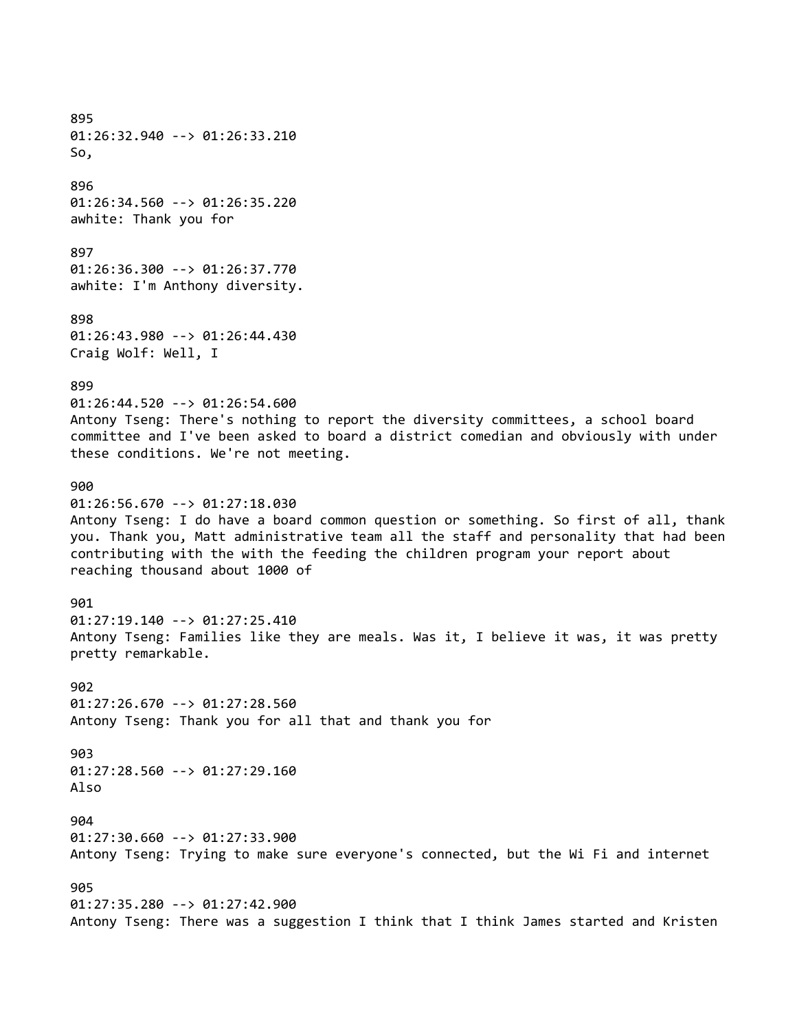895
01:26:32.940 --> 01:26:33.210
So,

896
01:26:34.560 --> 01:26:35.220
awhite: Thank you for

897
01:26:36.300 --> 01:26:37.770
awhite: I'm Anthony diversity.

898
01:26:43.980 --> 01:26:44.430
Craig Wolf: Well, I

899
01:26:44.520 --> 01:26:54.600
Antony Tseng: There's nothing to report the diversity committees, a school board committee and I've been asked to board a district comedian and obviously with under these conditions. We're not meeting.

900
01:26:56.670 --> 01:27:18.030
Antony Tseng: I do have a board common question or something. So first of all, thank you. Thank you, Matt administrative team all the staff and personality that had been contributing with the with the feeding the children program your report about reaching thousand about 1000 of

901
01:27:19.140 --> 01:27:25.410
Antony Tseng: Families like they are meals. Was it, I believe it was, it was pretty pretty remarkable.

902
01:27:26.670 --> 01:27:28.560
Antony Tseng: Thank you for all that and thank you for

903
01:27:28.560 --> 01:27:29.160
Also

904
01:27:30.660 --> 01:27:33.900
Antony Tseng: Trying to make sure everyone's connected, but the Wi Fi and internet

905
01:27:35.280 --> 01:27:42.900
Antony Tseng: There was a suggestion I think that I think James started and Kristen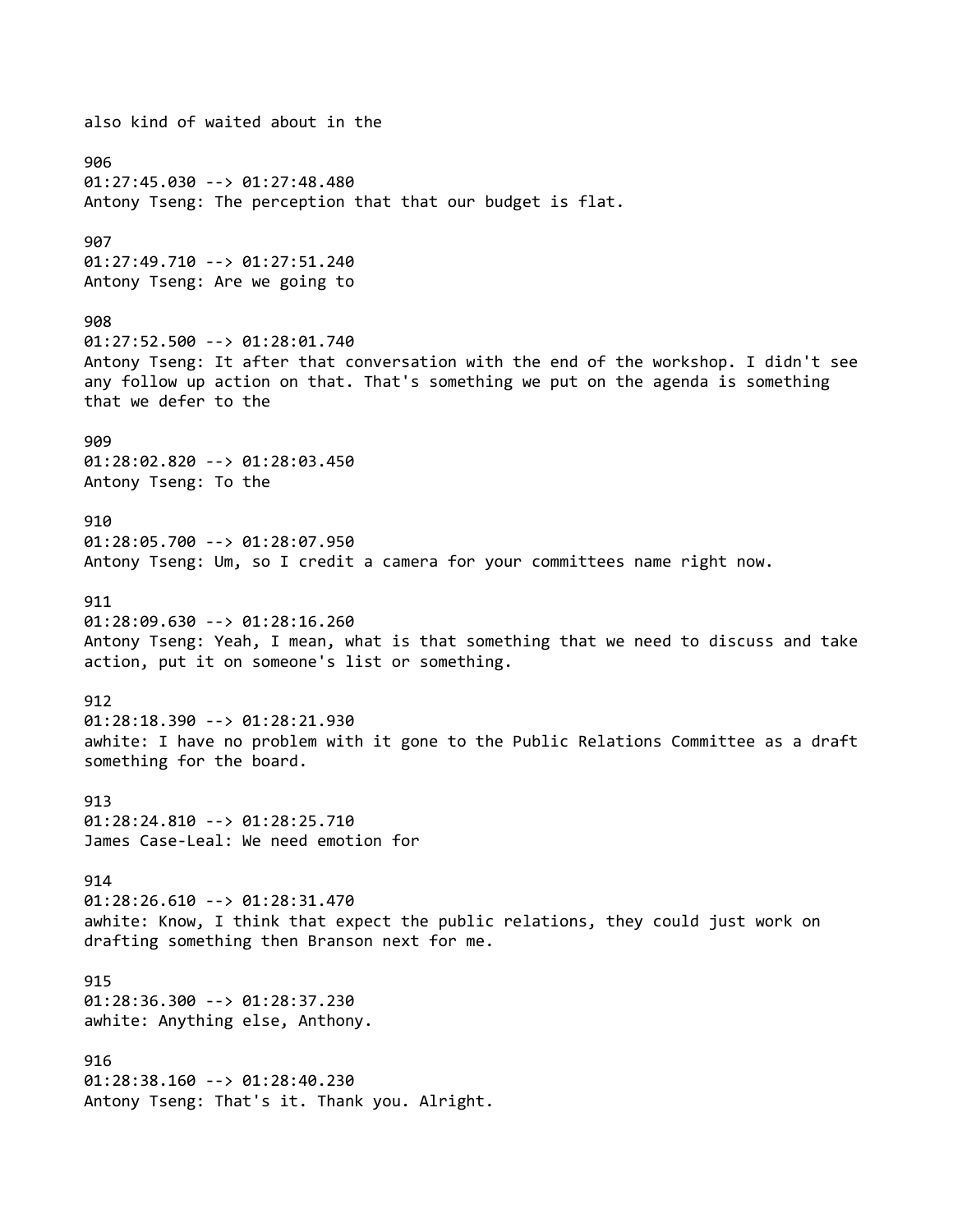also kind of waited about in the

906
01:27:45.030 --> 01:27:48.480
Antony Tseng: The perception that that our budget is flat.

907
01:27:49.710 --> 01:27:51.240
Antony Tseng: Are we going to

908
01:27:52.500 --> 01:28:01.740
Antony Tseng: It after that conversation with the end of the workshop. I didn't see any follow up action on that. That's something we put on the agenda is something that we defer to the

909
01:28:02.820 --> 01:28:03.450
Antony Tseng: To the

910
01:28:05.700 --> 01:28:07.950
Antony Tseng: Um, so I credit a camera for your committees name right now.

911
01:28:09.630 --> 01:28:16.260
Antony Tseng: Yeah, I mean, what is that something that we need to discuss and take action, put it on someone's list or something.

912
01:28:18.390 --> 01:28:21.930
awhite: I have no problem with it gone to the Public Relations Committee as a draft something for the board.

913
01:28:24.810 --> 01:28:25.710
James Case-Leal: We need emotion for

914
01:28:26.610 --> 01:28:31.470
awhite: Know, I think that expect the public relations, they could just work on drafting something then Branson next for me.

915
01:28:36.300 --> 01:28:37.230
awhite: Anything else, Anthony.

916
01:28:38.160 --> 01:28:40.230
Antony Tseng: That's it. Thank you. Alright.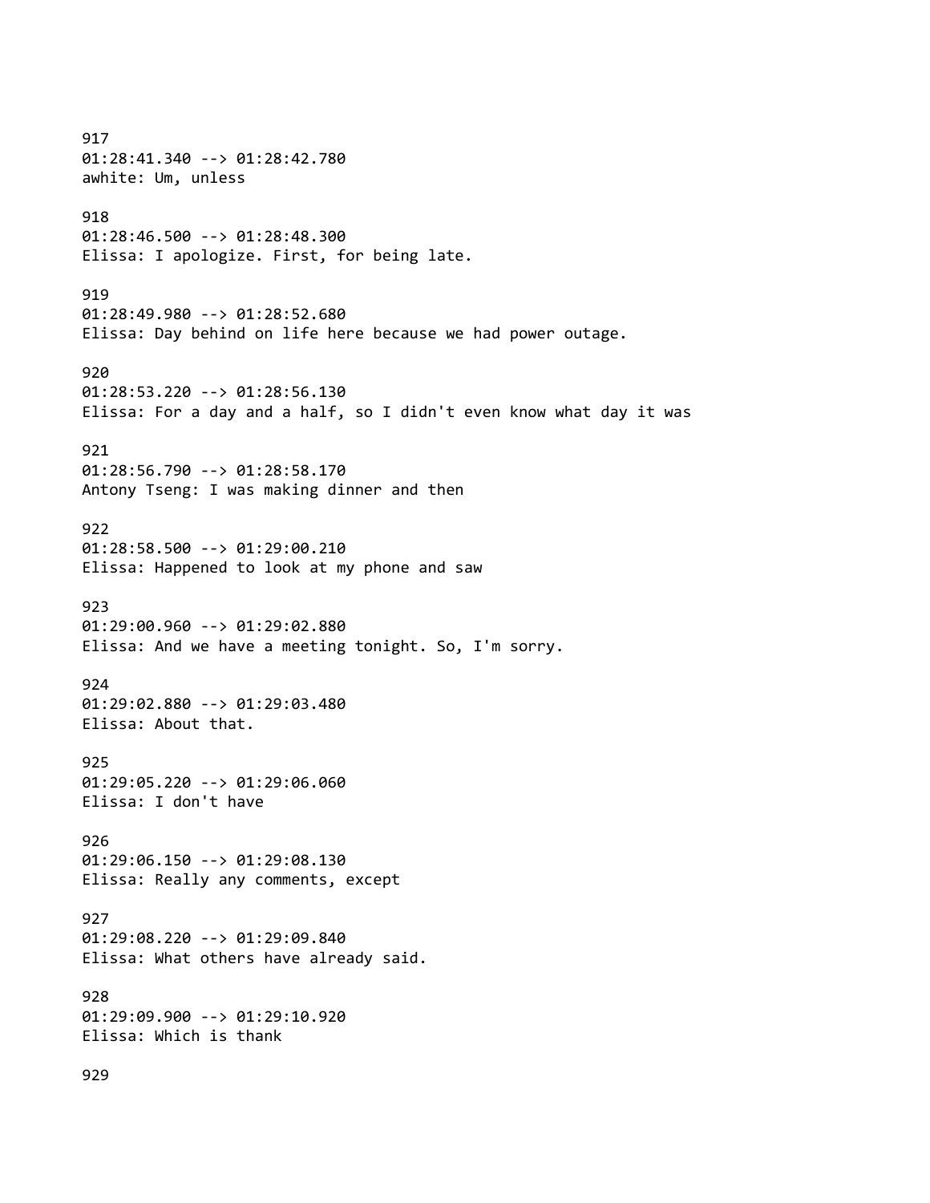917
01:28:41.340 --> 01:28:42.780
awhite: Um, unless

918
01:28:46.500 --> 01:28:48.300
Elissa: I apologize. First, for being late.

919
01:28:49.980 --> 01:28:52.680
Elissa: Day behind on life here because we had power outage.

920
01:28:53.220 --> 01:28:56.130
Elissa: For a day and a half, so I didn't even know what day it was

921
01:28:56.790 --> 01:28:58.170
Antony Tseng: I was making dinner and then

922
01:28:58.500 --> 01:29:00.210
Elissa: Happened to look at my phone and saw

923
01:29:00.960 --> 01:29:02.880
Elissa: And we have a meeting tonight. So, I'm sorry.

924
01:29:02.880 --> 01:29:03.480
Elissa: About that.

925
01:29:05.220 --> 01:29:06.060
Elissa: I don't have

926
01:29:06.150 --> 01:29:08.130
Elissa: Really any comments, except

927
01:29:08.220 --> 01:29:09.840
Elissa: What others have already said.

928
01:29:09.900 --> 01:29:10.920
Elissa: Which is thank

929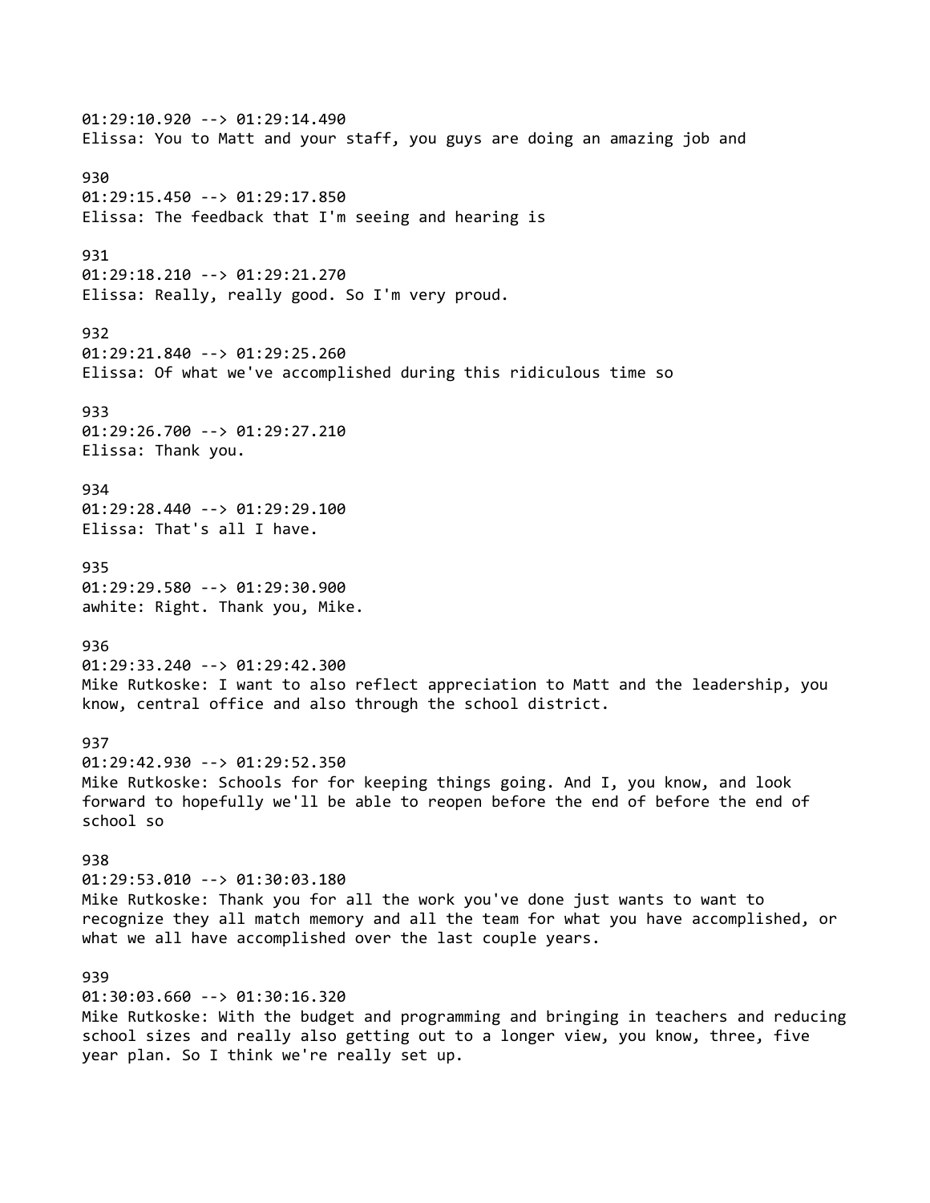01:29:10.920 --> 01:29:14.490
Elissa: You to Matt and your staff, you guys are doing an amazing job and

930
01:29:15.450 --> 01:29:17.850
Elissa: The feedback that I'm seeing and hearing is

931
01:29:18.210 --> 01:29:21.270
Elissa: Really, really good. So I'm very proud.

932
01:29:21.840 --> 01:29:25.260
Elissa: Of what we've accomplished during this ridiculous time so

933
01:29:26.700 --> 01:29:27.210
Elissa: Thank you.

934
01:29:28.440 --> 01:29:29.100
Elissa: That's all I have.

935
01:29:29.580 --> 01:29:30.900
awhite: Right. Thank you, Mike.

936
01:29:33.240 --> 01:29:42.300
Mike Rutkoske: I want to also reflect appreciation to Matt and the leadership, you know, central office and also through the school district.

937
01:29:42.930 --> 01:29:52.350
Mike Rutkoske: Schools for for keeping things going. And I, you know, and look forward to hopefully we'll be able to reopen before the end of before the end of school so

938
01:29:53.010 --> 01:30:03.180
Mike Rutkoske: Thank you for all the work you've done just wants to want to recognize they all match memory and all the team for what you have accomplished, or what we all have accomplished over the last couple years.

939
01:30:03.660 --> 01:30:16.320
Mike Rutkoske: With the budget and programming and bringing in teachers and reducing school sizes and really also getting out to a longer view, you know, three, five year plan. So I think we're really set up.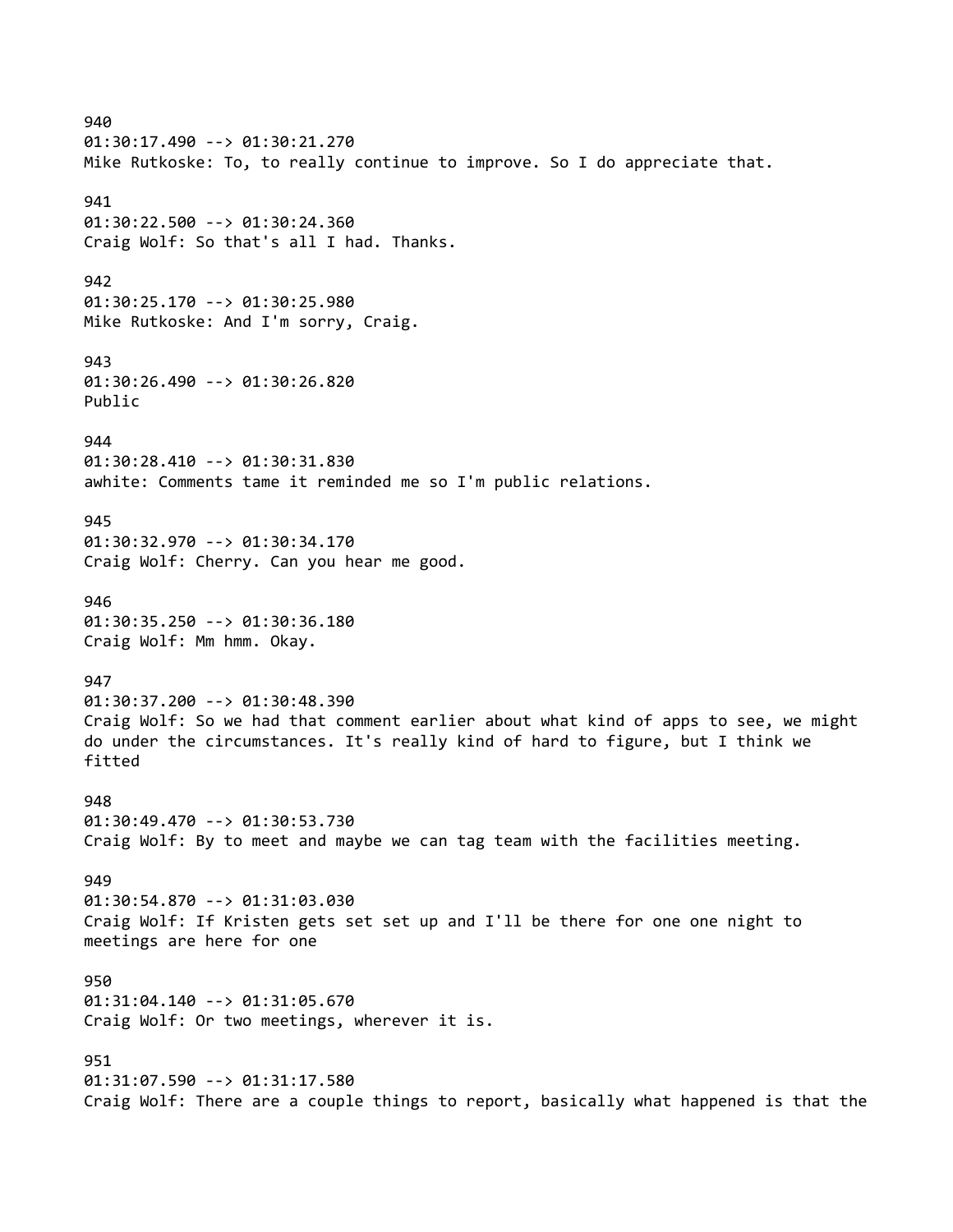940
01:30:17.490 --> 01:30:21.270
Mike Rutkoske: To, to really continue to improve. So I do appreciate that.

941
01:30:22.500 --> 01:30:24.360
Craig Wolf: So that's all I had. Thanks.

942
01:30:25.170 --> 01:30:25.980
Mike Rutkoske: And I'm sorry, Craig.

943
01:30:26.490 --> 01:30:26.820
Public

944
01:30:28.410 --> 01:30:31.830
awhite: Comments tame it reminded me so I'm public relations.

945
01:30:32.970 --> 01:30:34.170
Craig Wolf: Cherry. Can you hear me good.

946
01:30:35.250 --> 01:30:36.180
Craig Wolf: Mm hmm. Okay.

947
01:30:37.200 --> 01:30:48.390
Craig Wolf: So we had that comment earlier about what kind of apps to see, we might do under the circumstances. It's really kind of hard to figure, but I think we fitted

948
01:30:49.470 --> 01:30:53.730
Craig Wolf: By to meet and maybe we can tag team with the facilities meeting.

949
01:30:54.870 --> 01:31:03.030
Craig Wolf: If Kristen gets set set up and I'll be there for one one night to meetings are here for one

950
01:31:04.140 --> 01:31:05.670
Craig Wolf: Or two meetings, wherever it is.

951
01:31:07.590 --> 01:31:17.580
Craig Wolf: There are a couple things to report, basically what happened is that the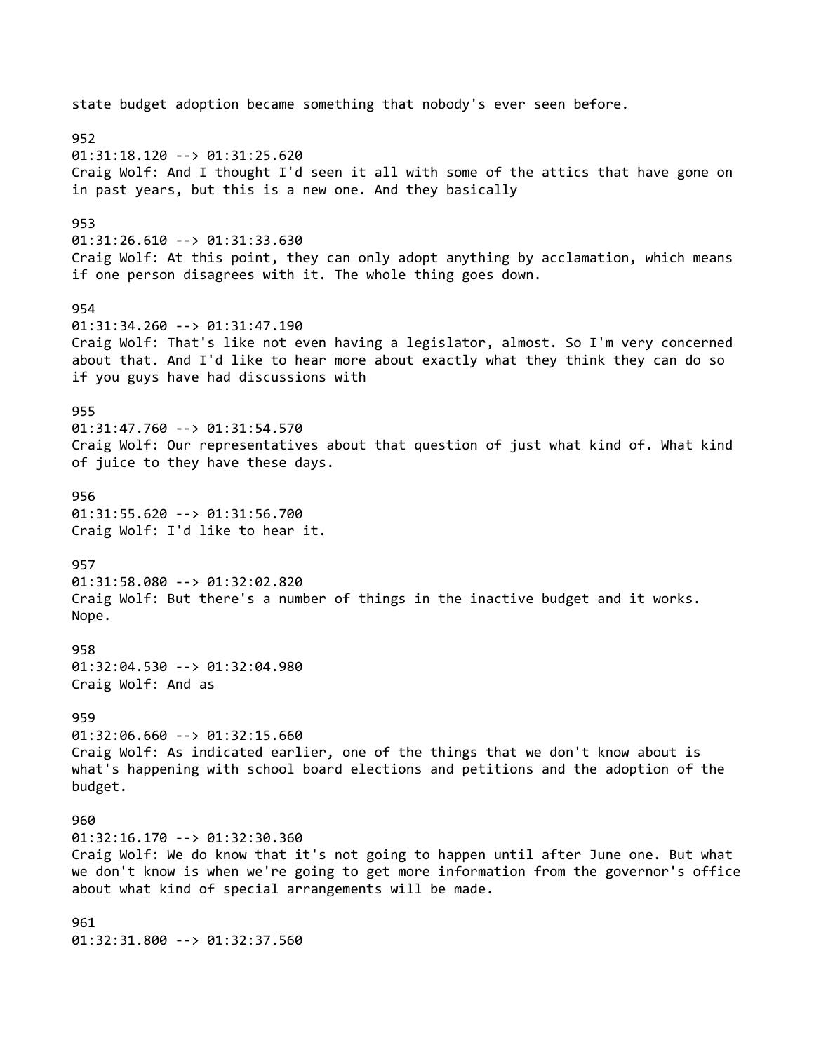state budget adoption became something that nobody's ever seen before.

952
01:31:18.120 --> 01:31:25.620
Craig Wolf: And I thought I'd seen it all with some of the attics that have gone on in past years, but this is a new one. And they basically

953
01:31:26.610 --> 01:31:33.630
Craig Wolf: At this point, they can only adopt anything by acclamation, which means if one person disagrees with it. The whole thing goes down.

954
01:31:34.260 --> 01:31:47.190
Craig Wolf: That's like not even having a legislator, almost. So I'm very concerned about that. And I'd like to hear more about exactly what they think they can do so if you guys have had discussions with

955
01:31:47.760 --> 01:31:54.570
Craig Wolf: Our representatives about that question of just what kind of. What kind of juice to they have these days.

956
01:31:55.620 --> 01:31:56.700
Craig Wolf: I'd like to hear it.

957
01:31:58.080 --> 01:32:02.820
Craig Wolf: But there's a number of things in the inactive budget and it works. Nope.

958
01:32:04.530 --> 01:32:04.980
Craig Wolf: And as

959
01:32:06.660 --> 01:32:15.660
Craig Wolf: As indicated earlier, one of the things that we don't know about is what's happening with school board elections and petitions and the adoption of the budget.

960
01:32:16.170 --> 01:32:30.360
Craig Wolf: We do know that it's not going to happen until after June one. But what we don't know is when we're going to get more information from the governor's office about what kind of special arrangements will be made.

961
01:32:31.800 --> 01:32:37.560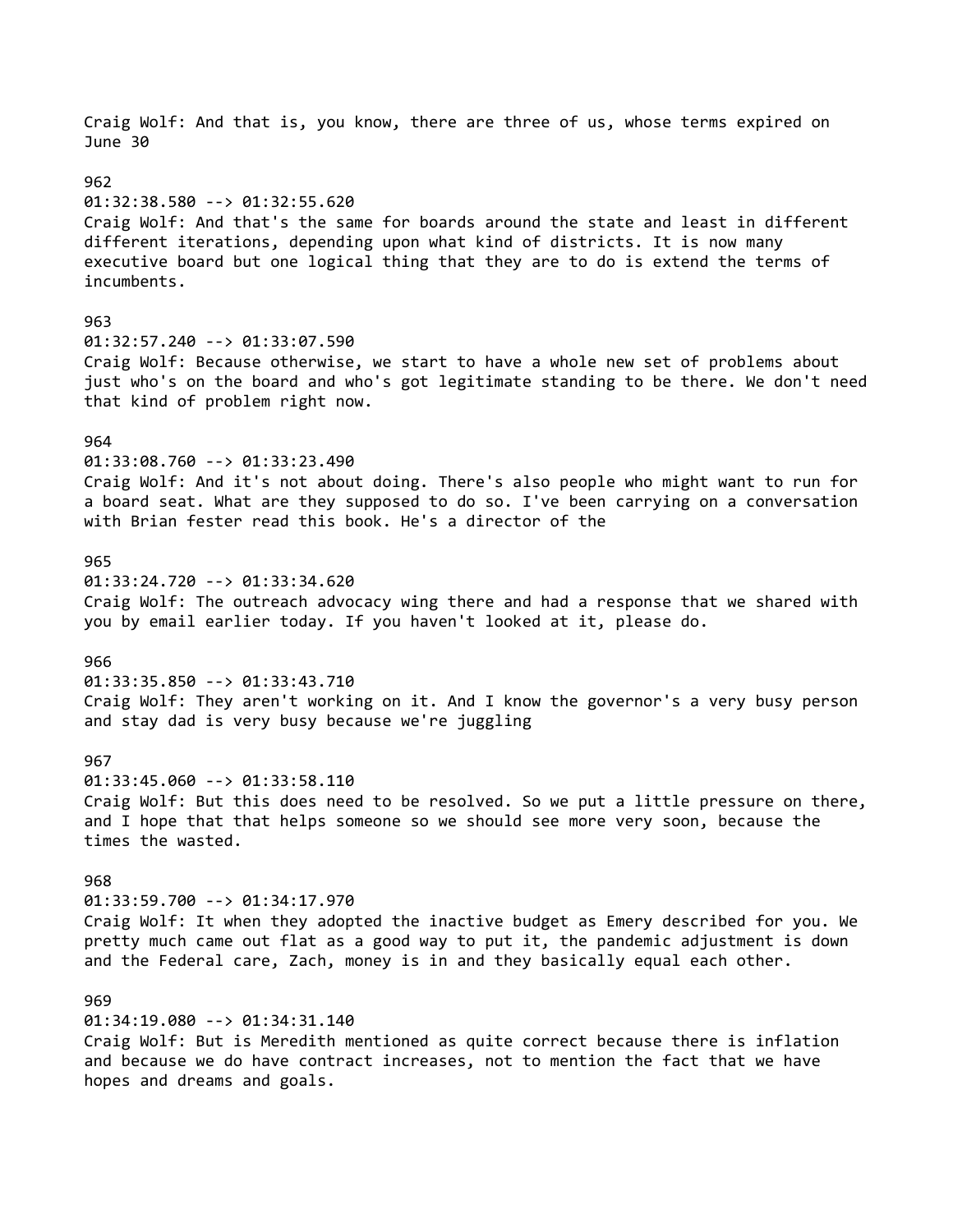Craig Wolf: And that is, you know, there are three of us, whose terms expired on June 30

962
01:32:38.580 --> 01:32:55.620
Craig Wolf: And that's the same for boards around the state and least in different different iterations, depending upon what kind of districts. It is now many executive board but one logical thing that they are to do is extend the terms of incumbents.

963
01:32:57.240 --> 01:33:07.590
Craig Wolf: Because otherwise, we start to have a whole new set of problems about just who's on the board and who's got legitimate standing to be there. We don't need that kind of problem right now.

964
01:33:08.760 --> 01:33:23.490
Craig Wolf: And it's not about doing. There's also people who might want to run for a board seat. What are they supposed to do so. I've been carrying on a conversation with Brian fester read this book. He's a director of the

965
01:33:24.720 --> 01:33:34.620
Craig Wolf: The outreach advocacy wing there and had a response that we shared with you by email earlier today. If you haven't looked at it, please do.

966
01:33:35.850 --> 01:33:43.710
Craig Wolf: They aren't working on it. And I know the governor's a very busy person and stay dad is very busy because we're juggling

967
01:33:45.060 --> 01:33:58.110
Craig Wolf: But this does need to be resolved. So we put a little pressure on there, and I hope that that helps someone so we should see more very soon, because the times the wasted.

968
01:33:59.700 --> 01:34:17.970
Craig Wolf: It when they adopted the inactive budget as Emery described for you. We pretty much came out flat as a good way to put it, the pandemic adjustment is down and the Federal care, Zach, money is in and they basically equal each other.

969
01:34:19.080 --> 01:34:31.140
Craig Wolf: But is Meredith mentioned as quite correct because there is inflation and because we do have contract increases, not to mention the fact that we have hopes and dreams and goals.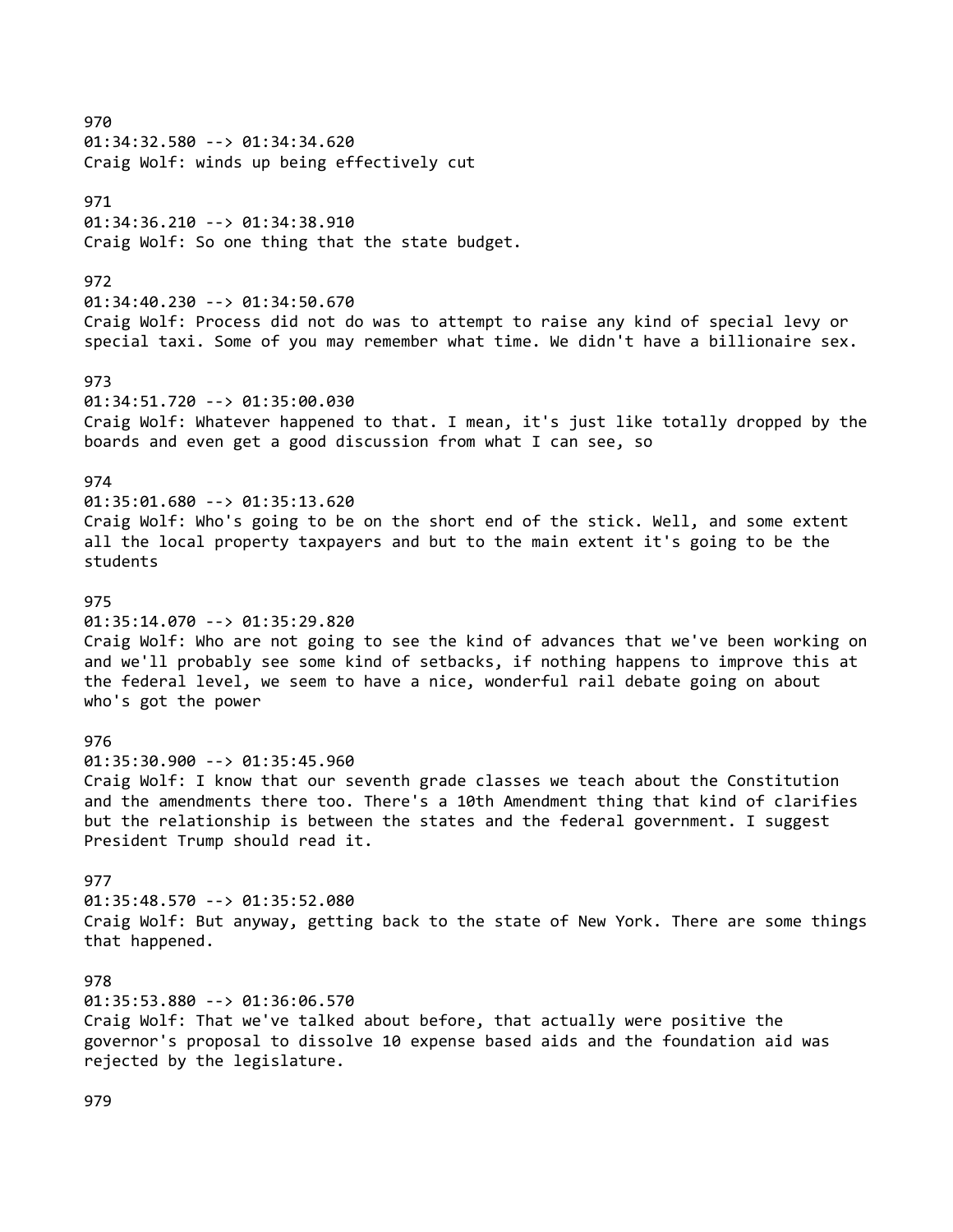970
01:34:32.580 --> 01:34:34.620
Craig Wolf: winds up being effectively cut

971
01:34:36.210 --> 01:34:38.910
Craig Wolf: So one thing that the state budget.

972
01:34:40.230 --> 01:34:50.670
Craig Wolf: Process did not do was to attempt to raise any kind of special levy or special taxi. Some of you may remember what time. We didn't have a billionaire sex.

973
01:34:51.720 --> 01:35:00.030
Craig Wolf: Whatever happened to that. I mean, it's just like totally dropped by the boards and even get a good discussion from what I can see, so

974
01:35:01.680 --> 01:35:13.620
Craig Wolf: Who's going to be on the short end of the stick. Well, and some extent all the local property taxpayers and but to the main extent it's going to be the students

975
01:35:14.070 --> 01:35:29.820
Craig Wolf: Who are not going to see the kind of advances that we've been working on and we'll probably see some kind of setbacks, if nothing happens to improve this at the federal level, we seem to have a nice, wonderful rail debate going on about who's got the power

976
01:35:30.900 --> 01:35:45.960
Craig Wolf: I know that our seventh grade classes we teach about the Constitution and the amendments there too. There's a 10th Amendment thing that kind of clarifies but the relationship is between the states and the federal government. I suggest President Trump should read it.

977
01:35:48.570 --> 01:35:52.080
Craig Wolf: But anyway, getting back to the state of New York. There are some things that happened.

978
01:35:53.880 --> 01:36:06.570
Craig Wolf: That we've talked about before, that actually were positive the governor's proposal to dissolve 10 expense based aids and the foundation aid was rejected by the legislature.

979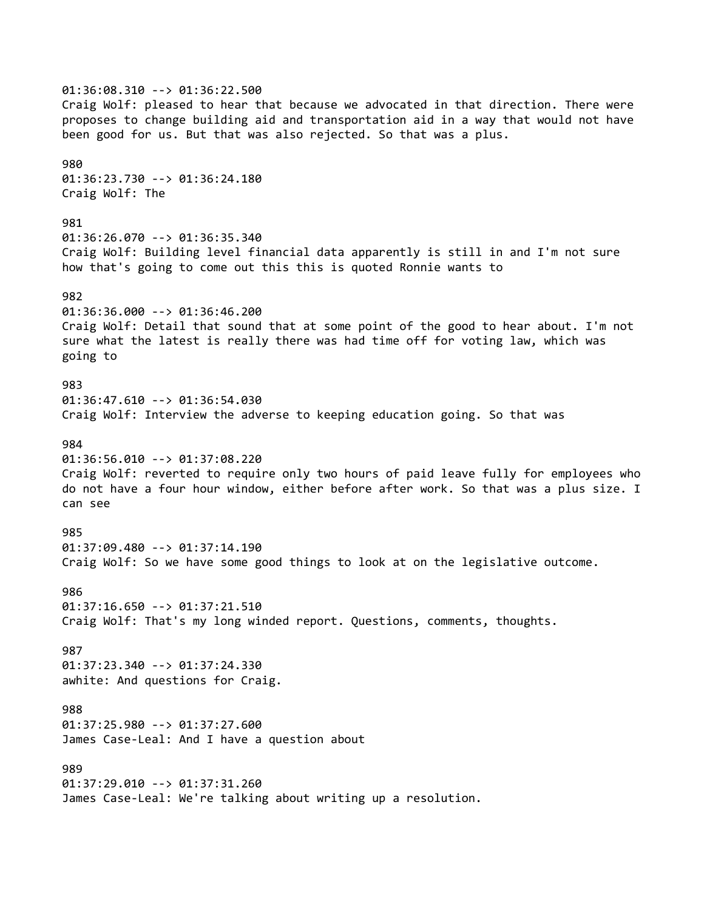01:36:08.310 --> 01:36:22.500
Craig Wolf: pleased to hear that because we advocated in that direction. There were proposes to change building aid and transportation aid in a way that would not have been good for us. But that was also rejected. So that was a plus.

980
01:36:23.730 --> 01:36:24.180
Craig Wolf: The

981
01:36:26.070 --> 01:36:35.340
Craig Wolf: Building level financial data apparently is still in and I'm not sure how that's going to come out this this is quoted Ronnie wants to

982
01:36:36.000 --> 01:36:46.200
Craig Wolf: Detail that sound that at some point of the good to hear about. I'm not sure what the latest is really there was had time off for voting law, which was going to

983
01:36:47.610 --> 01:36:54.030
Craig Wolf: Interview the adverse to keeping education going. So that was

984
01:36:56.010 --> 01:37:08.220
Craig Wolf: reverted to require only two hours of paid leave fully for employees who do not have a four hour window, either before after work. So that was a plus size. I can see

985
01:37:09.480 --> 01:37:14.190
Craig Wolf: So we have some good things to look at on the legislative outcome.

986
01:37:16.650 --> 01:37:21.510
Craig Wolf: That's my long winded report. Questions, comments, thoughts.

987
01:37:23.340 --> 01:37:24.330
awhite: And questions for Craig.

988
01:37:25.980 --> 01:37:27.600
James Case-Leal: And I have a question about

989
01:37:29.010 --> 01:37:31.260
James Case-Leal: We're talking about writing up a resolution.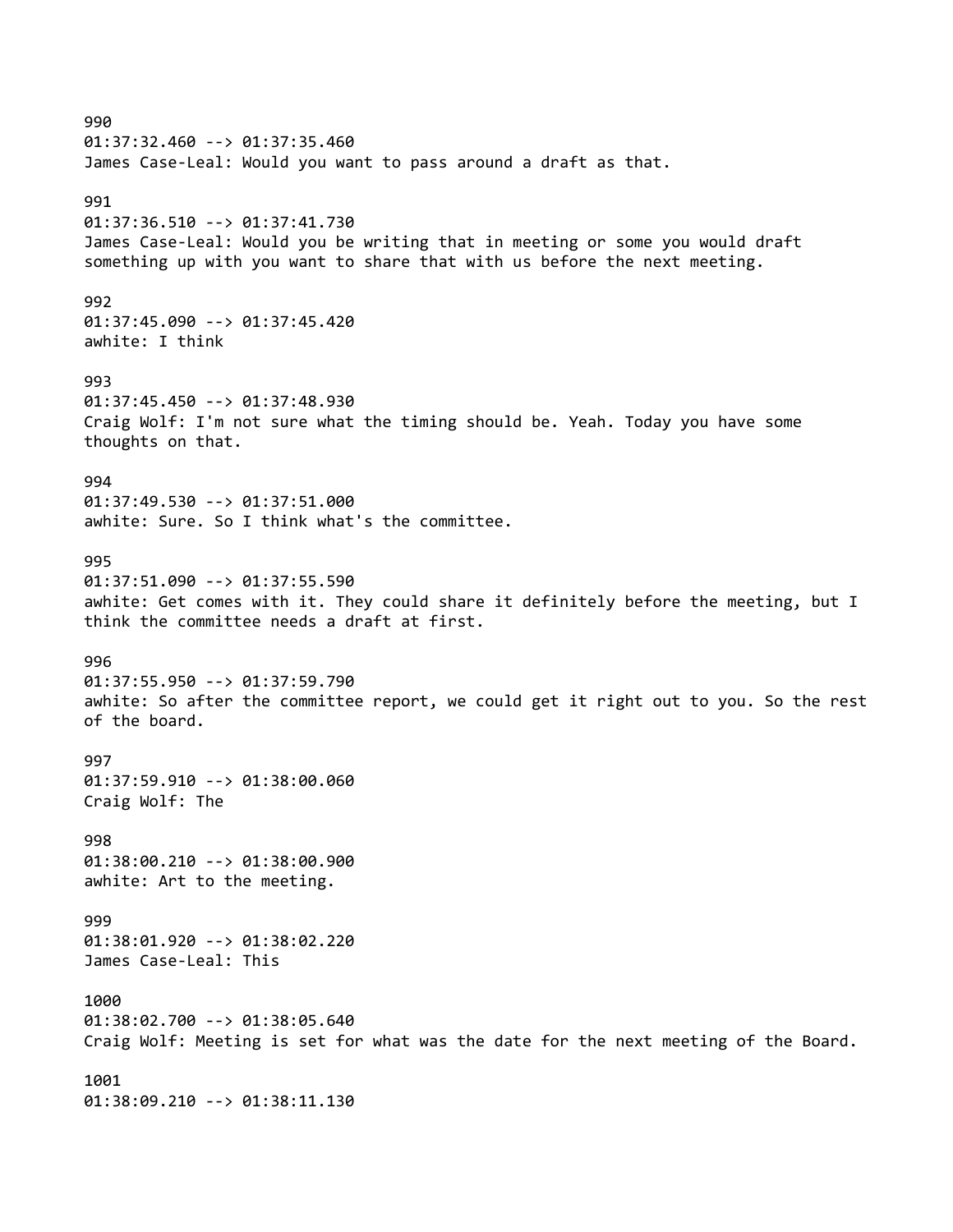990
01:37:32.460 --> 01:37:35.460
James Case-Leal: Would you want to pass around a draft as that.

991
01:37:36.510 --> 01:37:41.730
James Case-Leal: Would you be writing that in meeting or some you would draft something up with you want to share that with us before the next meeting.

992
01:37:45.090 --> 01:37:45.420
awhite: I think

993
01:37:45.450 --> 01:37:48.930
Craig Wolf: I'm not sure what the timing should be. Yeah. Today you have some thoughts on that.

994
01:37:49.530 --> 01:37:51.000
awhite: Sure. So I think what's the committee.

995
01:37:51.090 --> 01:37:55.590
awhite: Get comes with it. They could share it definitely before the meeting, but I think the committee needs a draft at first.

996
01:37:55.950 --> 01:37:59.790
awhite: So after the committee report, we could get it right out to you. So the rest of the board.

997
01:37:59.910 --> 01:38:00.060
Craig Wolf: The

998
01:38:00.210 --> 01:38:00.900
awhite: Art to the meeting.

999
01:38:01.920 --> 01:38:02.220
James Case-Leal: This

1000
01:38:02.700 --> 01:38:05.640
Craig Wolf: Meeting is set for what was the date for the next meeting of the Board.

1001
01:38:09.210 --> 01:38:11.130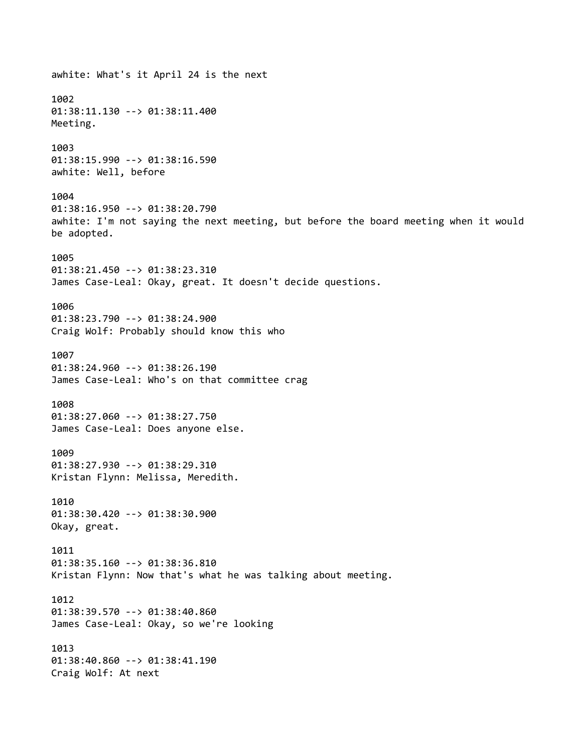awhite: What's it April 24 is the next

1002
01:38:11.130 --> 01:38:11.400
Meeting.

1003
01:38:15.990 --> 01:38:16.590
awhite: Well, before

1004
01:38:16.950 --> 01:38:20.790
awhite: I'm not saying the next meeting, but before the board meeting when it would be adopted.

1005
01:38:21.450 --> 01:38:23.310
James Case-Leal: Okay, great. It doesn't decide questions.

1006
01:38:23.790 --> 01:38:24.900
Craig Wolf: Probably should know this who

1007
01:38:24.960 --> 01:38:26.190
James Case-Leal: Who's on that committee crag

1008
01:38:27.060 --> 01:38:27.750
James Case-Leal: Does anyone else.

1009
01:38:27.930 --> 01:38:29.310
Kristan Flynn: Melissa, Meredith.

1010
01:38:30.420 --> 01:38:30.900
Okay, great.

1011
01:38:35.160 --> 01:38:36.810
Kristan Flynn: Now that's what he was talking about meeting.

1012
01:38:39.570 --> 01:38:40.860
James Case-Leal: Okay, so we're looking

1013
01:38:40.860 --> 01:38:41.190
Craig Wolf: At next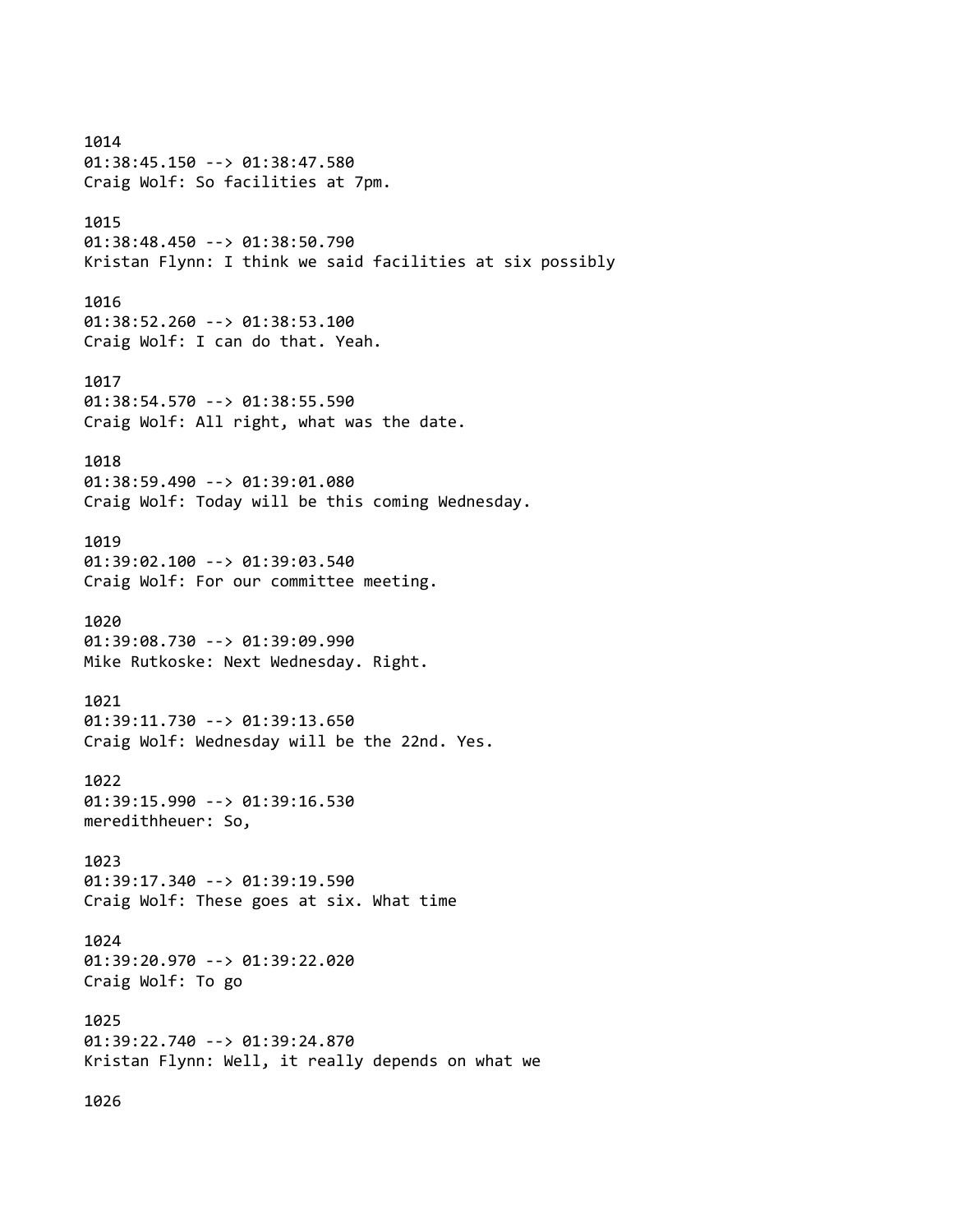1014
01:38:45.150 --> 01:38:47.580
Craig Wolf: So facilities at 7pm.

1015
01:38:48.450 --> 01:38:50.790
Kristan Flynn: I think we said facilities at six possibly

1016
01:38:52.260 --> 01:38:53.100
Craig Wolf: I can do that. Yeah.

1017
01:38:54.570 --> 01:38:55.590
Craig Wolf: All right, what was the date.

1018
01:38:59.490 --> 01:39:01.080
Craig Wolf: Today will be this coming Wednesday.

1019
01:39:02.100 --> 01:39:03.540
Craig Wolf: For our committee meeting.

1020
01:39:08.730 --> 01:39:09.990
Mike Rutkoske: Next Wednesday. Right.

1021
01:39:11.730 --> 01:39:13.650
Craig Wolf: Wednesday will be the 22nd. Yes.

1022
01:39:15.990 --> 01:39:16.530
meredithheuer: So,

1023
01:39:17.340 --> 01:39:19.590
Craig Wolf: These goes at six. What time

1024
01:39:20.970 --> 01:39:22.020
Craig Wolf: To go

1025
01:39:22.740 --> 01:39:24.870
Kristan Flynn: Well, it really depends on what we

1026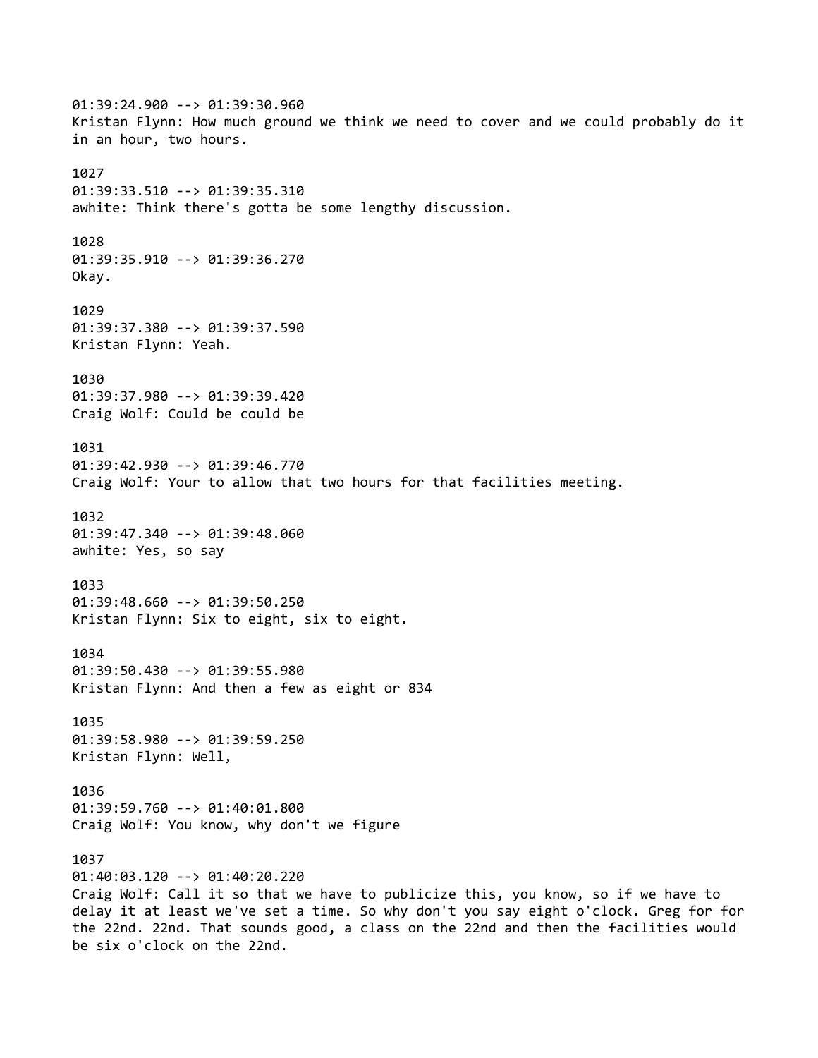01:39:24.900 --> 01:39:30.960
Kristan Flynn: How much ground we think we need to cover and we could probably do it in an hour, two hours.

1027
01:39:33.510 --> 01:39:35.310
awhite: Think there's gotta be some lengthy discussion.

1028
01:39:35.910 --> 01:39:36.270
Okay.

1029
01:39:37.380 --> 01:39:37.590
Kristan Flynn: Yeah.

1030
01:39:37.980 --> 01:39:39.420
Craig Wolf: Could be could be

1031
01:39:42.930 --> 01:39:46.770
Craig Wolf: Your to allow that two hours for that facilities meeting.

1032
01:39:47.340 --> 01:39:48.060
awhite: Yes, so say

1033
01:39:48.660 --> 01:39:50.250
Kristan Flynn: Six to eight, six to eight.

1034
01:39:50.430 --> 01:39:55.980
Kristan Flynn: And then a few as eight or 834

1035
01:39:58.980 --> 01:39:59.250
Kristan Flynn: Well,

1036
01:39:59.760 --> 01:40:01.800
Craig Wolf: You know, why don't we figure

1037
01:40:03.120 --> 01:40:20.220
Craig Wolf: Call it so that we have to publicize this, you know, so if we have to delay it at least we've set a time. So why don't you say eight o'clock. Greg for for the 22nd. 22nd. That sounds good, a class on the 22nd and then the facilities would be six o'clock on the 22nd.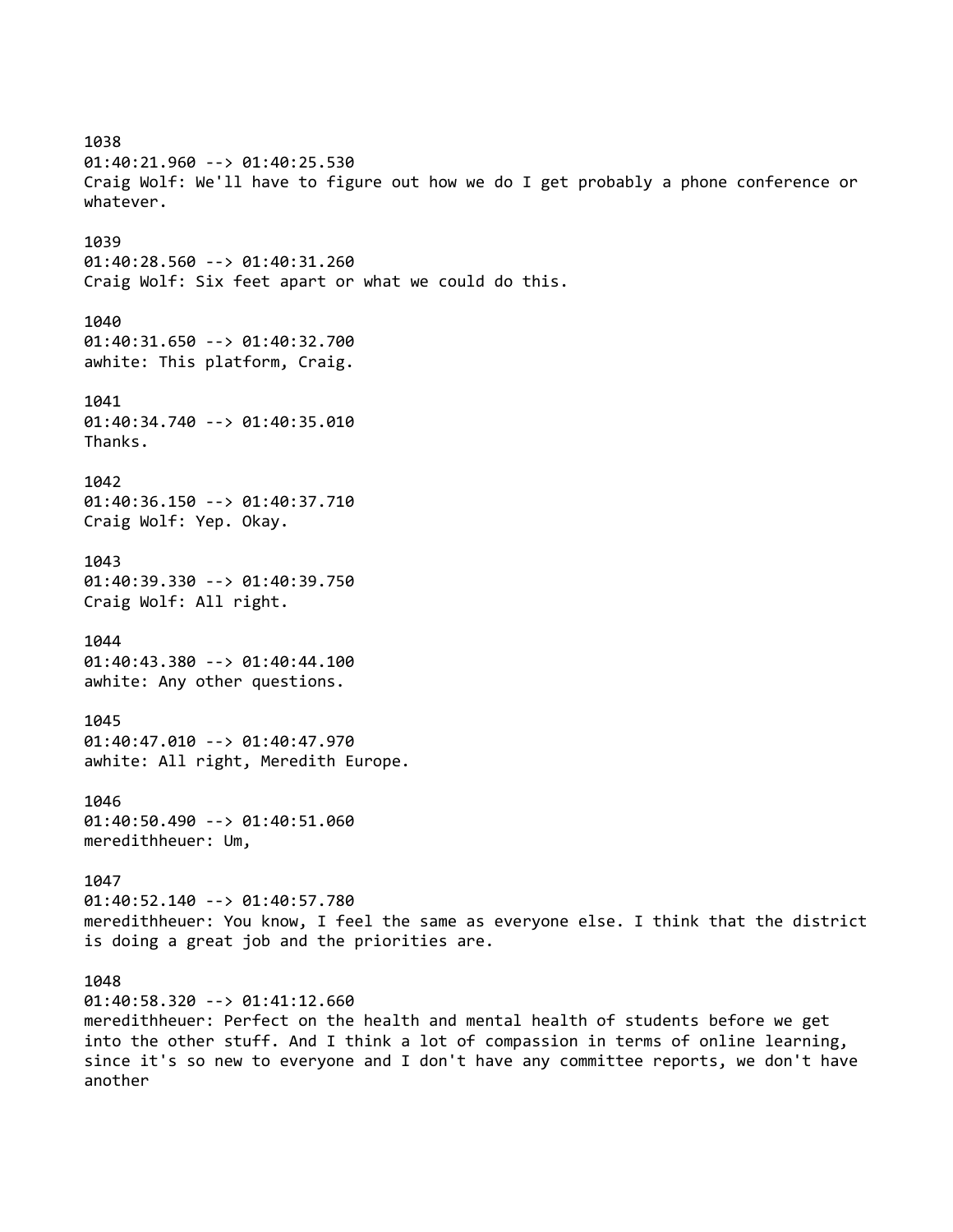1038
01:40:21.960 --> 01:40:25.530
Craig Wolf: We'll have to figure out how we do I get probably a phone conference or whatever.

1039
01:40:28.560 --> 01:40:31.260
Craig Wolf: Six feet apart or what we could do this.

1040
01:40:31.650 --> 01:40:32.700
awhite: This platform, Craig.

1041
01:40:34.740 --> 01:40:35.010
Thanks.

1042
01:40:36.150 --> 01:40:37.710
Craig Wolf: Yep. Okay.

1043
01:40:39.330 --> 01:40:39.750
Craig Wolf: All right.

1044
01:40:43.380 --> 01:40:44.100
awhite: Any other questions.

1045
01:40:47.010 --> 01:40:47.970
awhite: All right, Meredith Europe.

1046
01:40:50.490 --> 01:40:51.060
meredithheuer: Um,

1047
01:40:52.140 --> 01:40:57.780
meredithheuer: You know, I feel the same as everyone else. I think that the district is doing a great job and the priorities are.

1048
01:40:58.320 --> 01:41:12.660
meredithheuer: Perfect on the health and mental health of students before we get into the other stuff. And I think a lot of compassion in terms of online learning, since it's so new to everyone and I don't have any committee reports, we don't have another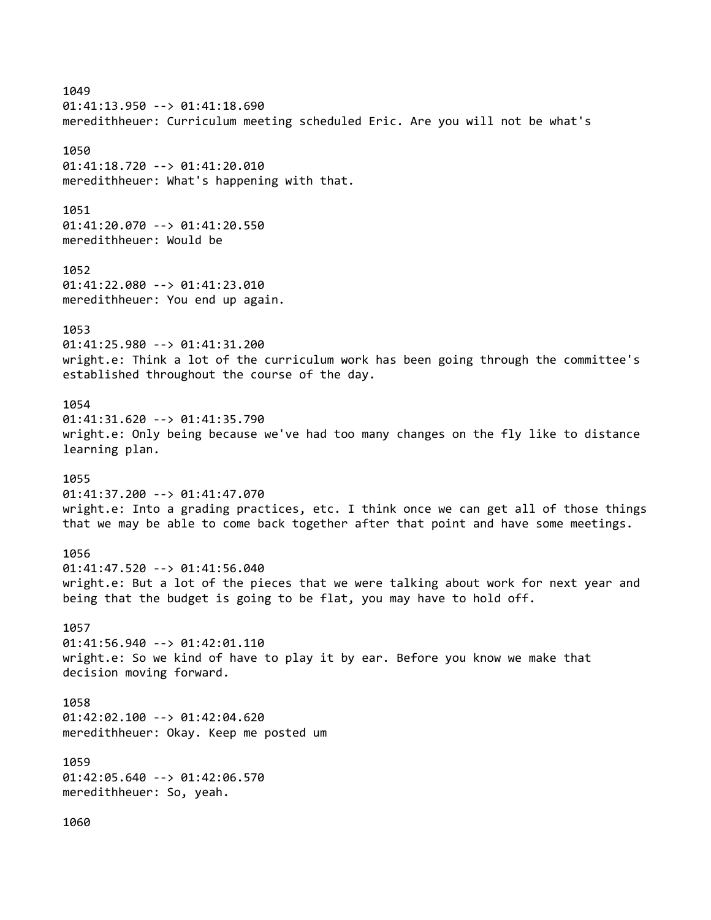1049
01:41:13.950 --> 01:41:18.690
meredithheuer: Curriculum meeting scheduled Eric. Are you will not be what's

1050
01:41:18.720 --> 01:41:20.010
meredithheuer: What's happening with that.

1051
01:41:20.070 --> 01:41:20.550
meredithheuer: Would be

1052
01:41:22.080 --> 01:41:23.010
meredithheuer: You end up again.

1053
01:41:25.980 --> 01:41:31.200
wright.e: Think a lot of the curriculum work has been going through the committee's established throughout the course of the day.

1054
01:41:31.620 --> 01:41:35.790
wright.e: Only being because we've had too many changes on the fly like to distance learning plan.

1055
01:41:37.200 --> 01:41:47.070
wright.e: Into a grading practices, etc. I think once we can get all of those things that we may be able to come back together after that point and have some meetings.

1056
01:41:47.520 --> 01:41:56.040
wright.e: But a lot of the pieces that we were talking about work for next year and being that the budget is going to be flat, you may have to hold off.

1057
01:41:56.940 --> 01:42:01.110
wright.e: So we kind of have to play it by ear. Before you know we make that decision moving forward.

1058
01:42:02.100 --> 01:42:04.620
meredithheuer: Okay. Keep me posted um

1059
01:42:05.640 --> 01:42:06.570
meredithheuer: So, yeah.

1060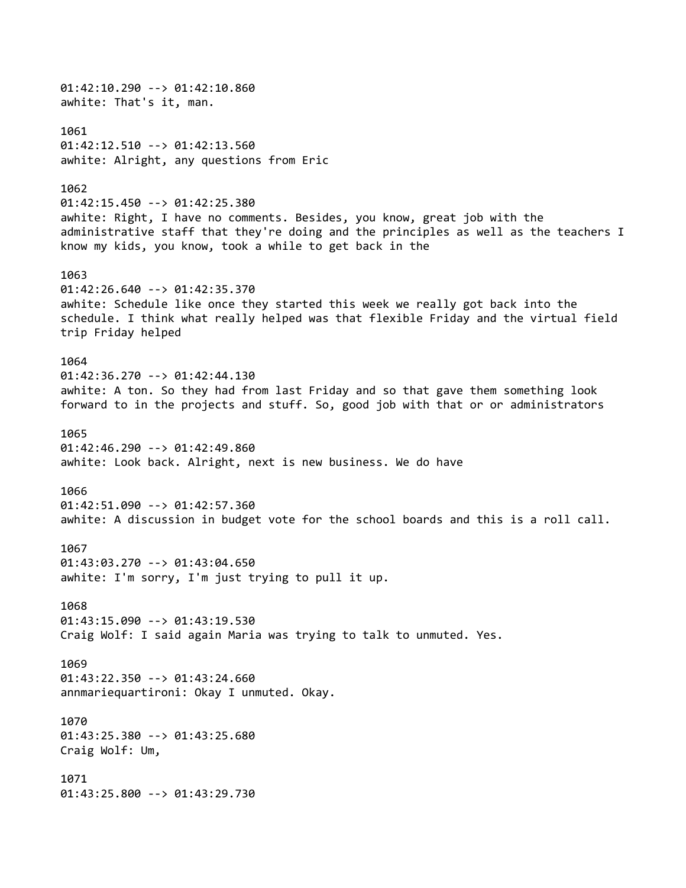01:42:10.290 --> 01:42:10.860
awhite: That's it, man.

1061
01:42:12.510 --> 01:42:13.560
awhite: Alright, any questions from Eric

1062
01:42:15.450 --> 01:42:25.380
awhite: Right, I have no comments. Besides, you know, great job with the administrative staff that they're doing and the principles as well as the teachers I know my kids, you know, took a while to get back in the

1063
01:42:26.640 --> 01:42:35.370
awhite: Schedule like once they started this week we really got back into the schedule. I think what really helped was that flexible Friday and the virtual field trip Friday helped

1064
01:42:36.270 --> 01:42:44.130
awhite: A ton. So they had from last Friday and so that gave them something look forward to in the projects and stuff. So, good job with that or or administrators

1065
01:42:46.290 --> 01:42:49.860
awhite: Look back. Alright, next is new business. We do have

1066
01:42:51.090 --> 01:42:57.360
awhite: A discussion in budget vote for the school boards and this is a roll call.

1067
01:43:03.270 --> 01:43:04.650
awhite: I'm sorry, I'm just trying to pull it up.

1068
01:43:15.090 --> 01:43:19.530
Craig Wolf: I said again Maria was trying to talk to unmuted. Yes.

1069
01:43:22.350 --> 01:43:24.660
annmariequartironi: Okay I unmuted. Okay.

1070
01:43:25.380 --> 01:43:25.680
Craig Wolf: Um,

1071
01:43:25.800 --> 01:43:29.730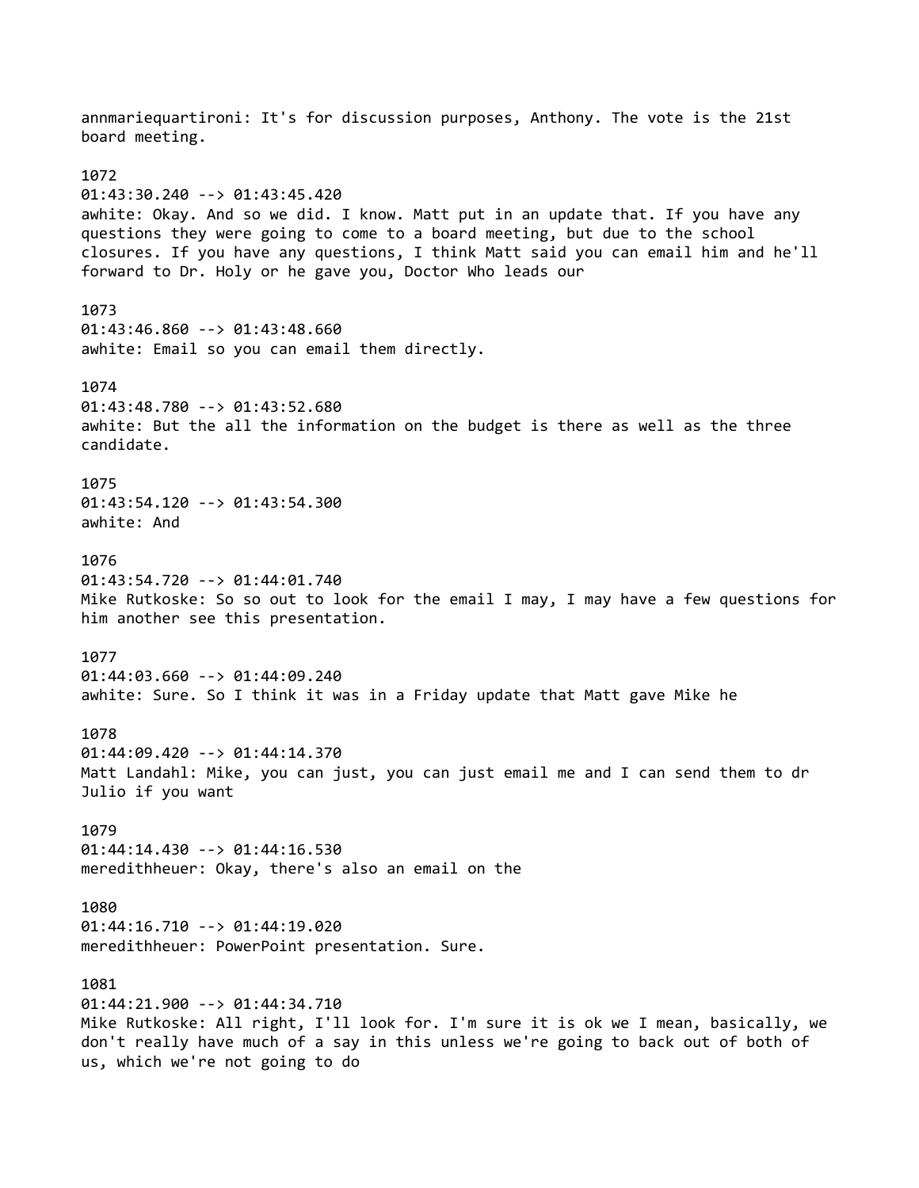annmariequartironi: It's for discussion purposes, Anthony. The vote is the 21st board meeting.

1072
01:43:30.240 --> 01:43:45.420
awhite: Okay. And so we did. I know. Matt put in an update that. If you have any questions they were going to come to a board meeting, but due to the school closures. If you have any questions, I think Matt said you can email him and he'll forward to Dr. Holy or he gave you, Doctor Who leads our

1073
01:43:46.860 --> 01:43:48.660
awhite: Email so you can email them directly.

1074
01:43:48.780 --> 01:43:52.680
awhite: But the all the information on the budget is there as well as the three candidate.

1075
01:43:54.120 --> 01:43:54.300
awhite: And

1076
01:43:54.720 --> 01:44:01.740
Mike Rutkoske: So so out to look for the email I may, I may have a few questions for him another see this presentation.

1077
01:44:03.660 --> 01:44:09.240
awhite: Sure. So I think it was in a Friday update that Matt gave Mike he

1078
01:44:09.420 --> 01:44:14.370
Matt Landahl: Mike, you can just, you can just email me and I can send them to dr Julio if you want

1079
01:44:14.430 --> 01:44:16.530
meredithheuer: Okay, there's also an email on the

1080
01:44:16.710 --> 01:44:19.020
meredithheuer: PowerPoint presentation. Sure.

1081
01:44:21.900 --> 01:44:34.710
Mike Rutkoske: All right, I'll look for. I'm sure it is ok we I mean, basically, we don't really have much of a say in this unless we're going to back out of both of us, which we're not going to do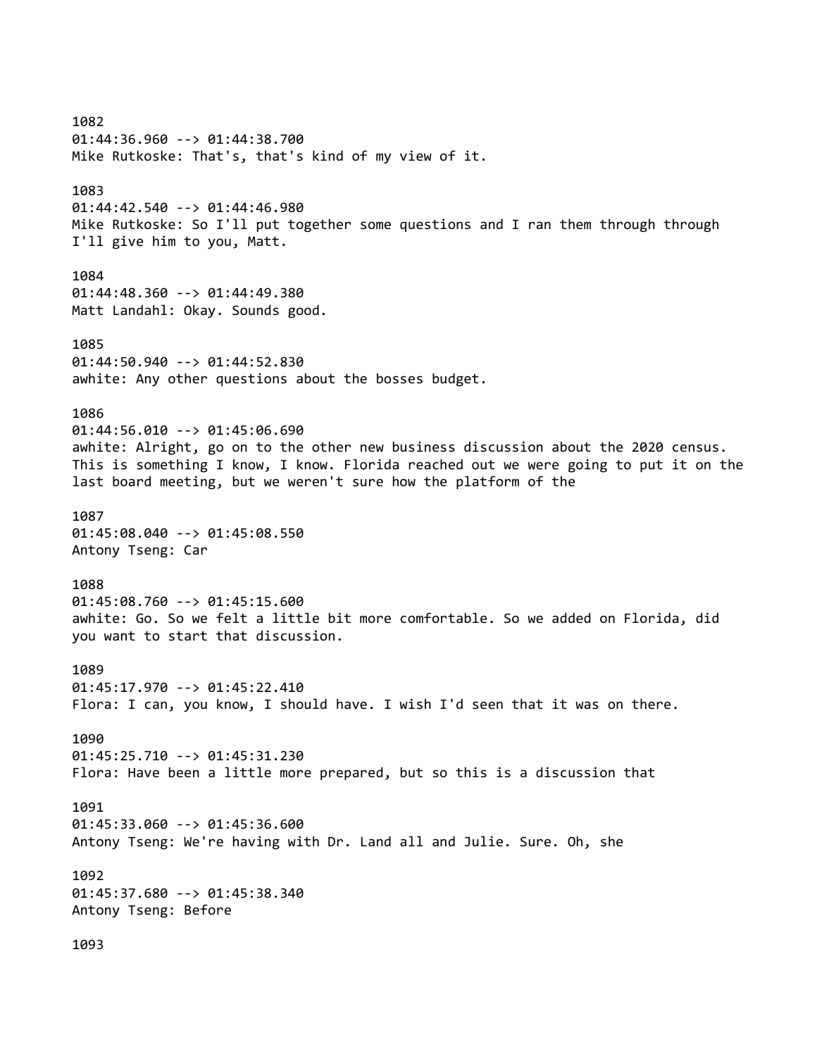1082
01:44:36.960 --> 01:44:38.700
Mike Rutkoske: That's, that's kind of my view of it.

1083
01:44:42.540 --> 01:44:46.980
Mike Rutkoske: So I'll put together some questions and I ran them through through I'll give him to you, Matt.

1084
01:44:48.360 --> 01:44:49.380
Matt Landahl: Okay. Sounds good.

1085
01:44:50.940 --> 01:44:52.830
awhite: Any other questions about the bosses budget.

1086
01:44:56.010 --> 01:45:06.690
awhite: Alright, go on to the other new business discussion about the 2020 census. This is something I know, I know. Florida reached out we were going to put it on the last board meeting, but we weren't sure how the platform of the

1087
01:45:08.040 --> 01:45:08.550
Antony Tseng: Car

1088
01:45:08.760 --> 01:45:15.600
awhite: Go. So we felt a little bit more comfortable. So we added on Florida, did you want to start that discussion.

1089
01:45:17.970 --> 01:45:22.410
Flora: I can, you know, I should have. I wish I'd seen that it was on there.

1090
01:45:25.710 --> 01:45:31.230
Flora: Have been a little more prepared, but so this is a discussion that

1091
01:45:33.060 --> 01:45:36.600
Antony Tseng: We're having with Dr. Land all and Julie. Sure. Oh, she

1092
01:45:37.680 --> 01:45:38.340
Antony Tseng: Before

1093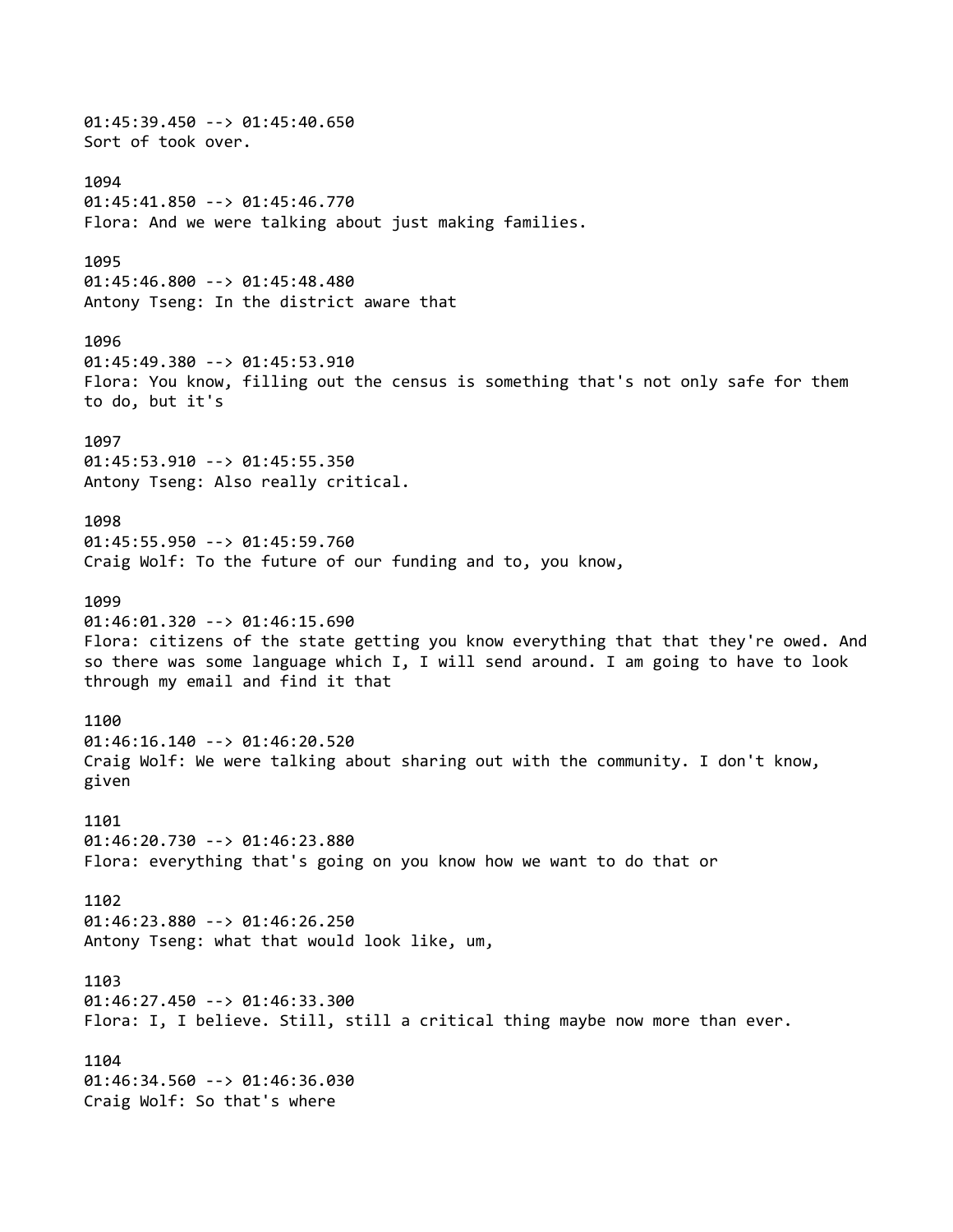01:45:39.450 --> 01:45:40.650
Sort of took over.

1094
01:45:41.850 --> 01:45:46.770
Flora: And we were talking about just making families.

1095
01:45:46.800 --> 01:45:48.480
Antony Tseng: In the district aware that

1096
01:45:49.380 --> 01:45:53.910
Flora: You know, filling out the census is something that's not only safe for them to do, but it's

1097
01:45:53.910 --> 01:45:55.350
Antony Tseng: Also really critical.

1098
01:45:55.950 --> 01:45:59.760
Craig Wolf: To the future of our funding and to, you know,

1099
01:46:01.320 --> 01:46:15.690
Flora: citizens of the state getting you know everything that that they're owed. And so there was some language which I, I will send around. I am going to have to look through my email and find it that

1100
01:46:16.140 --> 01:46:20.520
Craig Wolf: We were talking about sharing out with the community. I don't know, given

1101
01:46:20.730 --> 01:46:23.880
Flora: everything that's going on you know how we want to do that or

1102
01:46:23.880 --> 01:46:26.250
Antony Tseng: what that would look like, um,

1103
01:46:27.450 --> 01:46:33.300
Flora: I, I believe. Still, still a critical thing maybe now more than ever.

1104
01:46:34.560 --> 01:46:36.030
Craig Wolf: So that's where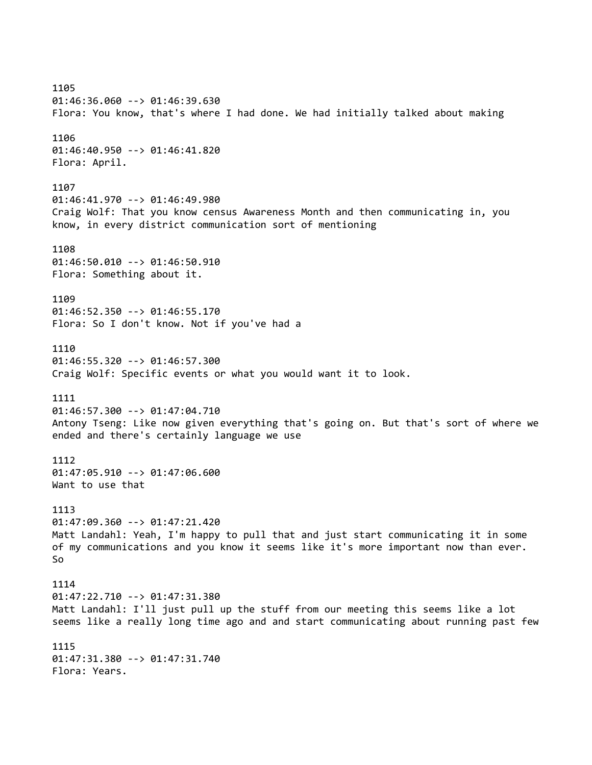1105
01:46:36.060 --> 01:46:39.630
Flora: You know, that's where I had done. We had initially talked about making

1106
01:46:40.950 --> 01:46:41.820
Flora: April.

1107
01:46:41.970 --> 01:46:49.980
Craig Wolf: That you know census Awareness Month and then communicating in, you know, in every district communication sort of mentioning

1108
01:46:50.010 --> 01:46:50.910
Flora: Something about it.

1109
01:46:52.350 --> 01:46:55.170
Flora: So I don't know. Not if you've had a

1110
01:46:55.320 --> 01:46:57.300
Craig Wolf: Specific events or what you would want it to look.

1111
01:46:57.300 --> 01:47:04.710
Antony Tseng: Like now given everything that's going on. But that's sort of where we ended and there's certainly language we use

1112
01:47:05.910 --> 01:47:06.600
Want to use that

1113
01:47:09.360 --> 01:47:21.420
Matt Landahl: Yeah, I'm happy to pull that and just start communicating it in some of my communications and you know it seems like it's more important now than ever. So

1114
01:47:22.710 --> 01:47:31.380
Matt Landahl: I'll just pull up the stuff from our meeting this seems like a lot seems like a really long time ago and and start communicating about running past few

1115
01:47:31.380 --> 01:47:31.740
Flora: Years.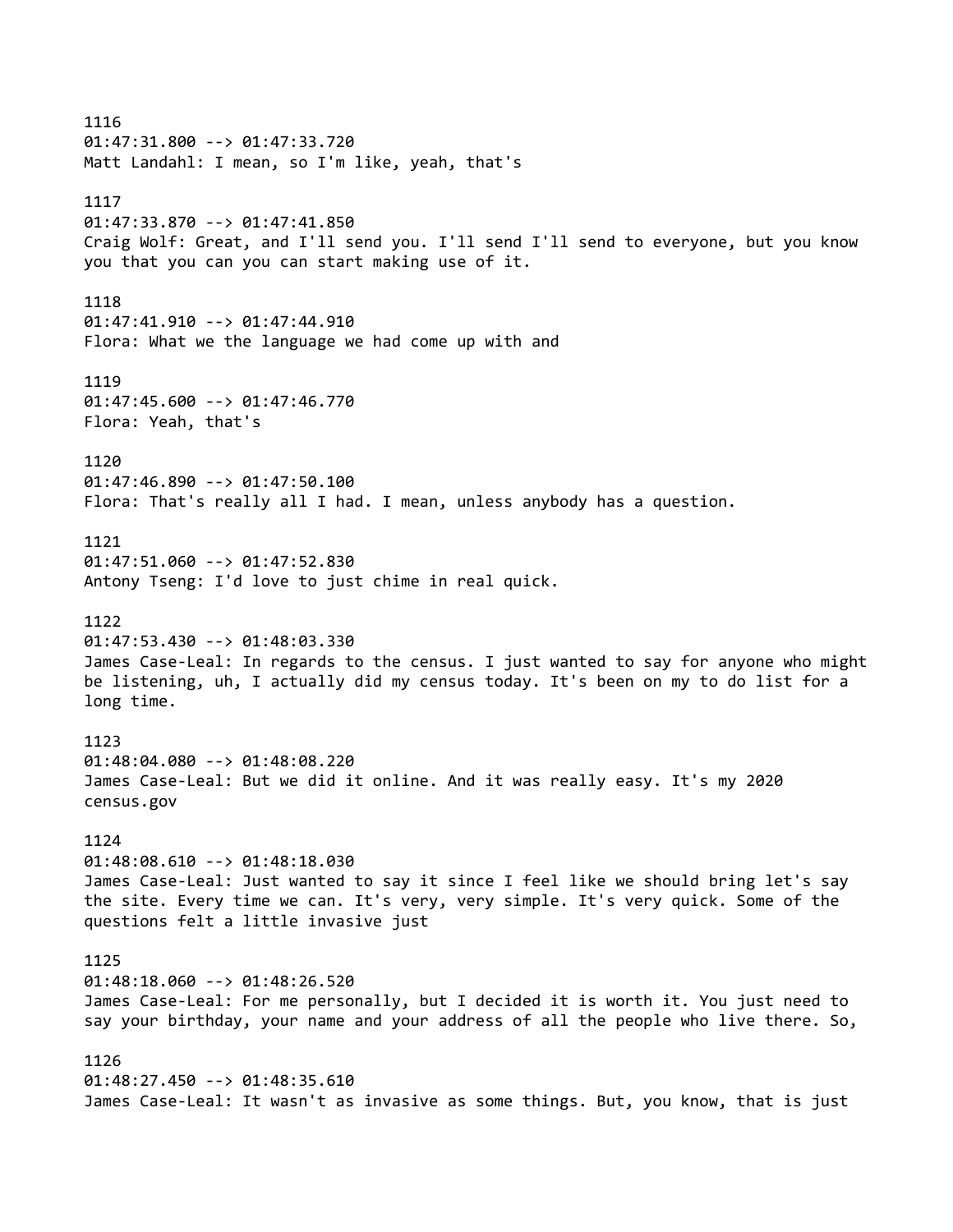1116
01:47:31.800 --> 01:47:33.720
Matt Landahl: I mean, so I'm like, yeah, that's

1117
01:47:33.870 --> 01:47:41.850
Craig Wolf: Great, and I'll send you. I'll send I'll send to everyone, but you know you that you can you can start making use of it.

1118
01:47:41.910 --> 01:47:44.910
Flora: What we the language we had come up with and

1119
01:47:45.600 --> 01:47:46.770
Flora: Yeah, that's

1120
01:47:46.890 --> 01:47:50.100
Flora: That's really all I had. I mean, unless anybody has a question.

1121
01:47:51.060 --> 01:47:52.830
Antony Tseng: I'd love to just chime in real quick.

1122
01:47:53.430 --> 01:48:03.330
James Case-Leal: In regards to the census. I just wanted to say for anyone who might be listening, uh, I actually did my census today. It's been on my to do list for a long time.

1123
01:48:04.080 --> 01:48:08.220
James Case-Leal: But we did it online. And it was really easy. It's my 2020 census.gov

1124
01:48:08.610 --> 01:48:18.030
James Case-Leal: Just wanted to say it since I feel like we should bring let's say the site. Every time we can. It's very, very simple. It's very quick. Some of the questions felt a little invasive just

1125
01:48:18.060 --> 01:48:26.520
James Case-Leal: For me personally, but I decided it is worth it. You just need to say your birthday, your name and your address of all the people who live there. So,

1126
01:48:27.450 --> 01:48:35.610
James Case-Leal: It wasn't as invasive as some things. But, you know, that is just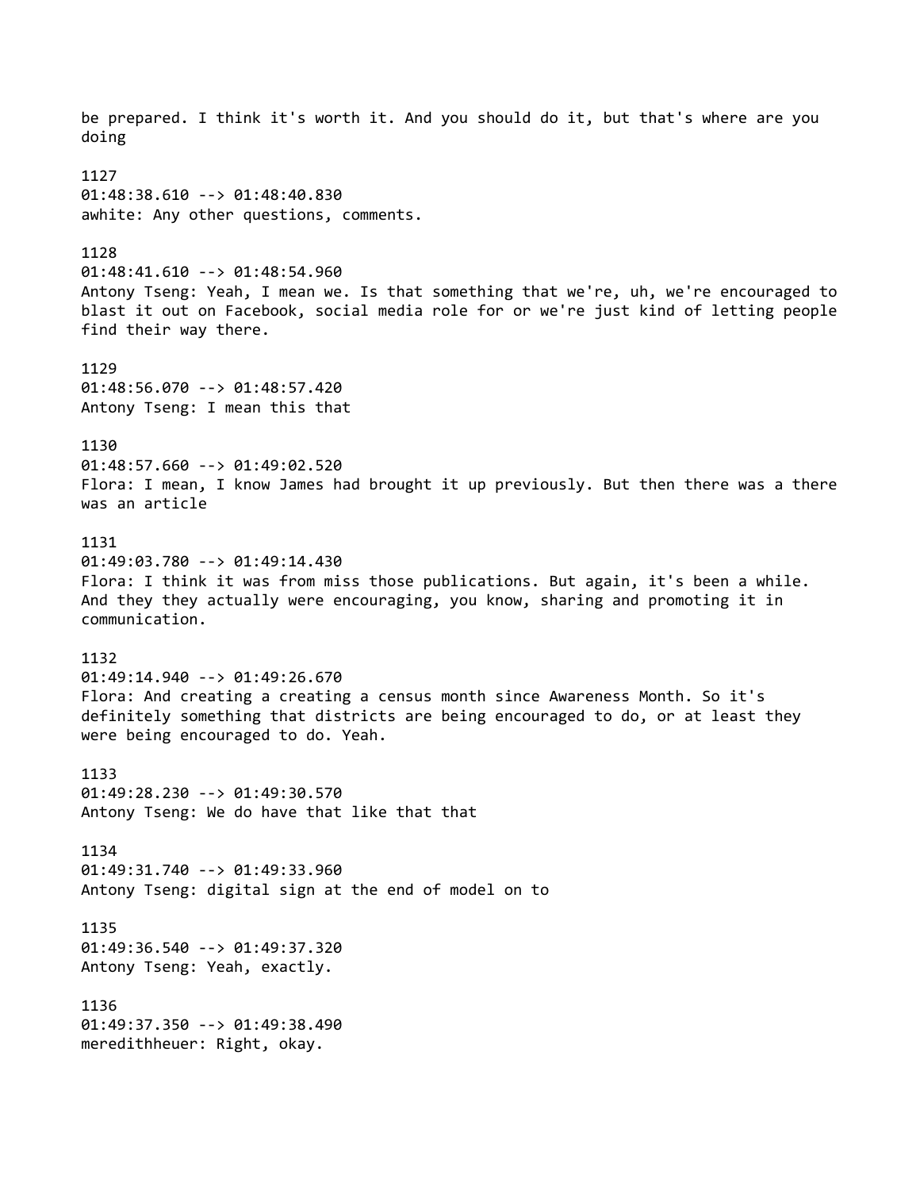be prepared. I think it's worth it. And you should do it, but that's where are you doing

1127
01:48:38.610 --> 01:48:40.830
awhite: Any other questions, comments.

1128
01:48:41.610 --> 01:48:54.960
Antony Tseng: Yeah, I mean we. Is that something that we're, uh, we're encouraged to blast it out on Facebook, social media role for or we're just kind of letting people find their way there.

1129
01:48:56.070 --> 01:48:57.420
Antony Tseng: I mean this that

1130
01:48:57.660 --> 01:49:02.520
Flora: I mean, I know James had brought it up previously. But then there was a there was an article

1131
01:49:03.780 --> 01:49:14.430
Flora: I think it was from miss those publications. But again, it's been a while. And they they actually were encouraging, you know, sharing and promoting it in communication.

1132
01:49:14.940 --> 01:49:26.670
Flora: And creating a creating a census month since Awareness Month. So it's definitely something that districts are being encouraged to do, or at least they were being encouraged to do. Yeah.

1133
01:49:28.230 --> 01:49:30.570
Antony Tseng: We do have that like that that

1134
01:49:31.740 --> 01:49:33.960
Antony Tseng: digital sign at the end of model on to

1135
01:49:36.540 --> 01:49:37.320
Antony Tseng: Yeah, exactly.

1136
01:49:37.350 --> 01:49:38.490
meredithheuer: Right, okay.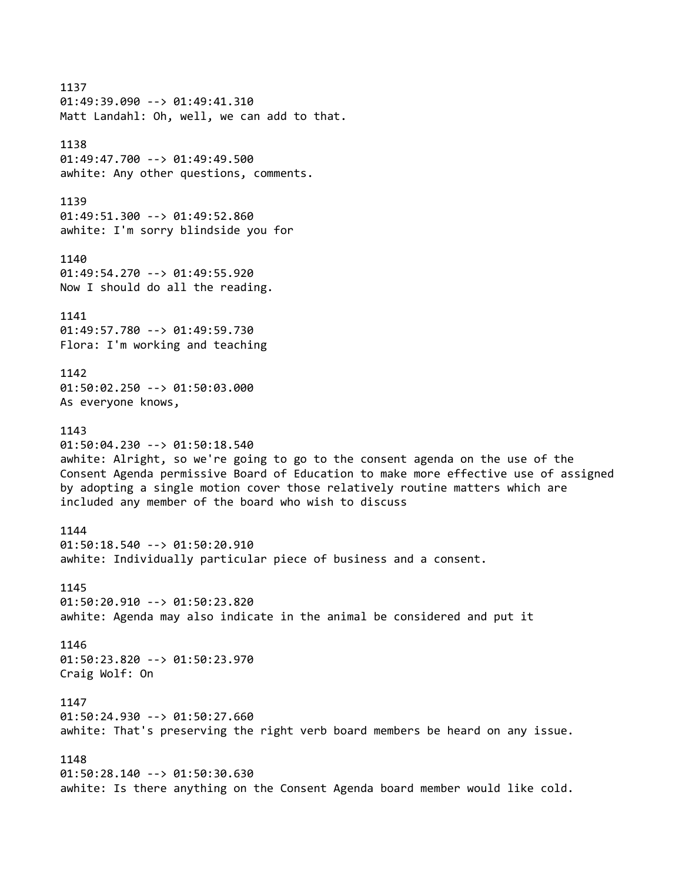1137
01:49:39.090 --> 01:49:41.310
Matt Landahl: Oh, well, we can add to that.

1138
01:49:47.700 --> 01:49:49.500
awhite: Any other questions, comments.

1139
01:49:51.300 --> 01:49:52.860
awhite: I'm sorry blindside you for

1140
01:49:54.270 --> 01:49:55.920
Now I should do all the reading.

1141
01:49:57.780 --> 01:49:59.730
Flora: I'm working and teaching

1142
01:50:02.250 --> 01:50:03.000
As everyone knows,

1143
01:50:04.230 --> 01:50:18.540
awhite: Alright, so we're going to go to the consent agenda on the use of the Consent Agenda permissive Board of Education to make more effective use of assigned by adopting a single motion cover those relatively routine matters which are included any member of the board who wish to discuss

1144
01:50:18.540 --> 01:50:20.910
awhite: Individually particular piece of business and a consent.

1145
01:50:20.910 --> 01:50:23.820
awhite: Agenda may also indicate in the animal be considered and put it

1146
01:50:23.820 --> 01:50:23.970
Craig Wolf: On

1147
01:50:24.930 --> 01:50:27.660
awhite: That's preserving the right verb board members be heard on any issue.

1148
01:50:28.140 --> 01:50:30.630
awhite: Is there anything on the Consent Agenda board member would like cold.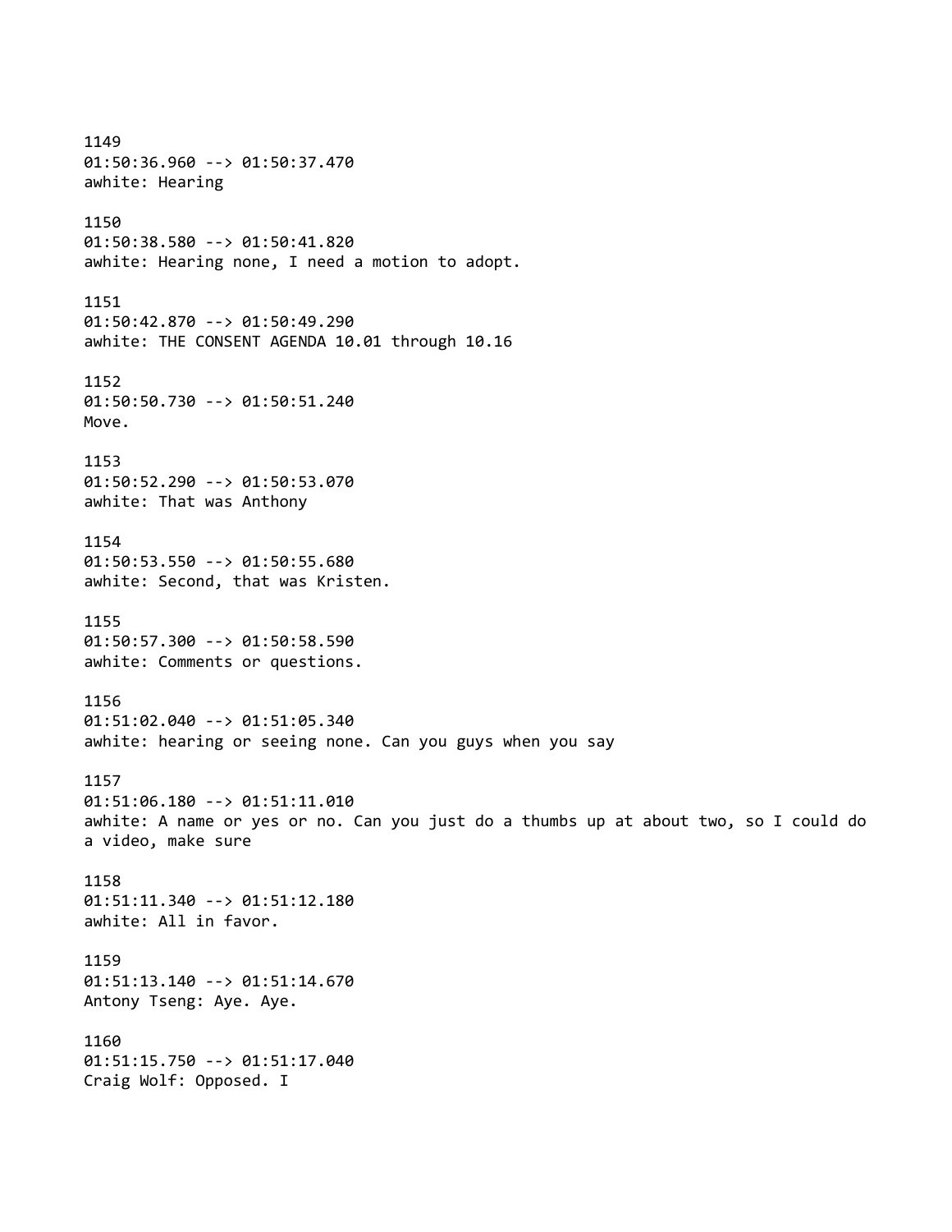1149
01:50:36.960 --> 01:50:37.470
awhite: Hearing

1150
01:50:38.580 --> 01:50:41.820
awhite: Hearing none, I need a motion to adopt.

1151
01:50:42.870 --> 01:50:49.290
awhite: THE CONSENT AGENDA 10.01 through 10.16

1152
01:50:50.730 --> 01:50:51.240
Move.

1153
01:50:52.290 --> 01:50:53.070
awhite: That was Anthony

1154
01:50:53.550 --> 01:50:55.680
awhite: Second, that was Kristen.

1155
01:50:57.300 --> 01:50:58.590
awhite: Comments or questions.

1156
01:51:02.040 --> 01:51:05.340
awhite: hearing or seeing none. Can you guys when you say

1157
01:51:06.180 --> 01:51:11.010
awhite: A name or yes or no. Can you just do a thumbs up at about two, so I could do a video, make sure

1158
01:51:11.340 --> 01:51:12.180
awhite: All in favor.

1159
01:51:13.140 --> 01:51:14.670
Antony Tseng: Aye. Aye.

1160
01:51:15.750 --> 01:51:17.040
Craig Wolf: Opposed. I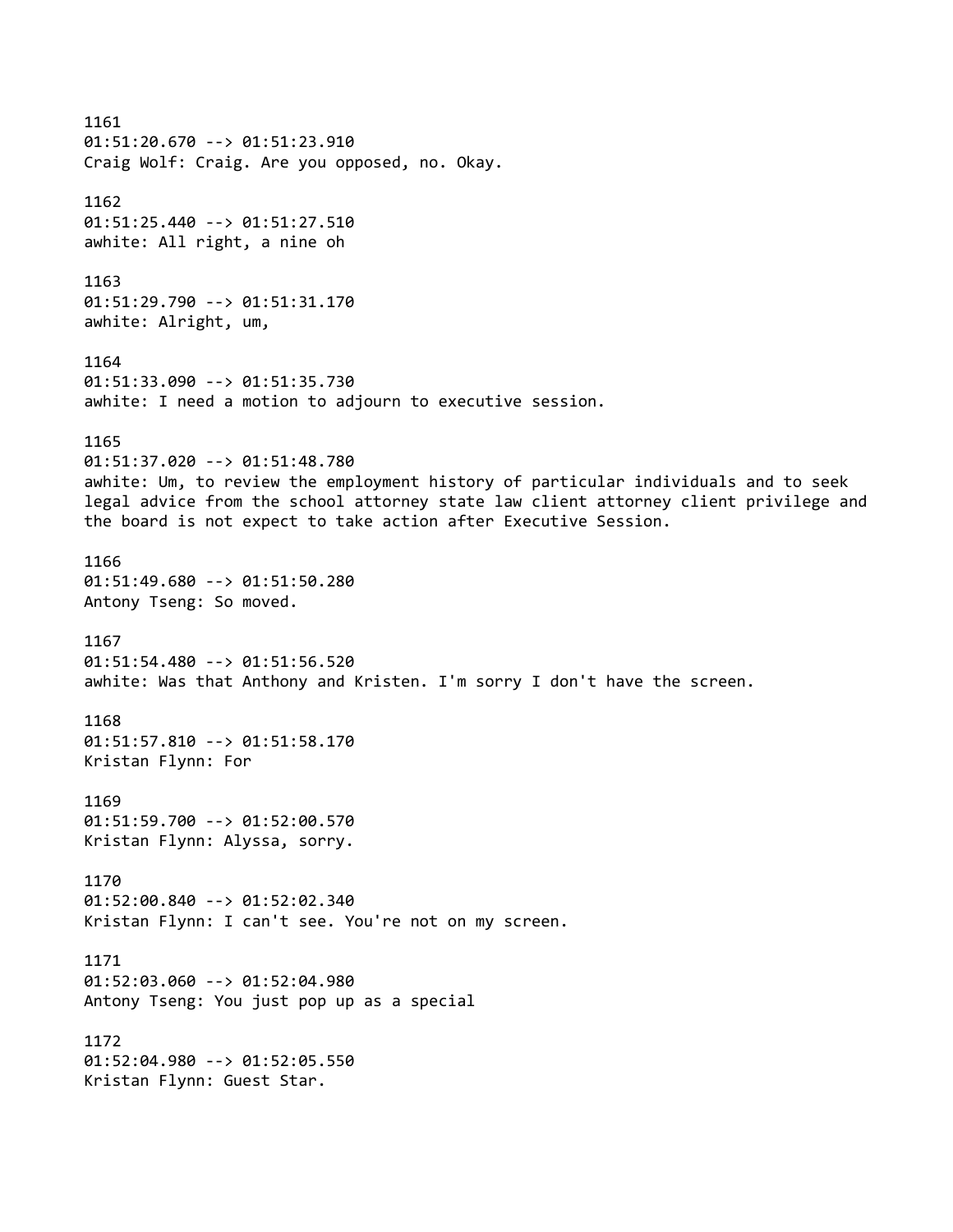1161
01:51:20.670 --> 01:51:23.910
Craig Wolf: Craig. Are you opposed, no. Okay.

1162
01:51:25.440 --> 01:51:27.510
awhite: All right, a nine oh

1163
01:51:29.790 --> 01:51:31.170
awhite: Alright, um,

1164
01:51:33.090 --> 01:51:35.730
awhite: I need a motion to adjourn to executive session.

1165
01:51:37.020 --> 01:51:48.780
awhite: Um, to review the employment history of particular individuals and to seek legal advice from the school attorney state law client attorney client privilege and the board is not expect to take action after Executive Session.

1166
01:51:49.680 --> 01:51:50.280
Antony Tseng: So moved.

1167
01:51:54.480 --> 01:51:56.520
awhite: Was that Anthony and Kristen. I'm sorry I don't have the screen.

1168
01:51:57.810 --> 01:51:58.170
Kristan Flynn: For

1169
01:51:59.700 --> 01:52:00.570
Kristan Flynn: Alyssa, sorry.

1170
01:52:00.840 --> 01:52:02.340
Kristan Flynn: I can't see. You're not on my screen.

1171
01:52:03.060 --> 01:52:04.980
Antony Tseng: You just pop up as a special

1172
01:52:04.980 --> 01:52:05.550
Kristan Flynn: Guest Star.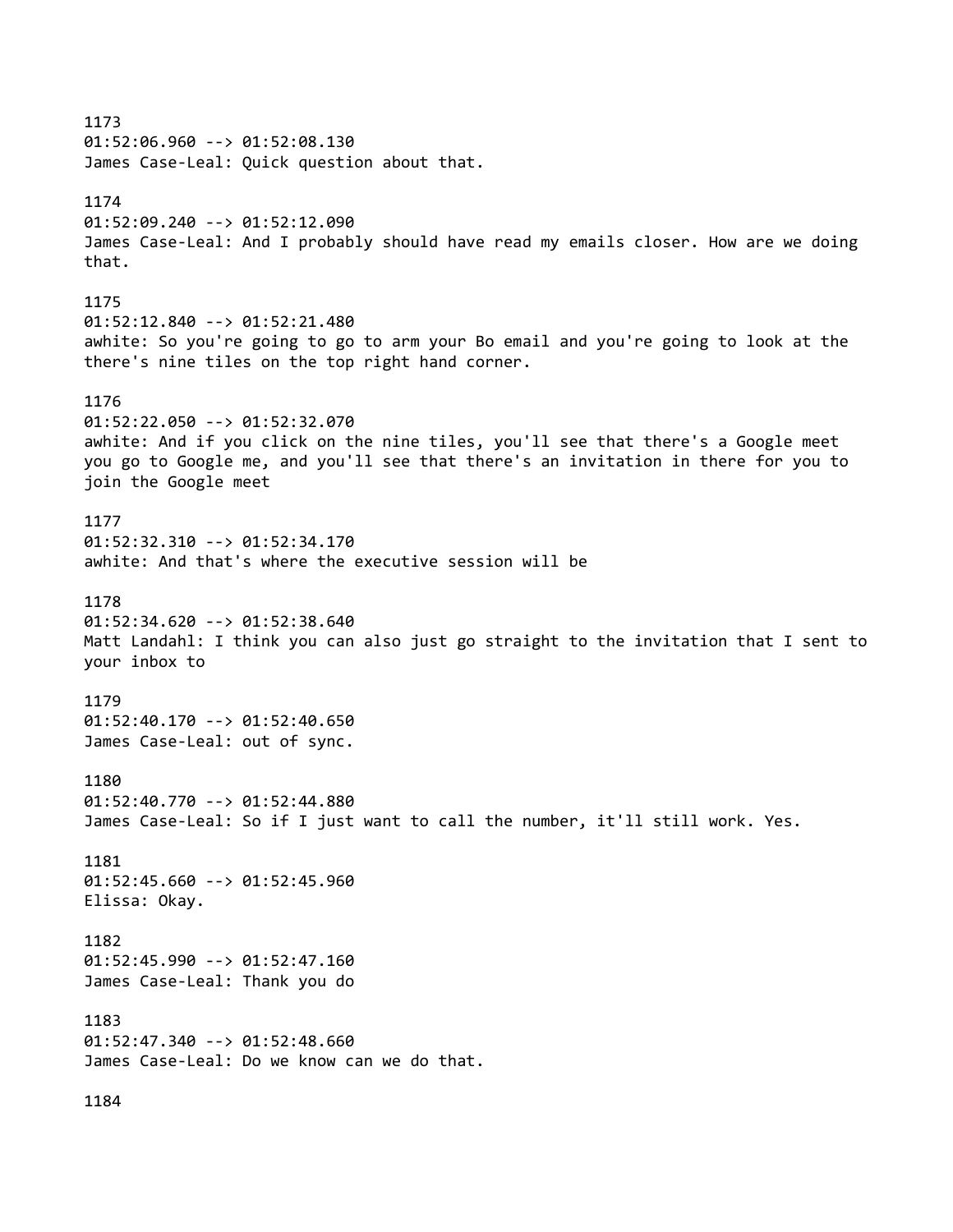1173
01:52:06.960 --> 01:52:08.130
James Case-Leal: Quick question about that.

1174
01:52:09.240 --> 01:52:12.090
James Case-Leal: And I probably should have read my emails closer. How are we doing that.

1175
01:52:12.840 --> 01:52:21.480
awhite: So you're going to go to arm your Bo email and you're going to look at the there's nine tiles on the top right hand corner.

1176
01:52:22.050 --> 01:52:32.070
awhite: And if you click on the nine tiles, you'll see that there's a Google meet you go to Google me, and you'll see that there's an invitation in there for you to join the Google meet

1177
01:52:32.310 --> 01:52:34.170
awhite: And that's where the executive session will be

1178
01:52:34.620 --> 01:52:38.640
Matt Landahl: I think you can also just go straight to the invitation that I sent to your inbox to

1179
01:52:40.170 --> 01:52:40.650
James Case-Leal: out of sync.

1180
01:52:40.770 --> 01:52:44.880
James Case-Leal: So if I just want to call the number, it'll still work. Yes.

1181
01:52:45.660 --> 01:52:45.960
Elissa: Okay.

1182
01:52:45.990 --> 01:52:47.160
James Case-Leal: Thank you do

1183
01:52:47.340 --> 01:52:48.660
James Case-Leal: Do we know can we do that.

1184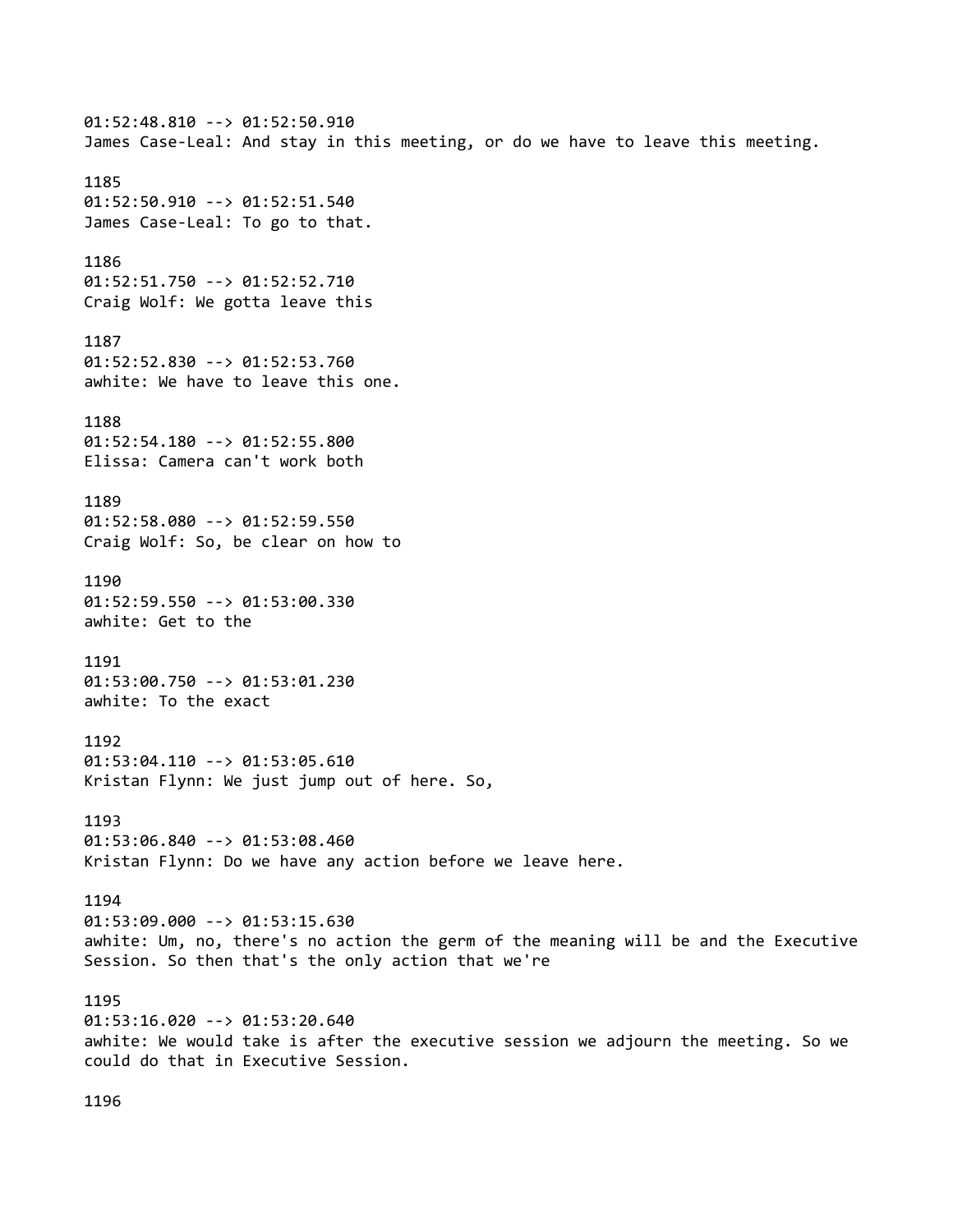01:52:48.810 --> 01:52:50.910
James Case-Leal: And stay in this meeting, or do we have to leave this meeting.

1185
01:52:50.910 --> 01:52:51.540
James Case-Leal: To go to that.

1186
01:52:51.750 --> 01:52:52.710
Craig Wolf: We gotta leave this

1187
01:52:52.830 --> 01:52:53.760
awhite: We have to leave this one.

1188
01:52:54.180 --> 01:52:55.800
Elissa: Camera can't work both

1189
01:52:58.080 --> 01:52:59.550
Craig Wolf: So, be clear on how to

1190
01:52:59.550 --> 01:53:00.330
awhite: Get to the

1191
01:53:00.750 --> 01:53:01.230
awhite: To the exact

1192
01:53:04.110 --> 01:53:05.610
Kristan Flynn: We just jump out of here. So,

1193
01:53:06.840 --> 01:53:08.460
Kristan Flynn: Do we have any action before we leave here.

1194
01:53:09.000 --> 01:53:15.630
awhite: Um, no, there's no action the germ of the meaning will be and the Executive Session. So then that's the only action that we're

1195
01:53:16.020 --> 01:53:20.640
awhite: We would take is after the executive session we adjourn the meeting. So we could do that in Executive Session.

1196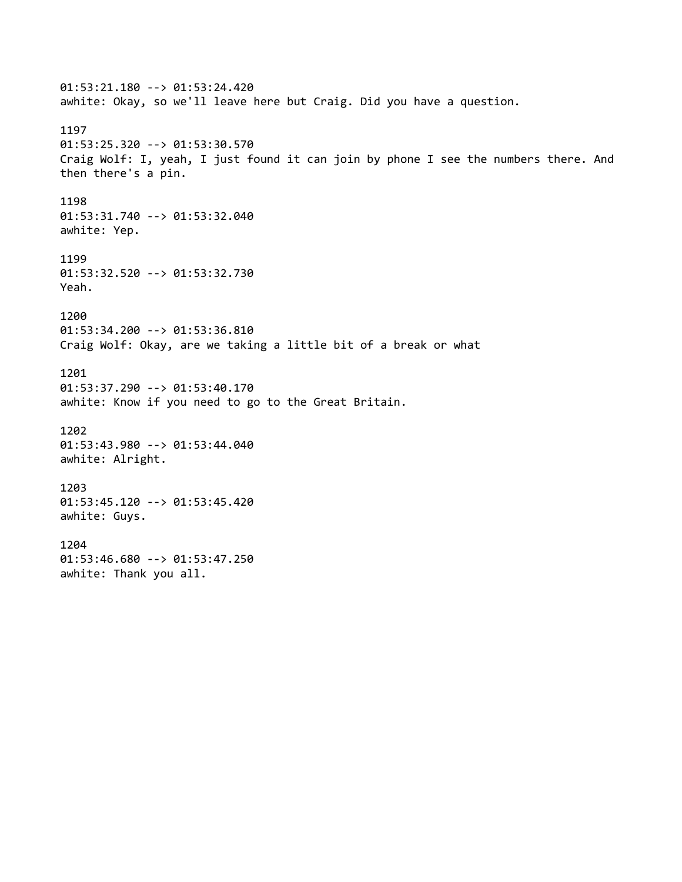01:53:21.180 --> 01:53:24.420
awhite: Okay, so we'll leave here but Craig. Did you have a question.

1197
01:53:25.320 --> 01:53:30.570
Craig Wolf: I, yeah, I just found it can join by phone I see the numbers there. And then there's a pin.

1198
01:53:31.740 --> 01:53:32.040
awhite: Yep.

1199
01:53:32.520 --> 01:53:32.730
Yeah.

1200
01:53:34.200 --> 01:53:36.810
Craig Wolf: Okay, are we taking a little bit of a break or what

1201
01:53:37.290 --> 01:53:40.170
awhite: Know if you need to go to the Great Britain.

1202
01:53:43.980 --> 01:53:44.040
awhite: Alright.

1203
01:53:45.120 --> 01:53:45.420
awhite: Guys.

1204
01:53:46.680 --> 01:53:47.250
awhite: Thank you all.